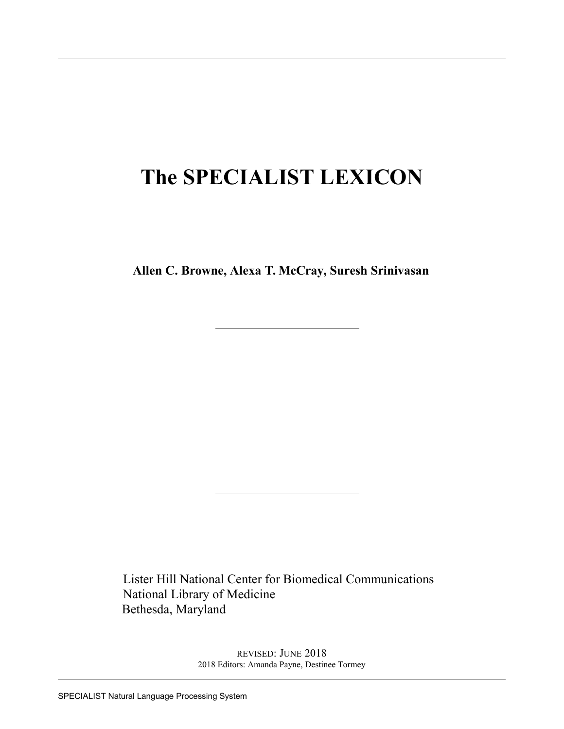# The SPECIALIST LEXICON

**Allen C. Browne, Alexa T. McCray, Suresh Srinivasan**

Lister Hill National Center for Biomedical Communications
National Library of Medicine
Bethesda, Maryland

REVISED: JUNE 2018
2018 Editors: Amanda Payne, Destinee Tormey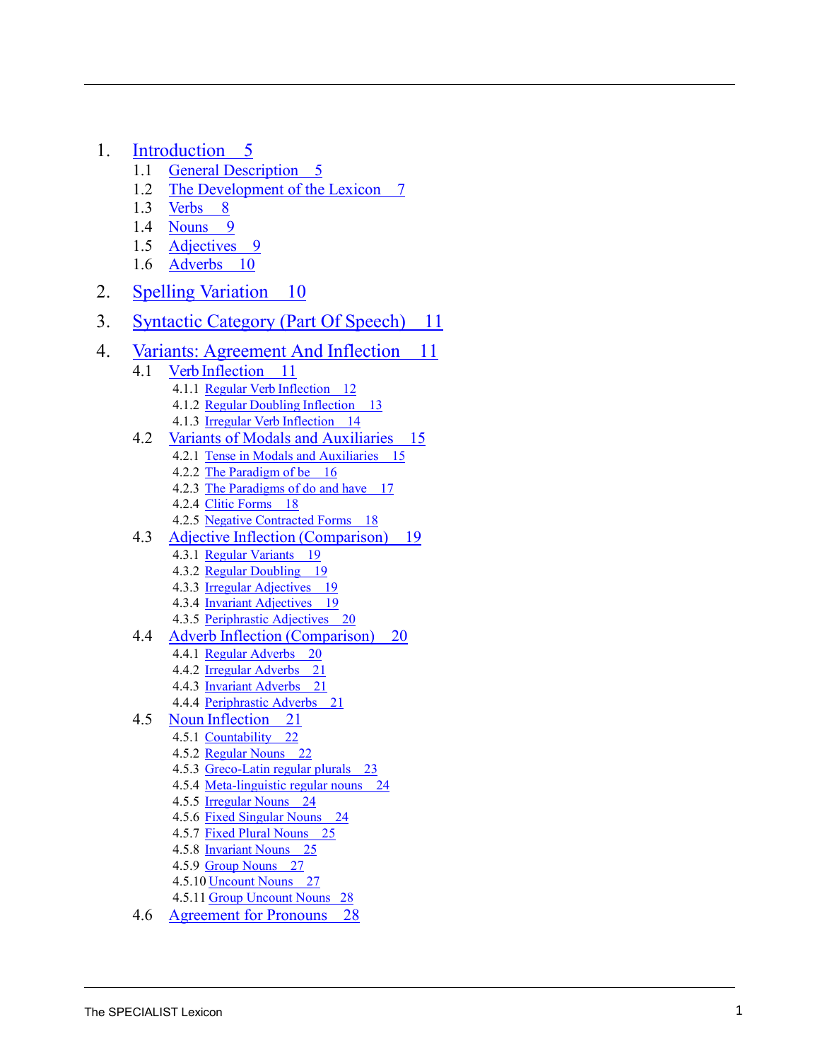1. Introduction 5
   - 1.1 General Description 5
   - 1.2 The Development of the Lexicon 7
   - 1.3 Verbs 8
   - 1.4 Nouns 9
   - 1.5 Adjectives 9
   - 1.6 Adverbs 10
2. Spelling Variation 10
3. Syntactic Category (Part Of Speech) 11
4. Variants: Agreement And Inflection 11
   - 4.1 Verb Inflection 11
     - 4.1.1 Regular Verb Inflection 12
     - 4.1.2 Regular Doubling Inflection 13
     - 4.1.3 Irregular Verb Inflection 14
   - 4.2 Variants of Modals and Auxiliaries 15
     - 4.2.1 Tense in Modals and Auxiliaries 15
     - 4.2.2 The Paradigm of be 16
     - 4.2.3 The Paradigms of do and have 17
     - 4.2.4 Clitic Forms 18
     - 4.2.5 Negative Contracted Forms 18
   - 4.3 Adjective Inflection (Comparison) 19
     - 4.3.1 Regular Variants 19
     - 4.3.2 Regular Doubling 19
     - 4.3.3 Irregular Adjectives 19
     - 4.3.4 Invariant Adjectives 19
     - 4.3.5 Periphrastic Adjectives 20
   - 4.4 Adverb Inflection (Comparison) 20
     - 4.4.1 Regular Adverbs 20
     - 4.4.2 Irregular Adverbs 21
     - 4.4.3 Invariant Adverbs 21
     - 4.4.4 Periphrastic Adverbs 21
   - 4.5 Noun Inflection 21
     - 4.5.1 Countability 22
     - 4.5.2 Regular Nouns 22
     - 4.5.3 Greco-Latin regular plurals 23
     - 4.5.4 Meta-linguistic regular nouns 24
     - 4.5.5 Irregular Nouns 24
     - 4.5.6 Fixed Singular Nouns 24
     - 4.5.7 Fixed Plural Nouns 25
     - 4.5.8 Invariant Nouns 25
     - 4.5.9 Group Nouns 27
     - 4.5.10 Uncount Nouns 27
     - 4.5.11 Group Uncount Nouns 28
   - 4.6 Agreement for Pronouns 28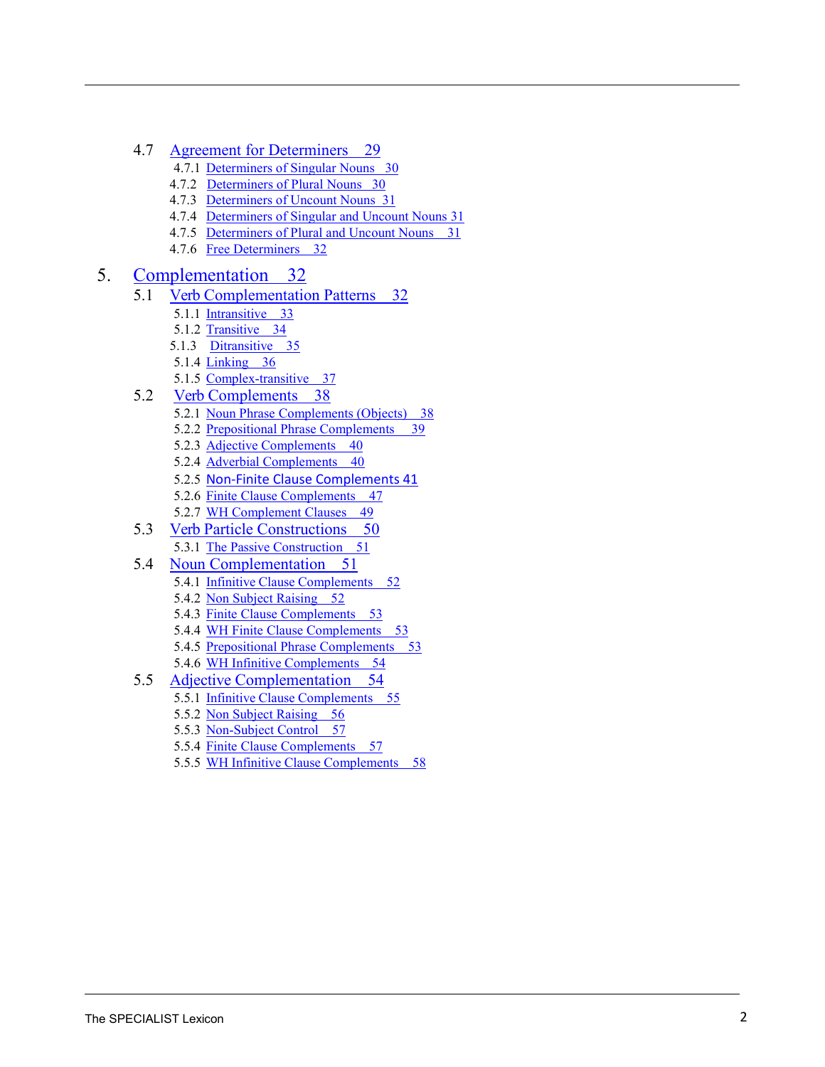- 4.7 Agreement for Determiners 29
  - 4.7.1 Determiners of Singular Nouns 30
  - 4.7.2 Determiners of Plural Nouns 30
  - 4.7.3 Determiners of Uncount Nouns 31
  - 4.7.4 Determiners of Singular and Uncount Nouns 31
  - 4.7.5 Determiners of Plural and Uncount Nouns 31
  - 4.7.6 Free Determiners 32

5. Complementation 32
- 5.1 Verb Complementation Patterns 32
  - 5.1.1 Intransitive 33
  - 5.1.2 Transitive 34
  - 5.1.3 Ditransitive 35
  - 5.1.4 Linking 36
  - 5.1.5 Complex-transitive 37
- 5.2 Verb Complements 38
  - 5.2.1 Noun Phrase Complements (Objects) 38
  - 5.2.2 Prepositional Phrase Complements 39
  - 5.2.3 Adjective Complements 40
  - 5.2.4 Adverbial Complements 40
  - 5.2.5 Non-Finite Clause Complements 41
  - 5.2.6 Finite Clause Complements 47
  - 5.2.7 WH Complement Clauses 49
- 5.3 Verb Particle Constructions 50
  - 5.3.1 The Passive Construction 51
- 5.4 Noun Complementation 51
  - 5.4.1 Infinitive Clause Complements 52
  - 5.4.2 Non Subject Raising 52
  - 5.4.3 Finite Clause Complements 53
  - 5.4.4 WH Finite Clause Complements 53
  - 5.4.5 Prepositional Phrase Complements 53
  - 5.4.6 WH Infinitive Complements 54
- 5.5 Adjective Complementation 54
  - 5.5.1 Infinitive Clause Complements 55
  - 5.5.2 Non Subject Raising 56
  - 5.5.3 Non-Subject Control 57
  - 5.5.4 Finite Clause Complements 57
  - 5.5.5 WH Infinitive Clause Complements 58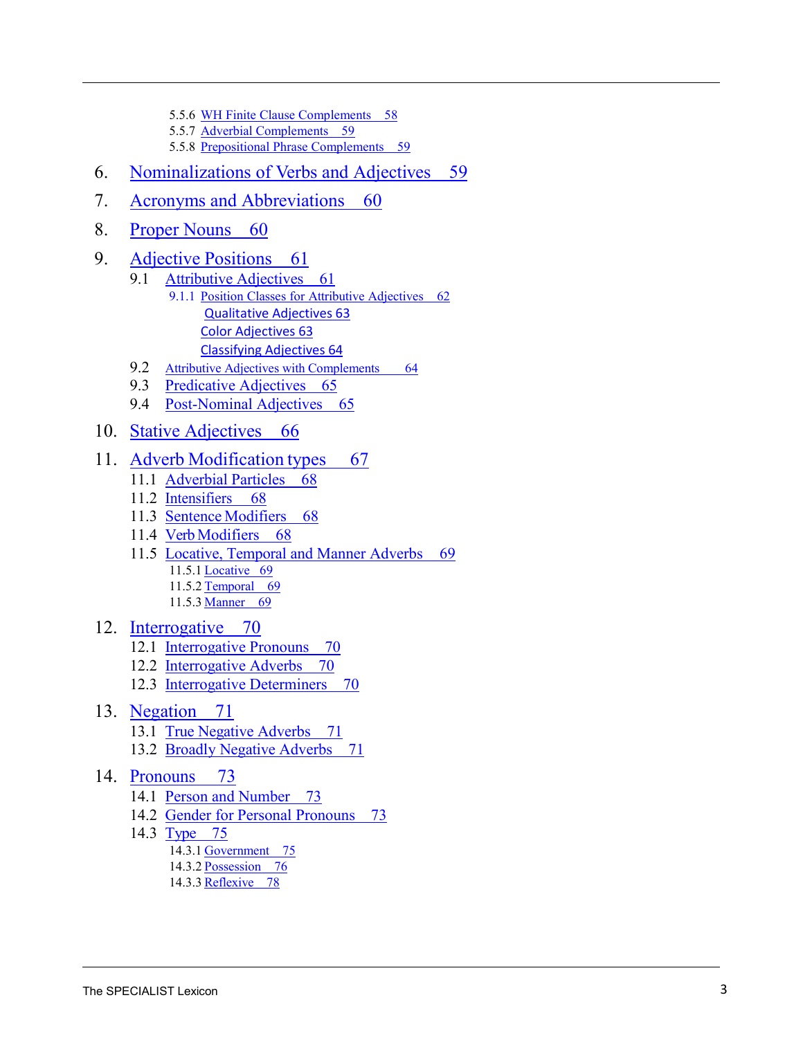5.5.6 WH Finite Clause Complements 58
5.5.7 Adverbial Complements 59
5.5.8 Prepositional Phrase Complements 59

6. Nominalizations of Verbs and Adjectives 59

7. Acronyms and Abbreviations 60

8. Proper Nouns 60

9. Adjective Positions 61
   - 9.1 Attributive Adjectives 61
     - 9.1.1 Position Classes for Attributive Adjectives 62
       - Qualitative Adjectives 63
       - Color Adjectives 63
       - Classifying Adjectives 64
   - 9.2 Attributive Adjectives with Complements 64
   - 9.3 Predicative Adjectives 65
   - 9.4 Post-Nominal Adjectives 65

10. Stative Adjectives 66

11. Adverb Modification types 67
    - 11.1 Adverbial Particles 68
    - 11.2 Intensifiers 68
    - 11.3 Sentence Modifiers 68
    - 11.4 Verb Modifiers 68
    - 11.5 Locative, Temporal and Manner Adverbs 69
      - 11.5.1 Locative 69
      - 11.5.2 Temporal 69
      - 11.5.3 Manner 69

12. Interrogative 70
    - 12.1 Interrogative Pronouns 70
    - 12.2 Interrogative Adverbs 70
    - 12.3 Interrogative Determiners 70

13. Negation 71
    - 13.1 True Negative Adverbs 71
    - 13.2 Broadly Negative Adverbs 71

14. Pronouns 73
    - 14.1 Person and Number 73
    - 14.2 Gender for Personal Pronouns 73
    - 14.3 Type 75
      - 14.3.1 Government 75
      - 14.3.2 Possession 76
      - 14.3.3 Reflexive 78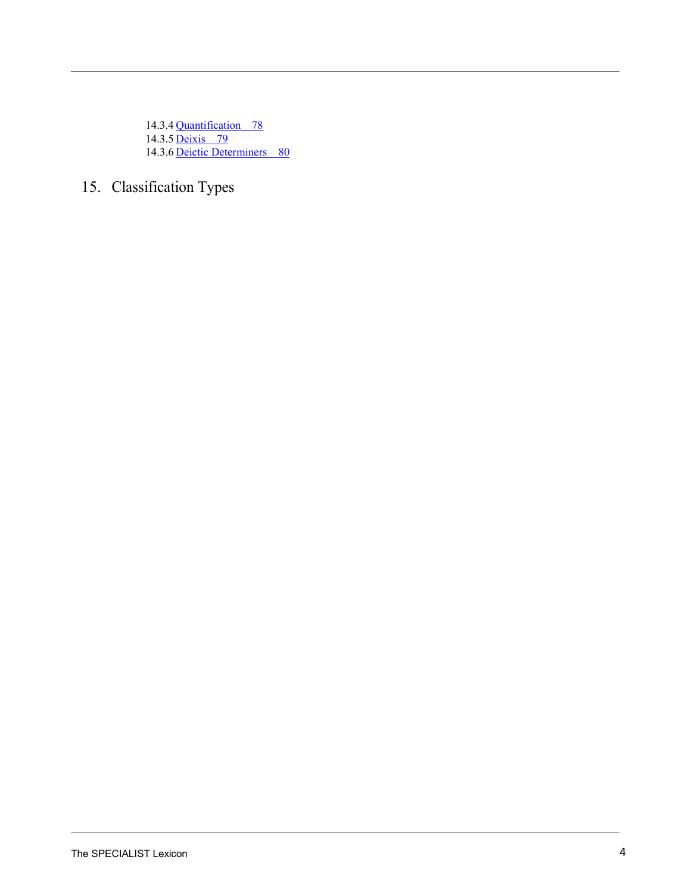14.3.4 Quantification 78
14.3.5 Deixis 79
14.3.6 Deictic Determiners 80

# 15. Classification Types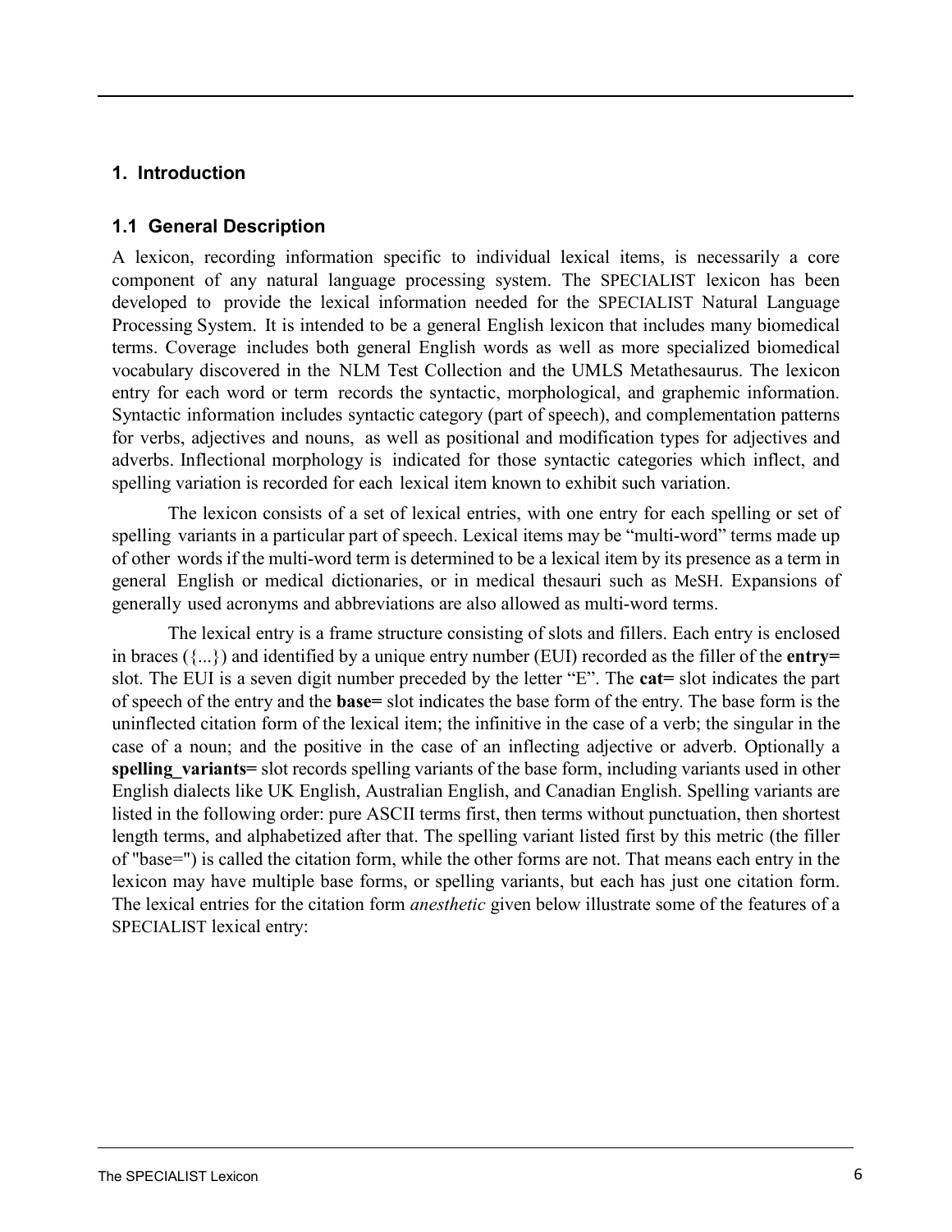# 1. Introduction

## 1.1 General Description

A lexicon, recording information specific to individual lexical items, is necessarily a core component of any natural language processing system. The SPECIALIST lexicon has been developed to provide the lexical information needed for the SPECIALIST Natural Language Processing System. It is intended to be a general English lexicon that includes many biomedical terms. Coverage includes both general English words as well as more specialized biomedical vocabulary discovered in the NLM Test Collection and the UMLS Metathesaurus. The lexicon entry for each word or term records the syntactic, morphological, and graphemic information. Syntactic information includes syntactic category (part of speech), and complementation patterns for verbs, adjectives and nouns, as well as positional and modification types for adjectives and adverbs. Inflectional morphology is indicated for those syntactic categories which inflect, and spelling variation is recorded for each lexical item known to exhibit such variation.

The lexicon consists of a set of lexical entries, with one entry for each spelling or set of spelling variants in a particular part of speech. Lexical items may be "multi-word" terms made up of other words if the multi-word term is determined to be a lexical item by its presence as a term in general English or medical dictionaries, or in medical thesauri such as MeSH. Expansions of generally used acronyms and abbreviations are also allowed as multi-word terms.

The lexical entry is a frame structure consisting of slots and fillers. Each entry is enclosed in braces ({...}) and identified by a unique entry number (EUI) recorded as the filler of the **entry=** slot. The EUI is a seven digit number preceded by the letter "E". The **cat=** slot indicates the part of speech of the entry and the **base=** slot indicates the base form of the entry. The base form is the uninflected citation form of the lexical item; the infinitive in the case of a verb; the singular in the case of a noun; and the positive in the case of an inflecting adjective or adverb. Optionally a **spelling_variants=** slot records spelling variants of the base form, including variants used in other English dialects like UK English, Australian English, and Canadian English. Spelling variants are listed in the following order: pure ASCII terms first, then terms without punctuation, then shortest length terms, and alphabetized after that. The spelling variant listed first by this metric (the filler of "base=") is called the citation form, while the other forms are not. That means each entry in the lexicon may have multiple base forms, or spelling variants, but each has just one citation form. The lexical entries for the citation form *anesthetic* given below illustrate some of the features of a SPECIALIST lexical entry: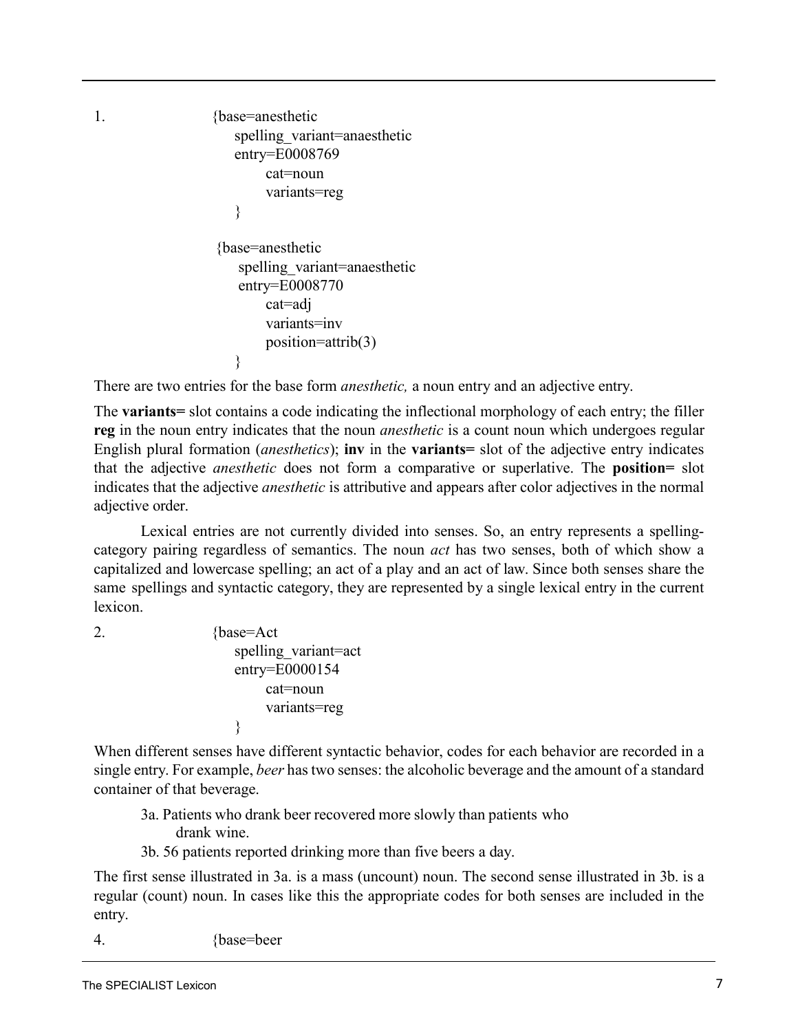1.

```
{base=anesthetic
    spelling_variant=anaesthetic
    entry=E0008769
        cat=noun
        variants=reg
    }

{base=anesthetic
    spelling_variant=anaesthetic
    entry=E0008770
        cat=adj
        variants=inv
        position=attrib(3)
    }
```

There are two entries for the base form *anesthetic,* a noun entry and an adjective entry.

The **variants=** slot contains a code indicating the inflectional morphology of each entry; the filler **reg** in the noun entry indicates that the noun *anesthetic* is a count noun which undergoes regular English plural formation (*anesthetics*); **inv** in the **variants=** slot of the adjective entry indicates that the adjective *anesthetic* does not form a comparative or superlative. The **position=** slot indicates that the adjective *anesthetic* is attributive and appears after color adjectives in the normal adjective order.

Lexical entries are not currently divided into senses. So, an entry represents a spelling-category pairing regardless of semantics. The noun *act* has two senses, both of which show a capitalized and lowercase spelling; an act of a play and an act of law. Since both senses share the same spellings and syntactic category, they are represented by a single lexical entry in the current lexicon.

2.

```
{base=Act
    spelling_variant=act
    entry=E0000154
        cat=noun
        variants=reg
    }
```

When different senses have different syntactic behavior, codes for each behavior are recorded in a single entry. For example, *beer* has two senses: the alcoholic beverage and the amount of a standard container of that beverage.

3a. Patients who drank beer recovered more slowly than patients who drank wine.

3b. 56 patients reported drinking more than five beers a day.

The first sense illustrated in 3a. is a mass (uncount) noun. The second sense illustrated in 3b. is a regular (count) noun. In cases like this the appropriate codes for both senses are included in the entry.

4.

```
{base=beer
```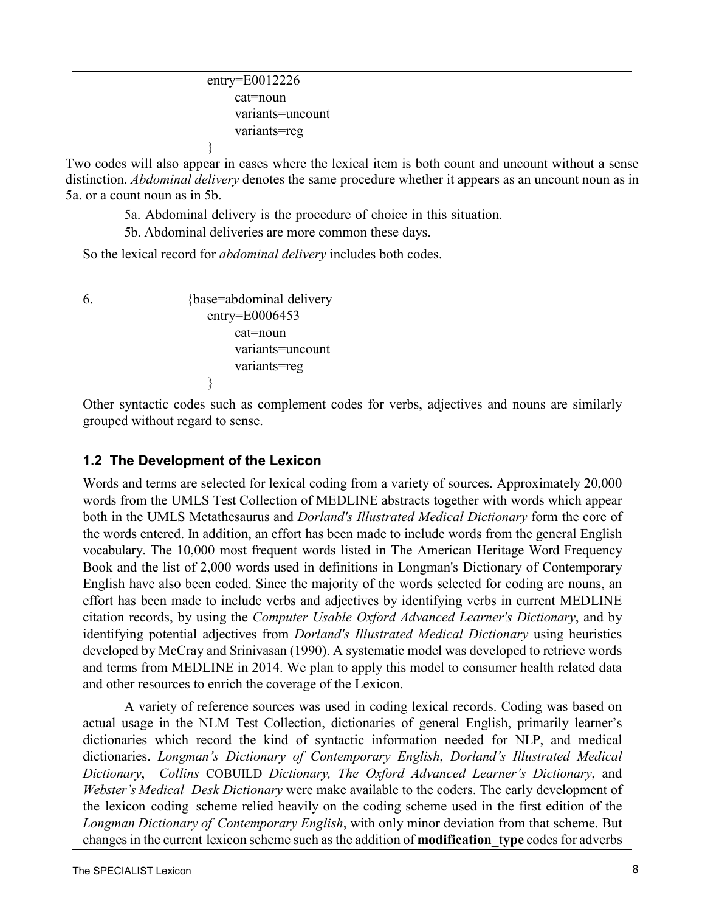```
entry=E0012226
      cat=noun
      variants=uncount
      variants=reg
}
```

Two codes will also appear in cases where the lexical item is both count and uncount without a sense distinction. *Abdominal delivery* denotes the same procedure whether it appears as an uncount noun as in 5a. or a count noun as in 5b.

5a. Abdominal delivery is the procedure of choice in this situation.

5b. Abdominal deliveries are more common these days.

So the lexical record for *abdominal delivery* includes both codes.

```
6.        {base=abdominal delivery
            entry=E0006453
                  cat=noun
                  variants=uncount
                  variants=reg
          }
```

Other syntactic codes such as complement codes for verbs, adjectives and nouns are similarly grouped without regard to sense.

## 1.2 The Development of the Lexicon

Words and terms are selected for lexical coding from a variety of sources. Approximately 20,000 words from the UMLS Test Collection of MEDLINE abstracts together with words which appear both in the UMLS Metathesaurus and *Dorland's Illustrated Medical Dictionary* form the core of the words entered. In addition, an effort has been made to include words from the general English vocabulary. The 10,000 most frequent words listed in The American Heritage Word Frequency Book and the list of 2,000 words used in definitions in Longman's Dictionary of Contemporary English have also been coded. Since the majority of the words selected for coding are nouns, an effort has been made to include verbs and adjectives by identifying verbs in current MEDLINE citation records, by using the *Computer Usable Oxford Advanced Learner's Dictionary*, and by identifying potential adjectives from *Dorland's Illustrated Medical Dictionary* using heuristics developed by McCray and Srinivasan (1990). A systematic model was developed to retrieve words and terms from MEDLINE in 2014. We plan to apply this model to consumer health related data and other resources to enrich the coverage of the Lexicon.

A variety of reference sources was used in coding lexical records. Coding was based on actual usage in the NLM Test Collection, dictionaries of general English, primarily learner's dictionaries which record the kind of syntactic information needed for NLP, and medical dictionaries. *Longman's Dictionary of Contemporary English*, *Dorland's Illustrated Medical Dictionary*, *Collins* COBUILD *Dictionary, The Oxford Advanced Learner's Dictionary*, and *Webster's Medical Desk Dictionary* were make available to the coders. The early development of the lexicon coding scheme relied heavily on the coding scheme used in the first edition of the *Longman Dictionary of Contemporary English*, with only minor deviation from that scheme. But changes in the current lexicon scheme such as the addition of **modification_type** codes for adverbs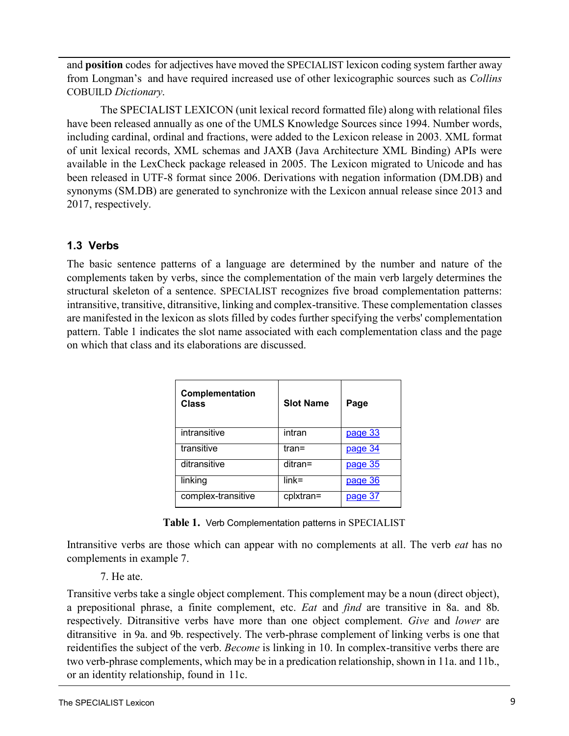and **position** codes for adjectives have moved the SPECIALIST lexicon coding system farther away from Longman's and have required increased use of other lexicographic sources such as *Collins* COBUILD *Dictionary*.

The SPECIALIST LEXICON (unit lexical record formatted file) along with relational files have been released annually as one of the UMLS Knowledge Sources since 1994. Number words, including cardinal, ordinal and fractions, were added to the Lexicon release in 2003. XML format of unit lexical records, XML schemas and JAXB (Java Architecture XML Binding) APIs were available in the LexCheck package released in 2005. The Lexicon migrated to Unicode and has been released in UTF-8 format since 2006. Derivations with negation information (DM.DB) and synonyms (SM.DB) are generated to synchronize with the Lexicon annual release since 2013 and 2017, respectively.

### 1.3 Verbs

The basic sentence patterns of a language are determined by the number and nature of the complements taken by verbs, since the complementation of the main verb largely determines the structural skeleton of a sentence. SPECIALIST recognizes five broad complementation patterns: intransitive, transitive, ditransitive, linking and complex-transitive. These complementation classes are manifested in the lexicon as slots filled by codes further specifying the verbs' complementation pattern. Table 1 indicates the slot name associated with each complementation class and the page on which that class and its elaborations are discussed.

| Complementation Class | Slot Name | Page |
|---|---|---|
| intransitive | intran | page 33 |
| transitive | tran= | page 34 |
| ditransitive | ditran= | page 35 |
| linking | link= | page 36 |
| complex-transitive | cplxtran= | page 37 |

**Table 1.** Verb Complementation patterns in SPECIALIST

Intransitive verbs are those which can appear with no complements at all. The verb *eat* has no complements in example 7.

7. He ate.

Transitive verbs take a single object complement. This complement may be a noun (direct object), a prepositional phrase, a finite complement, etc. *Eat* and *find* are transitive in 8a. and 8b. respectively. Ditransitive verbs have more than one object complement. *Give* and *lower* are ditransitive in 9a. and 9b. respectively. The verb-phrase complement of linking verbs is one that reidentifies the subject of the verb. *Become* is linking in 10. In complex-transitive verbs there are two verb-phrase complements, which may be in a predication relationship, shown in 11a. and 11b., or an identity relationship, found in 11c.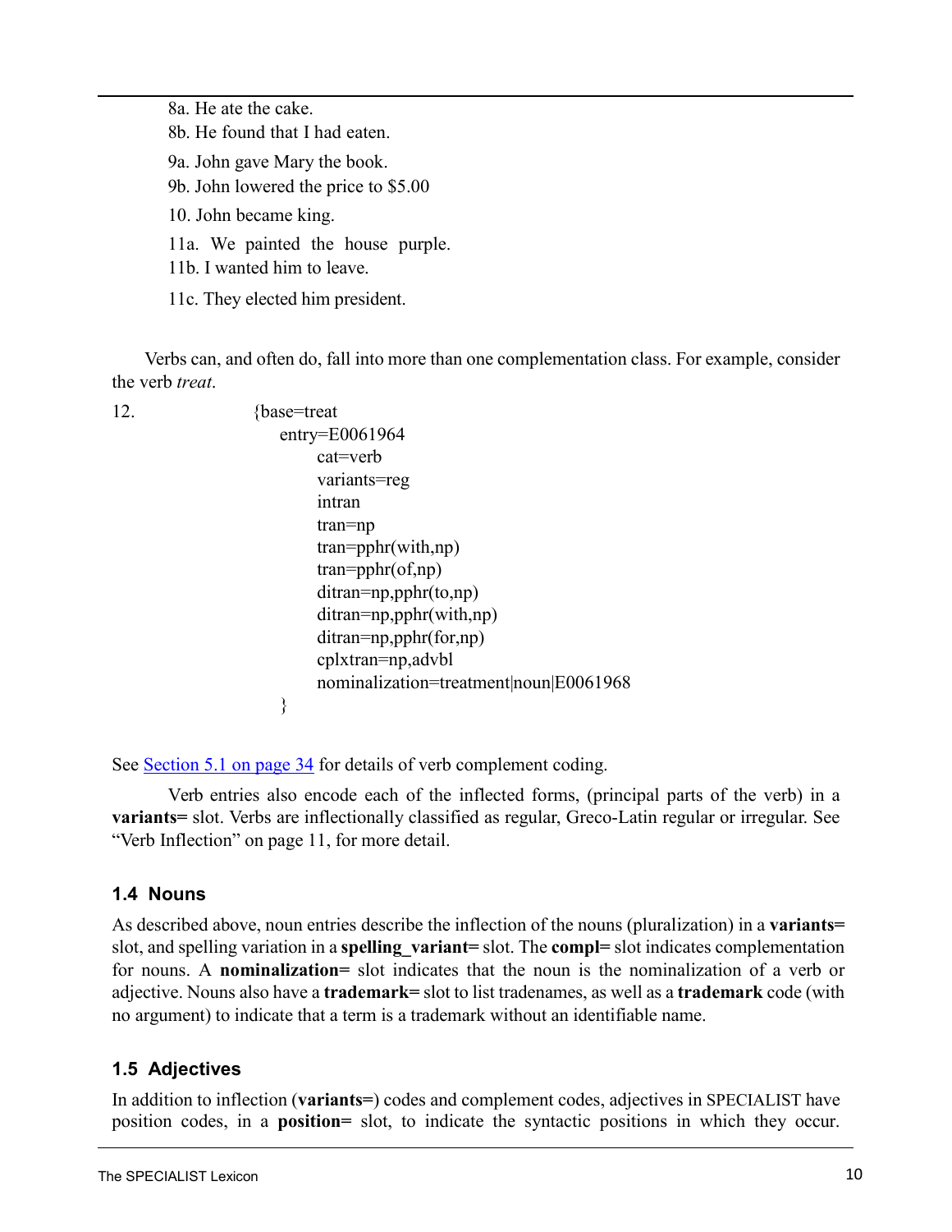8a. He ate the cake.
8b. He found that I had eaten.

9a. John gave Mary the book.
9b. John lowered the price to $5.00

10. John became king.

11a. We painted the house purple.
11b. I wanted him to leave.

11c. They elected him president.

Verbs can, and often do, fall into more than one complementation class. For example, consider the verb *treat*.

12.

```
{base=treat
    entry=E0061964
        cat=verb
        variants=reg
        intran
        tran=np
        tran=pphr(with,np)
        tran=pphr(of,np)
        ditran=np,pphr(to,np)
        ditran=np,pphr(with,np)
        ditran=np,pphr(for,np)
        cplxtran=np,advbl
        nominalization=treatment|noun|E0061968
    }
```

See Section 5.1 on page 34 for details of verb complement coding.

Verb entries also encode each of the inflected forms, (principal parts of the verb) in a **variants=** slot. Verbs are inflectionally classified as regular, Greco-Latin regular or irregular. See “Verb Inflection” on page 11, for more detail.

## 1.4 Nouns

As described above, noun entries describe the inflection of the nouns (pluralization) in a **variants=** slot, and spelling variation in a **spelling_variant=** slot. The **compl=** slot indicates complementation for nouns. A **nominalization=** slot indicates that the noun is the nominalization of a verb or adjective. Nouns also have a **trademark=** slot to list tradenames, as well as a **trademark** code (with no argument) to indicate that a term is a trademark without an identifiable name.

## 1.5 Adjectives

In addition to inflection (**variants=**) codes and complement codes, adjectives in SPECIALIST have position codes, in a **position=** slot, to indicate the syntactic positions in which they occur.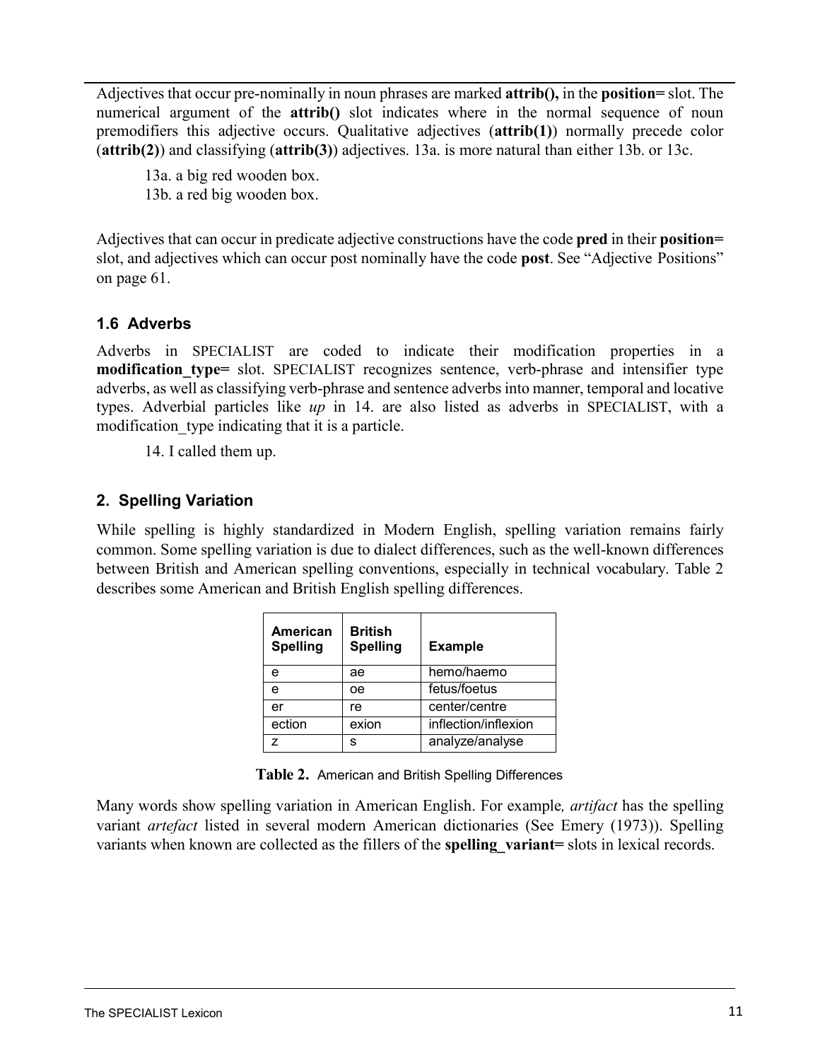Adjectives that occur pre-nominally in noun phrases are marked **attrib(),** in the **position=** slot. The numerical argument of the **attrib()** slot indicates where in the normal sequence of noun premodifiers this adjective occurs. Qualitative adjectives (**attrib(1)**) normally precede color (**attrib(2)**) and classifying (**attrib(3)**) adjectives. 13a. is more natural than either 13b. or 13c.

13a. a big red wooden box.
13b. a red big wooden box.

Adjectives that can occur in predicate adjective constructions have the code **pred** in their **position=** slot, and adjectives which can occur post nominally have the code **post**. See "Adjective Positions" on page 61.

### 1.6 Adverbs

Adverbs in SPECIALIST are coded to indicate their modification properties in a **modification_type=** slot. SPECIALIST recognizes sentence, verb-phrase and intensifier type adverbs, as well as classifying verb-phrase and sentence adverbs into manner, temporal and locative types. Adverbial particles like *up* in 14. are also listed as adverbs in SPECIALIST, with a modification_type indicating that it is a particle.

14. I called them up.

## 2. Spelling Variation

While spelling is highly standardized in Modern English, spelling variation remains fairly common. Some spelling variation is due to dialect differences, such as the well-known differences between British and American spelling conventions, especially in technical vocabulary. Table 2 describes some American and British English spelling differences.

| American Spelling | British Spelling | Example |
|---|---|---|
| e | ae | hemo/haemo |
| e | oe | fetus/foetus |
| er | re | center/centre |
| ection | exion | inflection/inflexion |
| z | s | analyze/analyse |

**Table 2.** American and British Spelling Differences

Many words show spelling variation in American English. For example*, artifact* has the spelling variant *artefact* listed in several modern American dictionaries (See Emery (1973)). Spelling variants when known are collected as the fillers of the **spelling_variant=** slots in lexical records.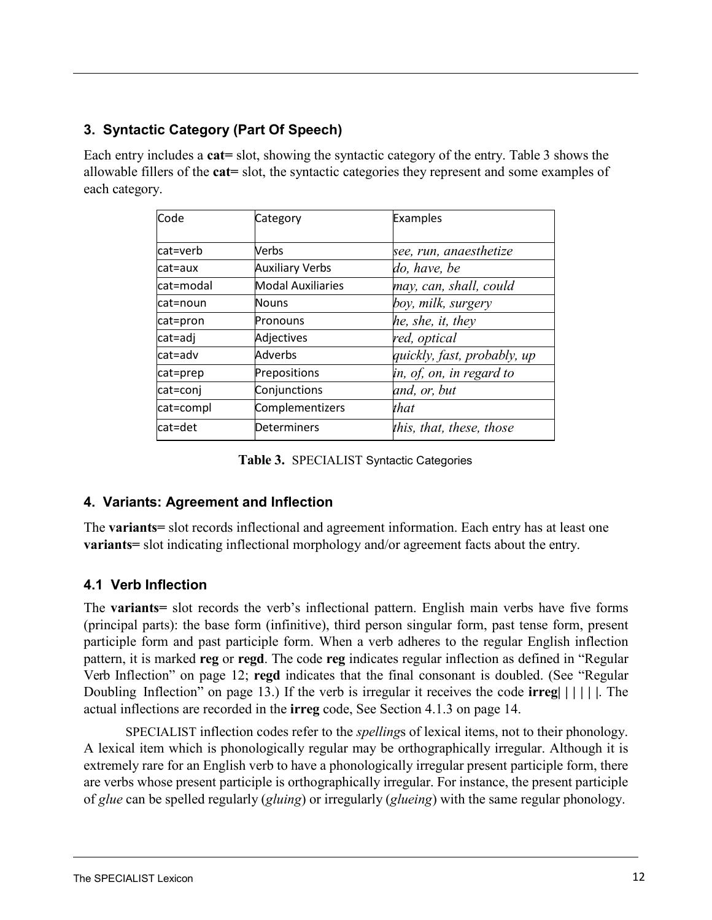## 3. Syntactic Category (Part Of Speech)

Each entry includes a **cat=** slot, showing the syntactic category of the entry. Table 3 shows the allowable fillers of the **cat=** slot, the syntactic categories they represent and some examples of each category.

| Code | Category | Examples |
|---|---|---|
| cat=verb | Verbs | *see, run, anaesthetize* |
| cat=aux | Auxiliary Verbs | *do, have, be* |
| cat=modal | Modal Auxiliaries | *may, can, shall, could* |
| cat=noun | Nouns | *boy, milk, surgery* |
| cat=pron | Pronouns | *he, she, it, they* |
| cat=adj | Adjectives | *red, optical* |
| cat=adv | Adverbs | *quickly, fast, probably, up* |
| cat=prep | Prepositions | *in, of, on, in regard to* |
| cat=conj | Conjunctions | *and, or, but* |
| cat=compl | Complementizers | *that* |
| cat=det | Determiners | *this, that, these, those* |

**Table 3.** SPECIALIST Syntactic Categories

## 4. Variants: Agreement and Inflection

The **variants=** slot records inflectional and agreement information. Each entry has at least one **variants=** slot indicating inflectional morphology and/or agreement facts about the entry.

### 4.1 Verb Inflection

The **variants=** slot records the verb's inflectional pattern. English main verbs have five forms (principal parts): the base form (infinitive), third person singular form, past tense form, present participle form and past participle form. When a verb adheres to the regular English inflection pattern, it is marked **reg** or **regd**. The code **reg** indicates regular inflection as defined in "Regular Verb Inflection" on page 12; **regd** indicates that the final consonant is doubled. (See "Regular Doubling Inflection" on page 13.) If the verb is irregular it receives the code **irreg| | | | | |**. The actual inflections are recorded in the **irreg** code, See Section 4.1.3 on page 14.

SPECIALIST inflection codes refer to the *spelling*s of lexical items, not to their phonology. A lexical item which is phonologically regular may be orthographically irregular. Although it is extremely rare for an English verb to have a phonologically irregular present participle form, there are verbs whose present participle is orthographically irregular. For instance, the present participle of *glue* can be spelled regularly (*gluing*) or irregularly (*glueing*) with the same regular phonology.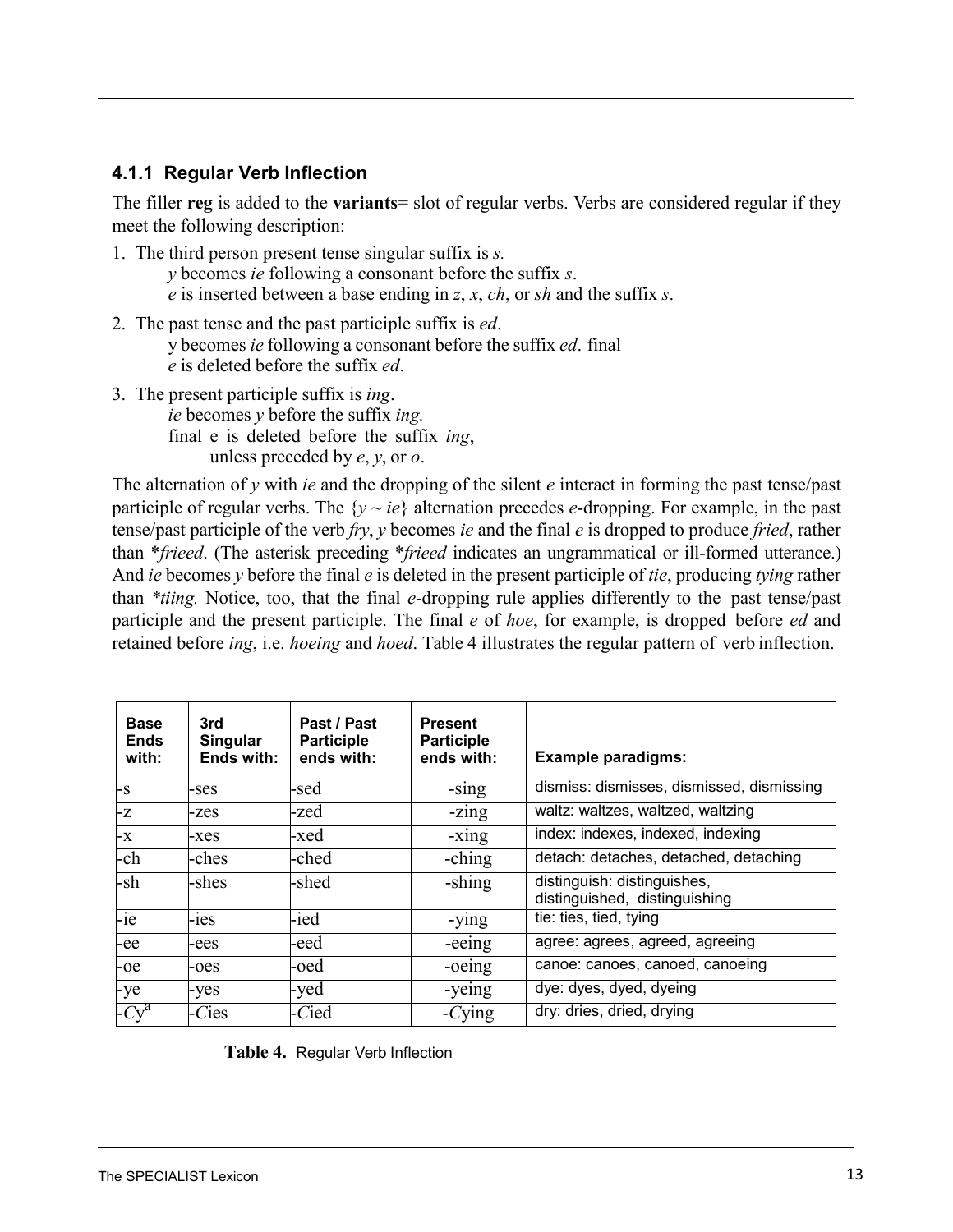### 4.1.1 Regular Verb Inflection

The filler **reg** is added to the **variants**= slot of regular verbs. Verbs are considered regular if they meet the following description:

1. The third person present tense singular suffix is *s*.
   *y* becomes *ie* following a consonant before the suffix *s*.
   *e* is inserted between a base ending in *z*, *x*, *ch*, or *sh* and the suffix *s*.
2. The past tense and the past participle suffix is *ed*.
   y becomes *ie* following a consonant before the suffix *ed*. final
   *e* is deleted before the suffix *ed*.
3. The present participle suffix is *ing*.
   *ie* becomes *y* before the suffix *ing.*
   final e is deleted before the suffix *ing*,
   unless preceded by *e*, *y*, or *o*.

The alternation of *y* with *ie* and the dropping of the silent *e* interact in forming the past tense/past participle of regular verbs. The {*y* ~ *ie*} alternation precedes *e*-dropping. For example, in the past tense/past participle of the verb *fry*, *y* becomes *ie* and the final *e* is dropped to produce *fried*, rather than \**frieed*. (The asterisk preceding \**frieed* indicates an ungrammatical or ill-formed utterance.) And *ie* becomes *y* before the final *e* is deleted in the present participle of *tie*, producing *tying* rather than *\*tiing.* Notice, too, that the final *e*-dropping rule applies differently to the past tense/past participle and the present participle. The final *e* of *hoe*, for example, is dropped before *ed* and retained before *ing*, i.e. *hoeing* and *hoed*. Table 4 illustrates the regular pattern of verb inflection.

| Base Ends with: | 3rd Singular Ends with: | Past / Past Participle ends with: | Present Participle ends with: | Example paradigms: |
|---|---|---|---|---|
| -s | -ses | -sed | -sing | dismiss: dismisses, dismissed, dismissing |
| -z | -zes | -zed | -zing | waltz: waltzes, waltzed, waltzing |
| -x | -xes | -xed | -xing | index: indexes, indexed, indexing |
| -ch | -ches | -ched | -ching | detach: detaches, detached, detaching |
| -sh | -shes | -shed | -shing | distinguish: distinguishes, distinguished, distinguishing |
| -ie | -ies | -ied | -ying | tie: ties, tied, tying |
| -ee | -ees | -eed | -eeing | agree: agrees, agreed, agreeing |
| -oe | -oes | -oed | -oeing | canoe: canoes, canoed, canoeing |
| -ye | -yes | -yed | -yeing | dye: dyes, dyed, dyeing |
| -*C*y[a] | -*C*ies | -*C*ied | -*C*ying | dry: dries, dried, drying |

**Table 4.** Regular Verb Inflection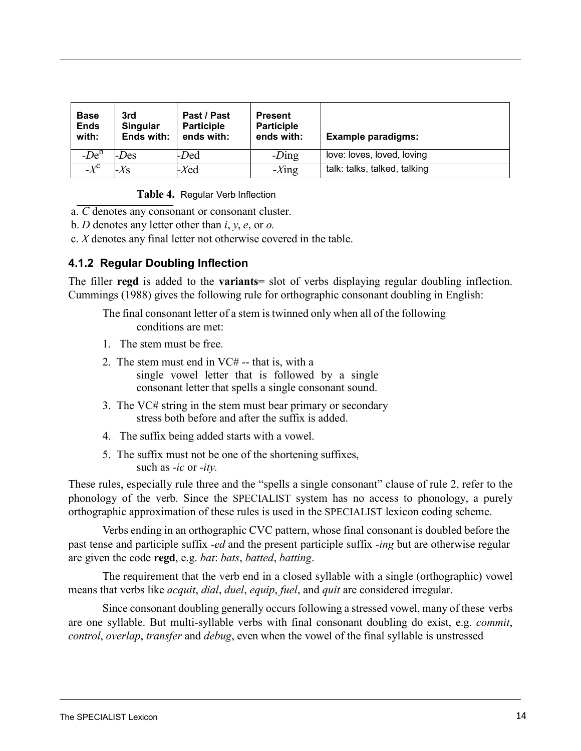| Base Ends with: | 3rd Singular Ends with: | Past / Past Participle ends with: | Present Participle ends with: | Example paradigms: |
|---|---|---|---|---|
| -*D*e[b] | -*D*es | -*D*ed | -*D*ing | love: loves, loved, loving |
| -*X*[c] | -*X*s | -*X*ed | -*X*ing | talk: talks, talked, talking |

**Table 4.** Regular Verb Inflection

a. *C* denotes any consonant or consonant cluster.

b. *D* denotes any letter other than *i*, *y*, *e*, or *o.*

c. *X* denotes any final letter not otherwise covered in the table.

### 4.1.2 Regular Doubling Inflection

The filler **regd** is added to the **variants=** slot of verbs displaying regular doubling inflection. Cummings (1988) gives the following rule for orthographic consonant doubling in English:

> The final consonant letter of a stem is twinned only when all of the following conditions are met:
>
> 1. The stem must be free.
> 2. The stem must end in VC# -- that is, with a single vowel letter that is followed by a single consonant letter that spells a single consonant sound.
> 3. The VC# string in the stem must bear primary or secondary stress both before and after the suffix is added.
> 4. The suffix being added starts with a vowel.
> 5. The suffix must not be one of the shortening suffixes, such as *-ic* or *-ity.*

These rules, especially rule three and the "spells a single consonant" clause of rule 2, refer to the phonology of the verb. Since the SPECIALIST system has no access to phonology, a purely orthographic approximation of these rules is used in the SPECIALIST lexicon coding scheme.

Verbs ending in an orthographic CVC pattern, whose final consonant is doubled before the past tense and participle suffix *-ed* and the present participle suffix *-ing* but are otherwise regular are given the code **regd**, e.g. *bat*: *bats*, *batted*, *batting*.

The requirement that the verb end in a closed syllable with a single (orthographic) vowel means that verbs like *acquit*, *dial*, *duel*, *equip*, *fuel*, and *quit* are considered irregular.

Since consonant doubling generally occurs following a stressed vowel, many of these verbs are one syllable. But multi-syllable verbs with final consonant doubling do exist, e.g. *commit*, *control*, *overlap*, *transfer* and *debug*, even when the vowel of the final syllable is unstressed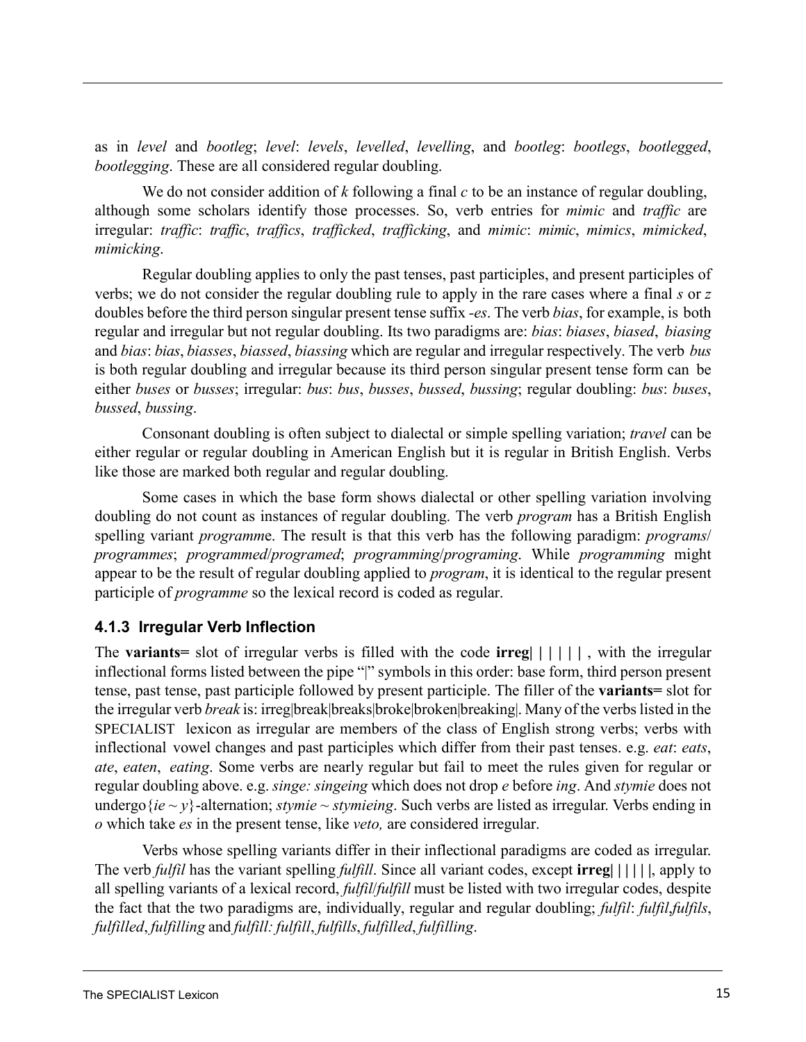as in *level* and *bootleg*; *level*: *levels*, *levelled*, *levelling*, and *bootleg*: *bootlegs*, *bootlegged*, *bootlegging*. These are all considered regular doubling.

We do not consider addition of *k* following a final *c* to be an instance of regular doubling, although some scholars identify those processes. So, verb entries for *mimic* and *traffic* are irregular: *traffic*: *traffic*, *traffics*, *trafficked*, *trafficking*, and *mimic*: *mimic*, *mimics*, *mimicked*, *mimicking*.

Regular doubling applies to only the past tenses, past participles, and present participles of verbs; we do not consider the regular doubling rule to apply in the rare cases where a final *s* or *z* doubles before the third person singular present tense suffix *-es*. The verb *bias*, for example, is both regular and irregular but not regular doubling. Its two paradigms are: *bias*: *biases*, *biased*, *biasing* and *bias*: *bias*, *biasses*, *biassed*, *biassing* which are regular and irregular respectively. The verb *bus* is both regular doubling and irregular because its third person singular present tense form can be either *buses* or *busses*; irregular: *bus*: *bus*, *busses*, *bussed*, *bussing*; regular doubling: *bus*: *buses*, *bussed*, *bussing*.

Consonant doubling is often subject to dialectal or simple spelling variation; *travel* can be either regular or regular doubling in American English but it is regular in British English. Verbs like those are marked both regular and regular doubling.

Some cases in which the base form shows dialectal or other spelling variation involving doubling do not count as instances of regular doubling. The verb *program* has a British English spelling variant *programm*e. The result is that this verb has the following paradigm: *programs*/*programmes*; *programmed*/*programed*; *programming*/*programing*. While *programming* might appear to be the result of regular doubling applied to *program*, it is identical to the regular present participle of *programme* so the lexical record is coded as regular.

### 4.1.3 Irregular Verb Inflection

The **variants=** slot of irregular verbs is filled with the code **irreg| | | | | |** , with the irregular inflectional forms listed between the pipe "|" symbols in this order: base form, third person present tense, past tense, past participle followed by present participle. The filler of the **variants=** slot for the irregular verb *break* is: irreg|break|breaks|broke|broken|breaking|. Many of the verbs listed in the SPECIALIST lexicon as irregular are members of the class of English strong verbs; verbs with inflectional vowel changes and past participles which differ from their past tenses. e.g. *eat*: *eats*, *ate*, *eaten*, *eating*. Some verbs are nearly regular but fail to meet the rules given for regular or regular doubling above. e.g. *singe: singeing* which does not drop *e* before *ing*. And *stymie* does not undergo{*ie* ~ *y*}-alternation; *stymie* ~ *stymieing*. Such verbs are listed as irregular. Verbs ending in *o* which take *es* in the present tense, like *veto,* are considered irregular.

Verbs whose spelling variants differ in their inflectional paradigms are coded as irregular. The verb *fulfil* has the variant spelling *fulfill*. Since all variant codes, except **irreg| | | | | |**, apply to all spelling variants of a lexical record, *fulfil*/*fulfill* must be listed with two irregular codes, despite the fact that the two paradigms are, individually, regular and regular doubling; *fulfil*: *fulfil*,*fulfils*, *fulfilled*,*fulfilling* and *fulfill: fulfill*, *fulfills*, *fulfilled*, *fulfilling*.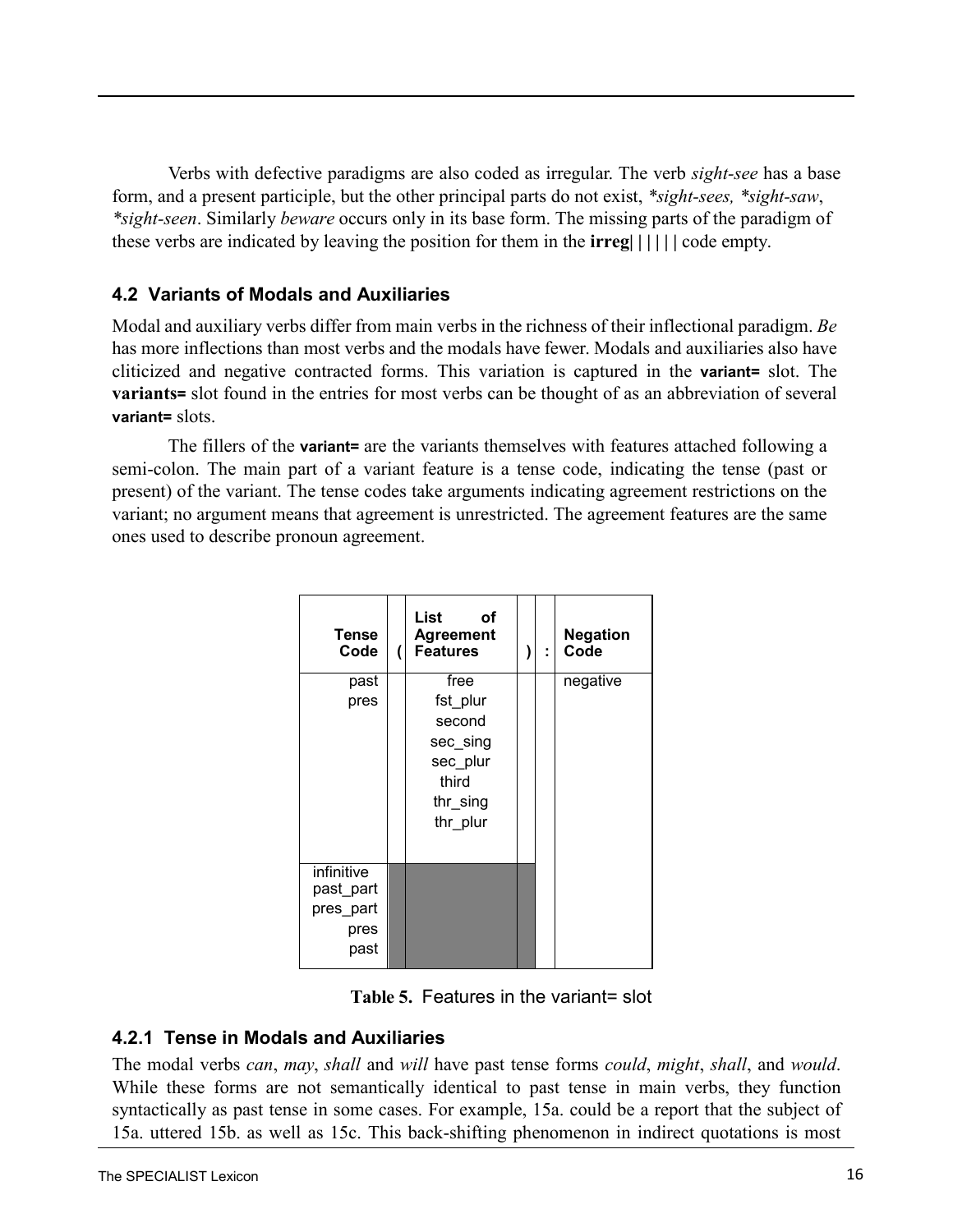Verbs with defective paradigms are also coded as irregular. The verb *sight-see* has a base form, and a present participle, but the other principal parts do not exist, *\*sight-sees, \*sight-saw*, *\*sight-seen*. Similarly *beware* occurs only in its base form. The missing parts of the paradigm of these verbs are indicated by leaving the position for them in the **irreg**| | | | | code empty.

### 4.2 Variants of Modals and Auxiliaries

Modal and auxiliary verbs differ from main verbs in the richness of their inflectional paradigm. *Be* has more inflections than most verbs and the modals have fewer. Modals and auxiliaries also have cliticized and negative contracted forms. This variation is captured in the **variant=** slot. The **variants=** slot found in the entries for most verbs can be thought of as an abbreviation of several **variant=** slots.

The fillers of the **variant=** are the variants themselves with features attached following a semi-colon. The main part of a variant feature is a tense code, indicating the tense (past or present) of the variant. The tense codes take arguments indicating agreement restrictions on the variant; no argument means that agreement is unrestricted. The agreement features are the same ones used to describe pronoun agreement.

| Tense Code | ( | List of Agreement Features | ) | : | Negation Code |
|---|---|---|---|---|---|
| past<br>pres | | free<br>fst_plur<br>second<br>sec_sing<br>sec_plur<br>third<br>thr_sing<br>thr_plur | | | negative |
| infinitive<br>past_part<br>pres_part<br>pres<br>past | | | | | |

**Table 5.** Features in the variant= slot

#### 4.2.1 Tense in Modals and Auxiliaries

The modal verbs *can*, *may*, *shall* and *will* have past tense forms *could*, *might*, *shall*, and *would*. While these forms are not semantically identical to past tense in main verbs, they function syntactically as past tense in some cases. For example, 15a. could be a report that the subject of 15a. uttered 15b. as well as 15c. This back-shifting phenomenon in indirect quotations is most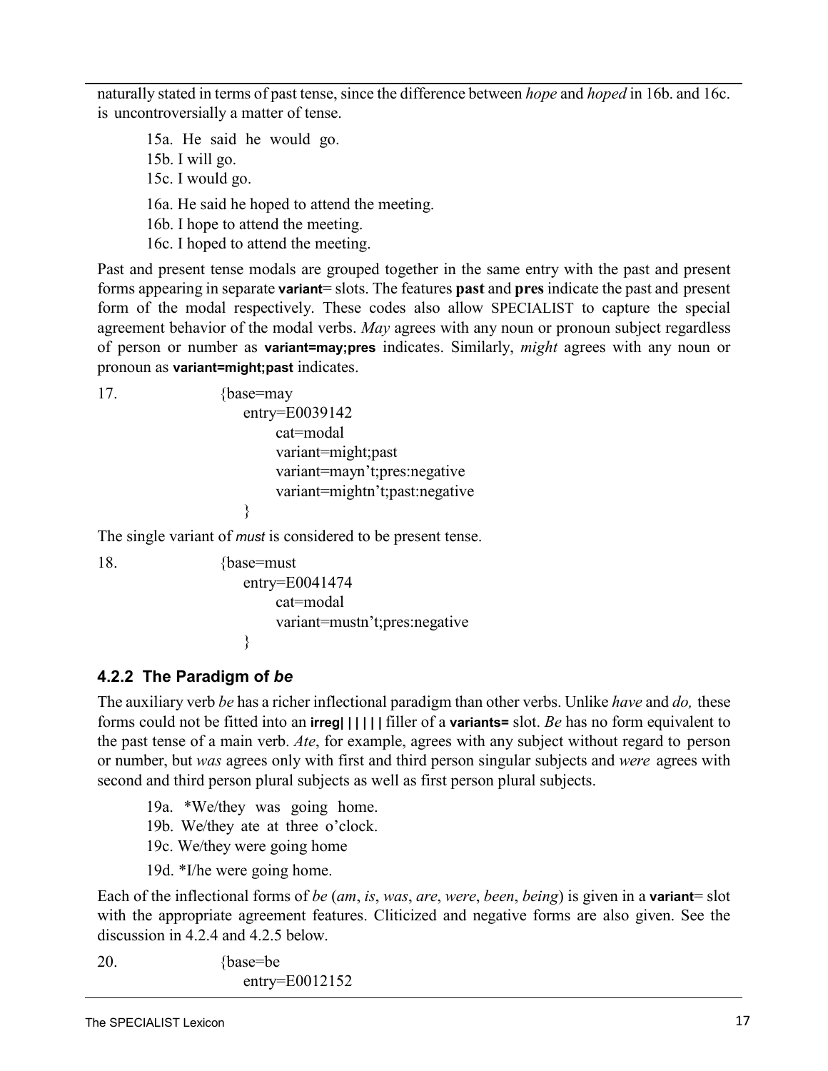naturally stated in terms of past tense, since the difference between *hope* and *hoped* in 16b. and 16c. is uncontroversially a matter of tense.

15a. He said he would go.
15b. I will go.
15c. I would go.

16a. He said he hoped to attend the meeting.
16b. I hope to attend the meeting.
16c. I hoped to attend the meeting.

Past and present tense modals are grouped together in the same entry with the past and present forms appearing in separate **variant**= slots. The features **past** and **pres** indicate the past and present form of the modal respectively. These codes also allow SPECIALIST to capture the special agreement behavior of the modal verbs. *May* agrees with any noun or pronoun subject regardless of person or number as **variant=may;pres** indicates. Similarly, *might* agrees with any noun or pronoun as **variant=might;past** indicates.

17.

```
{base=may
    entry=E0039142
        cat=modal
        variant=might;past
        variant=mayn't;pres:negative
        variant=mightn't;past:negative
    }
```

The single variant of *must* is considered to be present tense.

18.

```
{base=must
    entry=E0041474
        cat=modal
        variant=mustn't;pres:negative
    }
```

### 4.2.2 The Paradigm of *be*

The auxiliary verb *be* has a richer inflectional paradigm than other verbs. Unlike *have* and *do,* these forms could not be fitted into an **irreg|||||** filler of a **variants=** slot. *Be* has no form equivalent to the past tense of a main verb. *Ate*, for example, agrees with any subject without regard to person or number, but *was* agrees only with first and third person singular subjects and *were* agrees with second and third person plural subjects as well as first person plural subjects.

19a. *We/they was going home.
19b. We/they ate at three o'clock.
19c. We/they were going home
19d. *I/he were going home.

Each of the inflectional forms of *be* (*am*, *is*, *was*, *are*, *were*, *been*, *being*) is given in a **variant**= slot with the appropriate agreement features. Cliticized and negative forms are also given. See the discussion in 4.2.4 and 4.2.5 below.

20.

```
{base=be
    entry=E0012152
```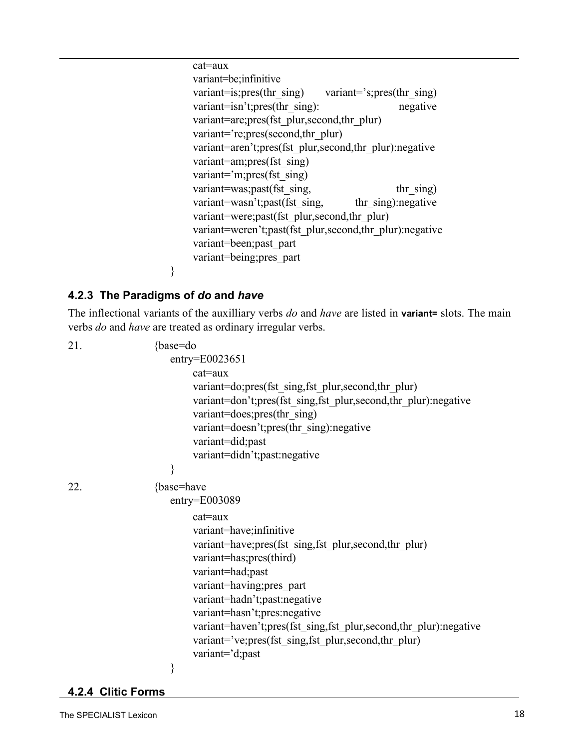```
cat=aux
variant=be;infinitive
variant=is;pres(thr_sing)       variant='s;pres(thr_sing)
variant=isn't;pres(thr_sing):                           negative
variant=are;pres(fst_plur,second,thr_plur)
variant='re;pres(second,thr_plur)
variant=aren't;pres(fst_plur,second,thr_plur):negative
variant=am;pres(fst_sing)
variant='m;pres(fst_sing)
variant=was;past(fst_sing,                              thr_sing)
variant=wasn't;past(fst_sing,          thr_sing):negative
variant=were;past(fst_plur,second,thr_plur)
variant=weren't;past(fst_plur,second,thr_plur):negative
variant=been;past_part
variant=being;pres_part
}
```

### 4.2.3 The Paradigms of *do* and *have*

The inflectional variants of the auxilliary verbs *do* and *have* are listed in **variant=** slots. The main verbs *do* and *have* are treated as ordinary irregular verbs.

```
21.     {base=do
        entry=E0023651
            cat=aux
            variant=do;pres(fst_sing,fst_plur,second,thr_plur)
            variant=don't;pres(fst_sing,fst_plur,second,thr_plur):negative
            variant=does;pres(thr_sing)
            variant=doesn't;pres(thr_sing):negative
            variant=did;past
            variant=didn't;past:negative
        }
22.     {base=have
        entry=E003089
            cat=aux
            variant=have;infinitive
            variant=have;pres(fst_sing,fst_plur,second,thr_plur)
            variant=has;pres(third)
            variant=had;past
            variant=having;pres_part
            variant=hadn't;past:negative
            variant=hasn't;pres:negative
            variant=haven't;pres(fst_sing,fst_plur,second,thr_plur):negative
            variant='ve;pres(fst_sing,fst_plur,second,thr_plur)
            variant='d;past
        }
```

### 4.2.4 Clitic Forms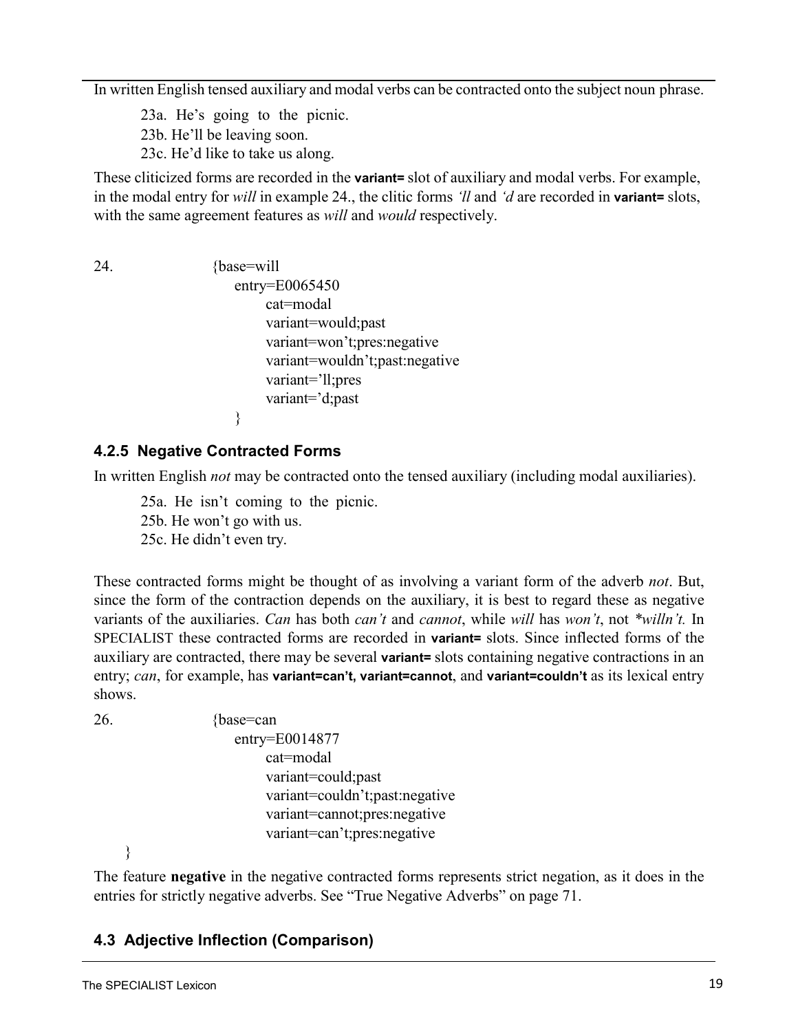In written English tensed auxiliary and modal verbs can be contracted onto the subject noun phrase.

23a. He's going to the picnic.
23b. He'll be leaving soon.
23c. He'd like to take us along.

These cliticized forms are recorded in the **variant=** slot of auxiliary and modal verbs. For example, in the modal entry for *will* in example 24., the clitic forms *'ll* and *'d* are recorded in **variant=** slots, with the same agreement features as *will* and *would* respectively.

24.
```
{base=will
    entry=E0065450
        cat=modal
        variant=would;past
        variant=won't;pres:negative
        variant=wouldn't;past:negative
        variant='ll;pres
        variant='d;past
    }
```

### 4.2.5 Negative Contracted Forms

In written English *not* may be contracted onto the tensed auxiliary (including modal auxiliaries).

25a. He isn't coming to the picnic.
25b. He won't go with us.
25c. He didn't even try.

These contracted forms might be thought of as involving a variant form of the adverb *not*. But, since the form of the contraction depends on the auxiliary, it is best to regard these as negative variants of the auxiliaries. *Can* has both *can't* and *cannot*, while *will* has *won't*, not *\*willn't.* In SPECIALIST these contracted forms are recorded in **variant=** slots. Since inflected forms of the auxiliary are contracted, there may be several **variant=** slots containing negative contractions in an entry; *can*, for example, has **variant=can't, variant=cannot**, and **variant=couldn't** as its lexical entry shows.

26.
```
{base=can
    entry=E0014877
        cat=modal
        variant=could;past
        variant=couldn't;past:negative
        variant=cannot;pres:negative
        variant=can't;pres:negative
}
```

The feature **negative** in the negative contracted forms represents strict negation, as it does in the entries for strictly negative adverbs. See "True Negative Adverbs" on page 71.

## 4.3 Adjective Inflection (Comparison)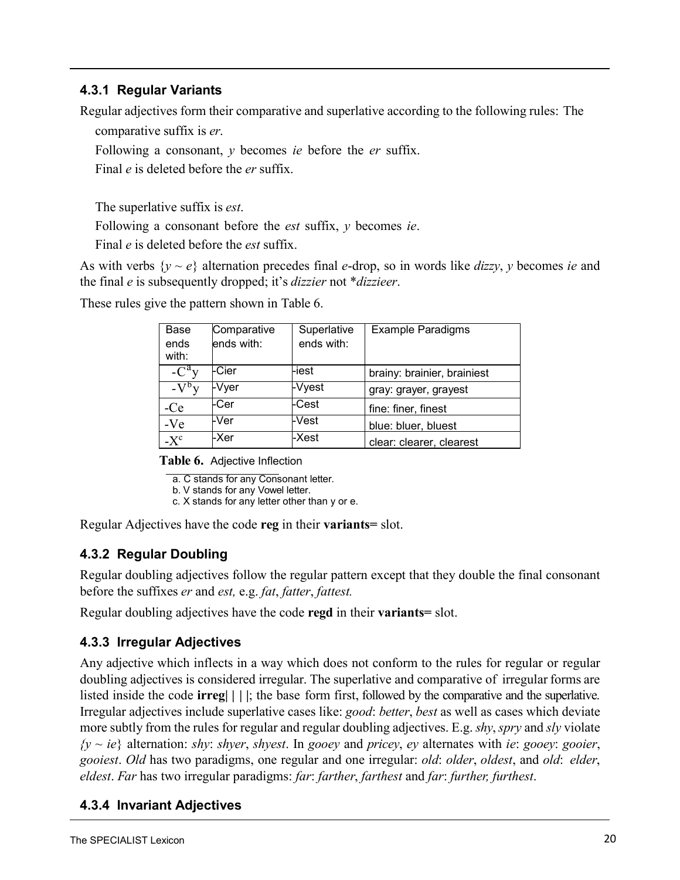### 4.3.1 Regular Variants

Regular adjectives form their comparative and superlative according to the following rules: The comparative suffix is *er*.

Following a consonant, *y* becomes *ie* before the *er* suffix.

Final *e* is deleted before the *er* suffix.

The superlative suffix is *est*.

Following a consonant before the *est* suffix, *y* becomes *ie*.

Final *e* is deleted before the *est* suffix.

As with verbs {*y* ~ *e*} alternation precedes final *e*-drop, so in words like *dizzy*, *y* becomes *ie* and the final *e* is subsequently dropped; it's *dizzier* not **dizzieer*.

These rules give the pattern shown in Table 6.

| Base ends with: | Comparative ends with: | Superlative ends with: | Example Paradigms |
|---|---|---|---|
| -C[a]y | -Cier | -iest | brainy: brainier, brainiest |
| -V[b]y | -Vyer | -Vyest | gray: grayer, grayest |
| -Ce | -Cer | -Cest | fine: finer, finest |
| -Ve | -Ver | -Vest | blue: bluer, bluest |
| -X[c] | -Xer | -Xest | clear: clearer, clearest |

**Table 6.** Adjective Inflection

a. C stands for any Consonant letter.
b. V stands for any Vowel letter.
c. X stands for any letter other than y or e.

Regular Adjectives have the code **reg** in their **variants=** slot.

### 4.3.2 Regular Doubling

Regular doubling adjectives follow the regular pattern except that they double the final consonant before the suffixes *er* and *est,* e.g. *fat*, *fatter*, *fattest.*

Regular doubling adjectives have the code **regd** in their **variants=** slot.

### 4.3.3 Irregular Adjectives

Any adjective which inflects in a way which does not conform to the rules for regular or regular doubling adjectives is considered irregular. The superlative and comparative of irregular forms are listed inside the code **irreg**| | | |; the base form first, followed by the comparative and the superlative. Irregular adjectives include superlative cases like: *good*: *better*, *best* as well as cases which deviate more subtly from the rules for regular and regular doubling adjectives. E.g. *shy*, *spry* and *sly* violate *{y ~ ie}* alternation: *shy*: *shyer*, *shyest*. In *gooey* and *pricey*, *ey* alternates with *ie*: *gooey*: *gooier*, *gooiest*. *Old* has two paradigms, one regular and one irregular: *old*: *older*, *oldest*, and *old*: *elder*, *eldest*. *Far* has two irregular paradigms: *far*: *farther*, *farthest* and *far*: *further, furthest*.

### 4.3.4 Invariant Adjectives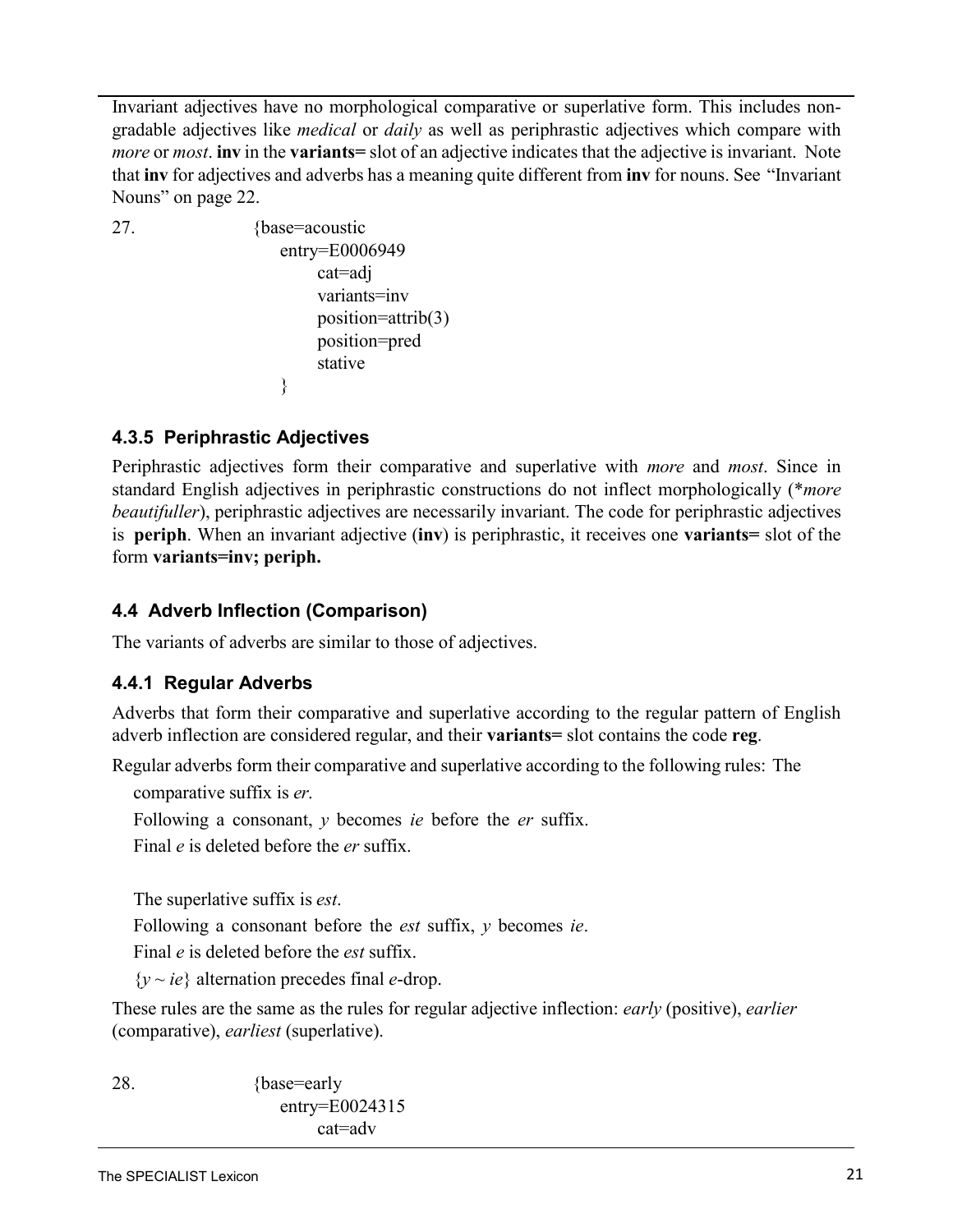Invariant adjectives have no morphological comparative or superlative form. This includes non-gradable adjectives like *medical* or *daily* as well as periphrastic adjectives which compare with *more* or *most*. **inv** in the **variants=** slot of an adjective indicates that the adjective is invariant. Note that **inv** for adjectives and adverbs has a meaning quite different from **inv** for nouns. See "Invariant Nouns" on page 22.

27.

```
{base=acoustic
    entry=E0006949
        cat=adj
        variants=inv
        position=attrib(3)
        position=pred
        stative
    }
```

### 4.3.5 Periphrastic Adjectives

Periphrastic adjectives form their comparative and superlative with *more* and *most*. Since in standard English adjectives in periphrastic constructions do not inflect morphologically (\**more beautifuller*), periphrastic adjectives are necessarily invariant. The code for periphrastic adjectives is **periph**. When an invariant adjective (**inv**) is periphrastic, it receives one **variants=** slot of the form **variants=inv; periph.**

## 4.4 Adverb Inflection (Comparison)

The variants of adverbs are similar to those of adjectives.

### 4.4.1 Regular Adverbs

Adverbs that form their comparative and superlative according to the regular pattern of English adverb inflection are considered regular, and their **variants=** slot contains the code **reg**.

Regular adverbs form their comparative and superlative according to the following rules: The

comparative suffix is *er*.

Following a consonant, *y* becomes *ie* before the *er* suffix.

Final *e* is deleted before the *er* suffix.

The superlative suffix is *est*.

Following a consonant before the *est* suffix, *y* becomes *ie*.

Final *e* is deleted before the *est* suffix.

{*y* ~ *ie*} alternation precedes final *e*-drop.

These rules are the same as the rules for regular adjective inflection: *early* (positive), *earlier* (comparative), *earliest* (superlative).

28.

```
{base=early
    entry=E0024315
        cat=adv
```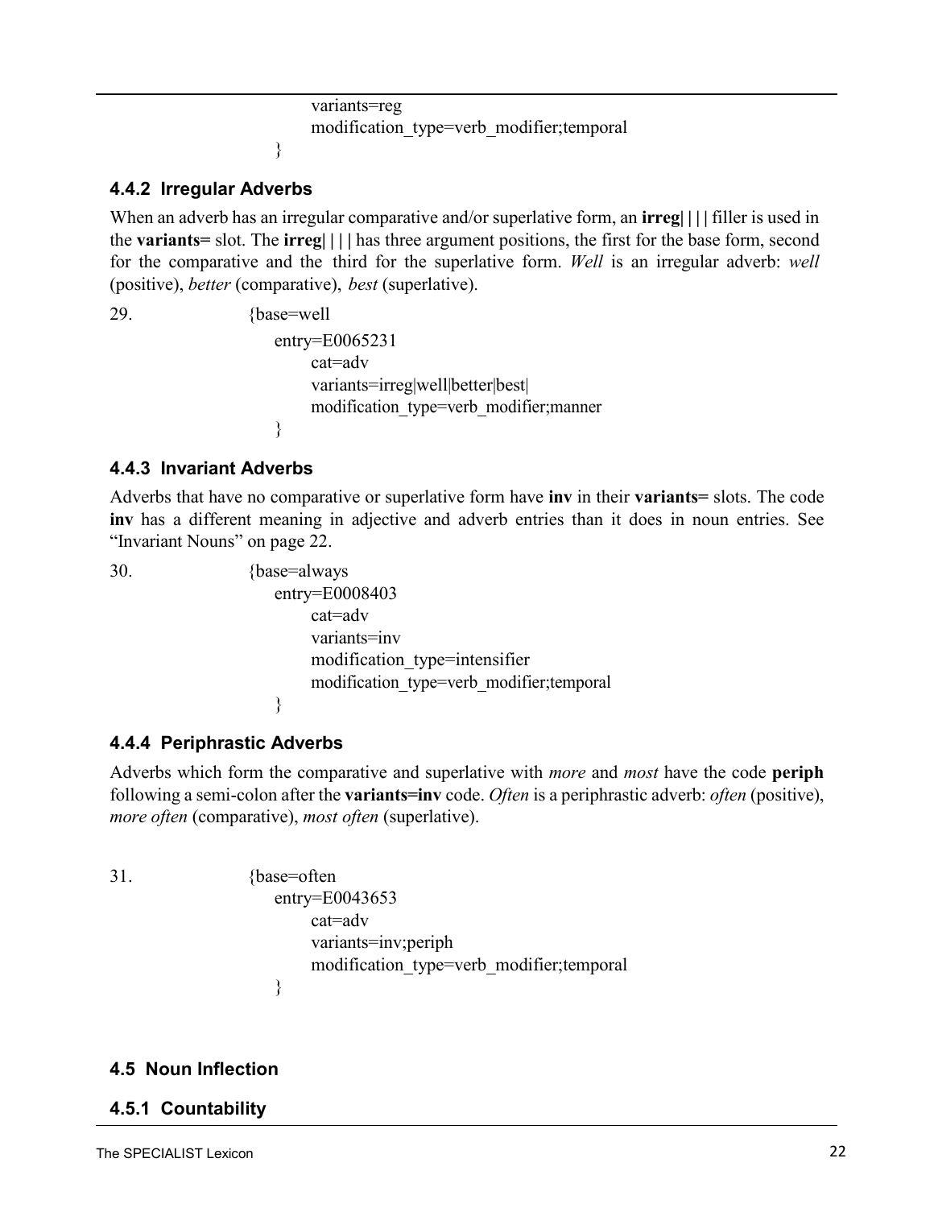```
        variants=reg
        modification_type=verb_modifier;temporal
    }
```

### 4.4.2 Irregular Adverbs

When an adverb has an irregular comparative and/or superlative form, an **irreg|||** filler is used in the **variants=** slot. The **irreg|||** has three argument positions, the first for the base form, second for the comparative and the third for the superlative form. *Well* is an irregular adverb: *well* (positive), *better* (comparative), *best* (superlative).

29.

```
{base=well
    entry=E0065231
        cat=adv
        variants=irreg|well|better|best|
        modification_type=verb_modifier;manner
    }
```

### 4.4.3 Invariant Adverbs

Adverbs that have no comparative or superlative form have **inv** in their **variants=** slots. The code **inv** has a different meaning in adjective and adverb entries than it does in noun entries. See "Invariant Nouns" on page 22.

30.

```
{base=always
    entry=E0008403
        cat=adv
        variants=inv
        modification_type=intensifier
        modification_type=verb_modifier;temporal
    }
```

### 4.4.4 Periphrastic Adverbs

Adverbs which form the comparative and superlative with *more* and *most* have the code **periph** following a semi-colon after the **variants=inv** code. *Often* is a periphrastic adverb: *often* (positive), *more often* (comparative), *most often* (superlative).

31.

```
{base=often
    entry=E0043653
        cat=adv
        variants=inv;periph
        modification_type=verb_modifier;temporal
    }
```

## 4.5 Noun Inflection

### 4.5.1 Countability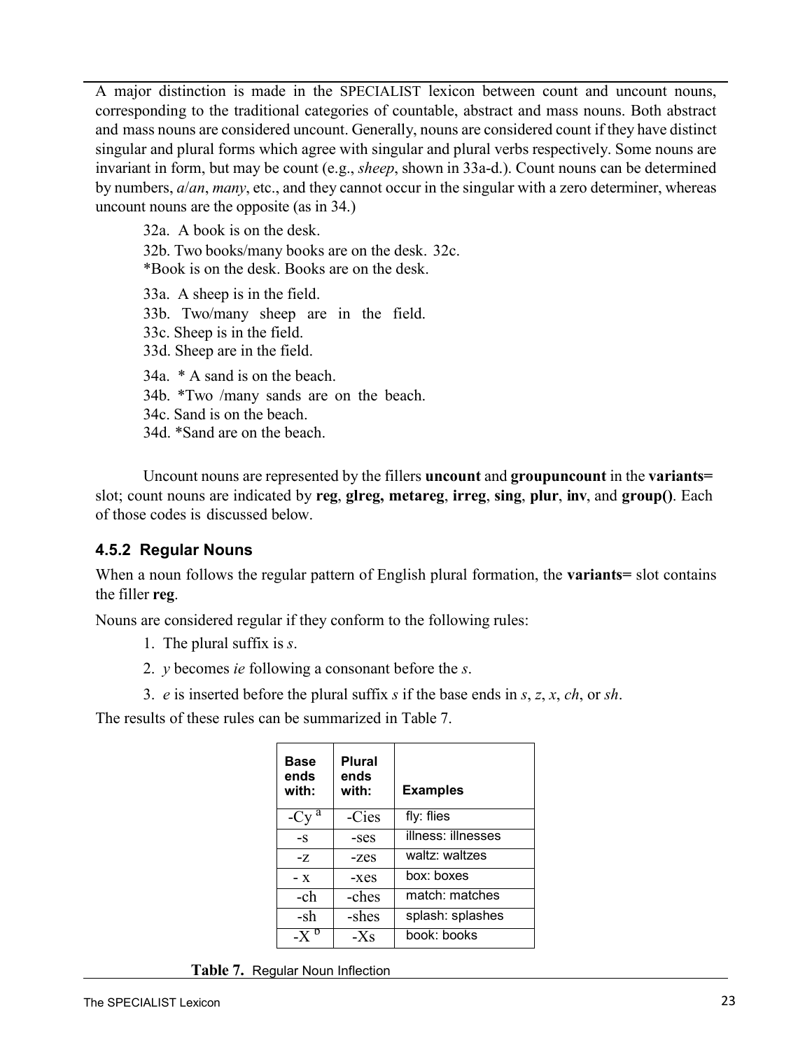A major distinction is made in the SPECIALIST lexicon between count and uncount nouns, corresponding to the traditional categories of countable, abstract and mass nouns. Both abstract and mass nouns are considered uncount. Generally, nouns are considered count if they have distinct singular and plural forms which agree with singular and plural verbs respectively. Some nouns are invariant in form, but may be count (e.g., *sheep*, shown in 33a-d.). Count nouns can be determined by numbers, *a*/*an*, *many*, etc., and they cannot occur in the singular with a zero determiner, whereas uncount nouns are the opposite (as in 34.)

32a. A book is on the desk.
32b. Two books/many books are on the desk.
32c. *Book is on the desk. Books are on the desk.

33a. A sheep is in the field.
33b. Two/many sheep are in the field.
33c. Sheep is in the field.
33d. Sheep are in the field.

34a. * A sand is on the beach.
34b. *Two /many sands are on the beach.
34c. Sand is on the beach.
34d. *Sand are on the beach.

Uncount nouns are represented by the fillers **uncount** and **groupuncount** in the **variants=** slot; count nouns are indicated by **reg**, **glreg, metareg**, **irreg**, **sing**, **plur**, **inv**, and **group()**. Each of those codes is discussed below.

### 4.5.2 Regular Nouns

When a noun follows the regular pattern of English plural formation, the **variants=** slot contains the filler **reg**.

Nouns are considered regular if they conform to the following rules:

1. The plural suffix is *s*.
2. *y* becomes *ie* following a consonant before the *s*.
3. *e* is inserted before the plural suffix *s* if the base ends in *s*, *z*, *x*, *ch*, or *sh*.

The results of these rules can be summarized in Table 7.

| Base ends with: | Plural ends with: | Examples |
|---|---|---|
| -Cy [a] | -Cies | fly: flies |
| -s | -ses | illness: illnesses |
| -z | -zes | waltz: waltzes |
| - x | -xes | box: boxes |
| -ch | -ches | match: matches |
| -sh | -shes | splash: splashes |
| -X [b] | -Xs | book: books |

**Table 7.** Regular Noun Inflection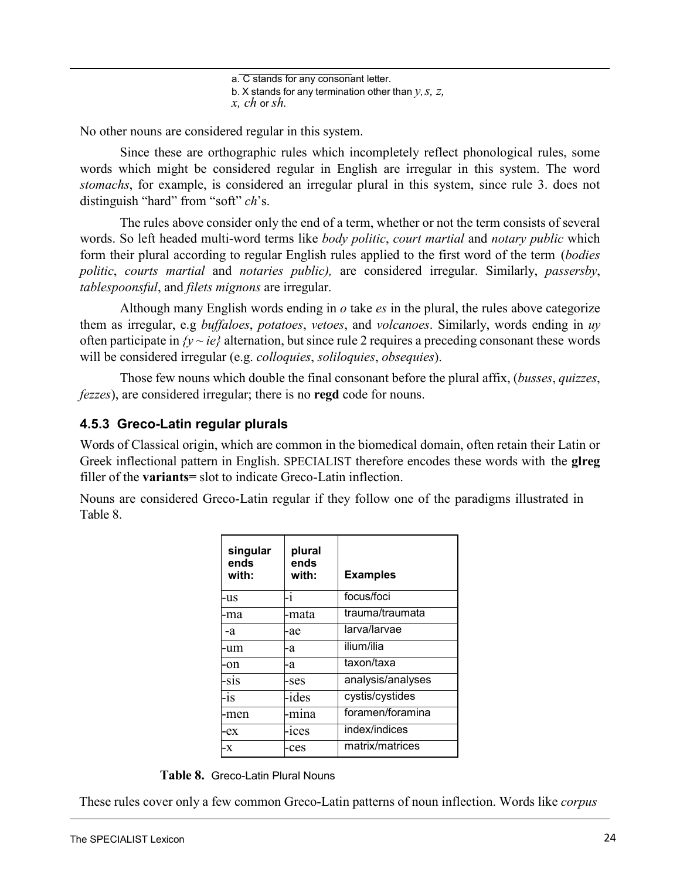a. C stands for any consonant letter.
b. X stands for any termination other than *y, s, z, x, ch* or *sh*.

No other nouns are considered regular in this system.

Since these are orthographic rules which incompletely reflect phonological rules, some words which might be considered regular in English are irregular in this system. The word *stomachs*, for example, is considered an irregular plural in this system, since rule 3. does not distinguish "hard" from "soft" *ch*'s.

The rules above consider only the end of a term, whether or not the term consists of several words. So left headed multi-word terms like *body politic*, *court martial* and *notary public* which form their plural according to regular English rules applied to the first word of the term (*bodies politic*, *courts martial* and *notaries public),* are considered irregular. Similarly, *passersby*, *tablespoonsful*, and *filets mignons* are irregular.

Although many English words ending in *o* take *es* in the plural, the rules above categorize them as irregular, e.g *buffaloes*, *potatoes*, *vetoes*, and *volcanoes*. Similarly, words ending in *uy* often participate in *{y ~ ie}* alternation, but since rule 2 requires a preceding consonant these words will be considered irregular (e.g. *colloquies*, *soliloquies*, *obsequies*).

Those few nouns which double the final consonant before the plural affix, (*busses*, *quizzes*, *fezzes*), are considered irregular; there is no **regd** code for nouns.

### 4.5.3 Greco-Latin regular plurals

Words of Classical origin, which are common in the biomedical domain, often retain their Latin or Greek inflectional pattern in English. SPECIALIST therefore encodes these words with the **glreg** filler of the **variants=** slot to indicate Greco-Latin inflection.

Nouns are considered Greco-Latin regular if they follow one of the paradigms illustrated in Table 8.

| singular ends with: | plural ends with: | Examples |
|---|---|---|
| -us | -i | focus/foci |
| -ma | -mata | trauma/traumata |
| -a | -ae | larva/larvae |
| -um | -a | ilium/ilia |
| -on | -a | taxon/taxa |
| -sis | -ses | analysis/analyses |
| -is | -ides | cystis/cystides |
| -men | -mina | foramen/foramina |
| -ex | -ices | index/indices |
| -x | -ces | matrix/matrices |

**Table 8.** Greco-Latin Plural Nouns

These rules cover only a few common Greco-Latin patterns of noun inflection. Words like *corpus*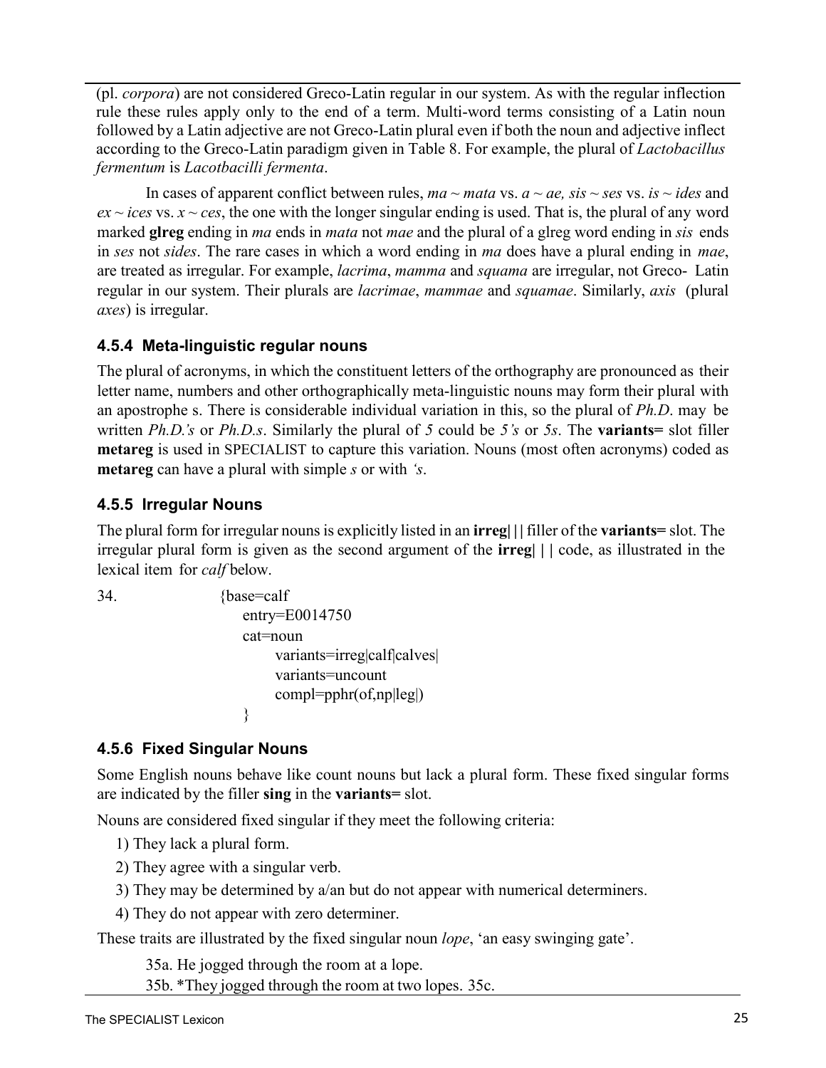(pl. *corpora*) are not considered Greco-Latin regular in our system. As with the regular inflection rule these rules apply only to the end of a term. Multi-word terms consisting of a Latin noun followed by a Latin adjective are not Greco-Latin plural even if both the noun and adjective inflect according to the Greco-Latin paradigm given in Table 8. For example, the plural of *Lactobacillus fermentum* is *Lacotbacilli fermenta*.

In cases of apparent conflict between rules, *ma ~ mata* vs. *a ~ ae, sis ~ ses* vs. *is ~ ides* and *ex ~ ices* vs. *x ~ ces*, the one with the longer singular ending is used. That is, the plural of any word marked **glreg** ending in *ma* ends in *mata* not *mae* and the plural of a glreg word ending in *sis* ends in *ses* not *sides*. The rare cases in which a word ending in *ma* does have a plural ending in *mae*, are treated as irregular. For example, *lacrima*, *mamma* and *squama* are irregular, not Greco- Latin regular in our system. Their plurals are *lacrimae*, *mammae* and *squamae*. Similarly, *axis* (plural *axes*) is irregular.

### 4.5.4 Meta-linguistic regular nouns

The plural of acronyms, in which the constituent letters of the orthography are pronounced as their letter name, numbers and other orthographically meta-linguistic nouns may form their plural with an apostrophe s. There is considerable individual variation in this, so the plural of *Ph.D*. may be written *Ph.D.'s* or *Ph.D.s*. Similarly the plural of *5* could be *5's* or *5s*. The **variants=** slot filler **metareg** is used in SPECIALIST to capture this variation. Nouns (most often acronyms) coded as **metareg** can have a plural with simple *s* or with *'s*.

### 4.5.5 Irregular Nouns

The plural form for irregular nouns is explicitly listed in an **irreg|||** filler of the **variants=** slot. The irregular plural form is given as the second argument of the **irreg| | |** code, as illustrated in the lexical item for *calf* below.

34.
```
{base=calf
    entry=E0014750
    cat=noun
        variants=irreg|calf|calves|
        variants=uncount
        compl=pphr(of,np|leg|)
}
```

### 4.5.6 Fixed Singular Nouns

Some English nouns behave like count nouns but lack a plural form. These fixed singular forms are indicated by the filler **sing** in the **variants=** slot.

Nouns are considered fixed singular if they meet the following criteria:

1) They lack a plural form.
2) They agree with a singular verb.
3) They may be determined by a/an but do not appear with numerical determiners.
4) They do not appear with zero determiner.

These traits are illustrated by the fixed singular noun *lope*, 'an easy swinging gate'.

35a. He jogged through the room at a lope.
35b. *They jogged through the room at two lopes. 35c.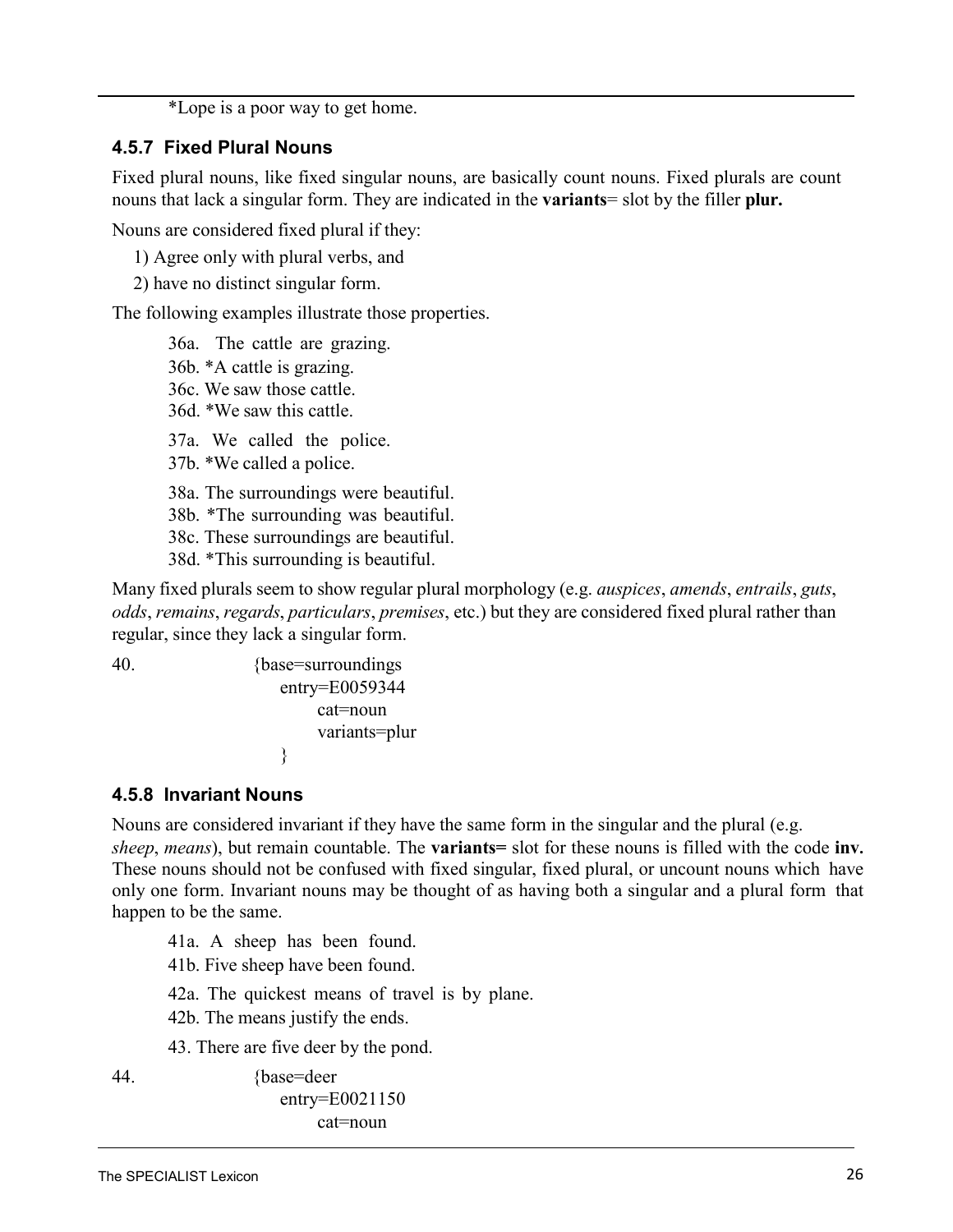*Lope is a poor way to get home.

### 4.5.7 Fixed Plural Nouns

Fixed plural nouns, like fixed singular nouns, are basically count nouns. Fixed plurals are count nouns that lack a singular form. They are indicated in the **variants**= slot by the filler **plur.**

Nouns are considered fixed plural if they:

1) Agree only with plural verbs, and
2) have no distinct singular form.

The following examples illustrate those properties.

36a. The cattle are grazing.
36b. *A cattle is grazing.
36c. We saw those cattle.
36d. *We saw this cattle.

37a. We called the police.
37b. *We called a police.

38a. The surroundings were beautiful.
38b. *The surrounding was beautiful.
38c. These surroundings are beautiful.
38d. *This surrounding is beautiful.

Many fixed plurals seem to show regular plural morphology (e.g. *auspices*, *amends*, *entrails*, *guts*, *odds*, *remains*, *regards*, *particulars*, *premises*, etc.) but they are considered fixed plural rather than regular, since they lack a singular form.

40.

```
{base=surroundings
    entry=E0059344
        cat=noun
        variants=plur
}
```

### 4.5.8 Invariant Nouns

Nouns are considered invariant if they have the same form in the singular and the plural (e.g. *sheep*, *means*), but remain countable. The **variants=** slot for these nouns is filled with the code **inv.** These nouns should not be confused with fixed singular, fixed plural, or uncount nouns which have only one form. Invariant nouns may be thought of as having both a singular and a plural form that happen to be the same.

41a. A sheep has been found.
41b. Five sheep have been found.

42a. The quickest means of travel is by plane.
42b. The means justify the ends.

43. There are five deer by the pond.

44.

```
{base=deer
    entry=E0021150
        cat=noun
```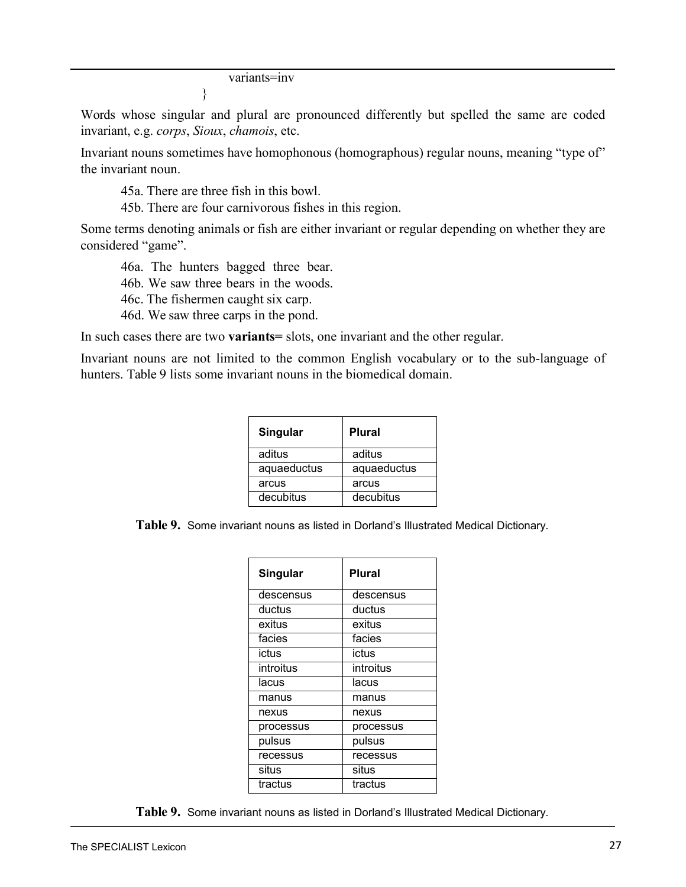```
variants=inv
}
```

Words whose singular and plural are pronounced differently but spelled the same are coded invariant, e.g. *corps*, *Sioux*, *chamois*, etc.

Invariant nouns sometimes have homophonous (homographous) regular nouns, meaning "type of" the invariant noun.

45a. There are three fish in this bowl.
45b. There are four carnivorous fishes in this region.

Some terms denoting animals or fish are either invariant or regular depending on whether they are considered "game".

46a. The hunters bagged three bear.
46b. We saw three bears in the woods.
46c. The fishermen caught six carp.
46d. We saw three carps in the pond.

In such cases there are two **variants=** slots, one invariant and the other regular.

Invariant nouns are not limited to the common English vocabulary or to the sub-language of hunters. Table 9 lists some invariant nouns in the biomedical domain.

| Singular | Plural |
|---|---|
| aditus | aditus |
| aquaeductus | aquaeductus |
| arcus | arcus |
| decubitus | decubitus |

**Table 9.** Some invariant nouns as listed in Dorland's Illustrated Medical Dictionary.

| Singular | Plural |
|---|---|
| descensus | descensus |
| ductus | ductus |
| exitus | exitus |
| facies | facies |
| ictus | ictus |
| introitus | introitus |
| lacus | lacus |
| manus | manus |
| nexus | nexus |
| processus | processus |
| pulsus | pulsus |
| recessus | recessus |
| situs | situs |
| tractus | tractus |

**Table 9.** Some invariant nouns as listed in Dorland's Illustrated Medical Dictionary.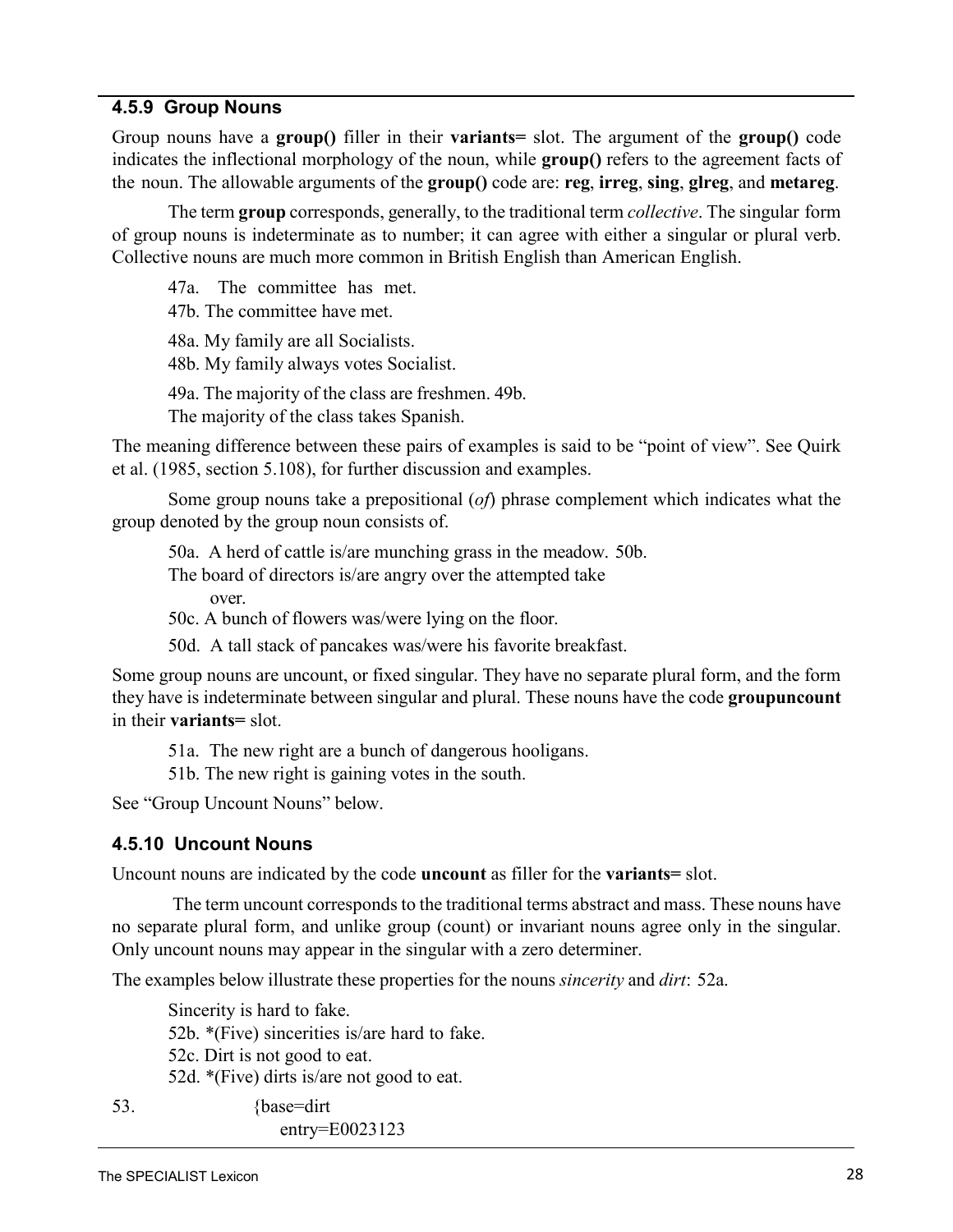### 4.5.9 Group Nouns

Group nouns have a **group()** filler in their **variants=** slot. The argument of the **group()** code indicates the inflectional morphology of the noun, while **group()** refers to the agreement facts of the noun. The allowable arguments of the **group()** code are: **reg**, **irreg**, **sing**, **glreg**, and **metareg**.

The term **group** corresponds, generally, to the traditional term *collective*. The singular form of group nouns is indeterminate as to number; it can agree with either a singular or plural verb. Collective nouns are much more common in British English than American English.

47a. The committee has met.
47b. The committee have met.

48a. My family are all Socialists.
48b. My family always votes Socialist.

49a. The majority of the class are freshmen.
49b. The majority of the class takes Spanish.

The meaning difference between these pairs of examples is said to be "point of view". See Quirk et al. (1985, section 5.108), for further discussion and examples.

Some group nouns take a prepositional (*of*) phrase complement which indicates what the group denoted by the group noun consists of.

50a. A herd of cattle is/are munching grass in the meadow.
50b. The board of directors is/are angry over the attempted take over.
50c. A bunch of flowers was/were lying on the floor.
50d. A tall stack of pancakes was/were his favorite breakfast.

Some group nouns are uncount, or fixed singular. They have no separate plural form, and the form they have is indeterminate between singular and plural. These nouns have the code **groupuncount** in their **variants=** slot.

51a. The new right are a bunch of dangerous hooligans.
51b. The new right is gaining votes in the south.

See "Group Uncount Nouns" below.

### 4.5.10 Uncount Nouns

Uncount nouns are indicated by the code **uncount** as filler for the **variants=** slot.

The term uncount corresponds to the traditional terms abstract and mass. These nouns have no separate plural form, and unlike group (count) or invariant nouns agree only in the singular. Only uncount nouns may appear in the singular with a zero determiner.

The examples below illustrate these properties for the nouns *sincerity* and *dirt*:

52a. Sincerity is hard to fake.
52b. *(Five) sincerities is/are hard to fake.
52c. Dirt is not good to eat.
52d. *(Five) dirts is/are not good to eat.

53.
```
{base=dirt
entry=E0023123
```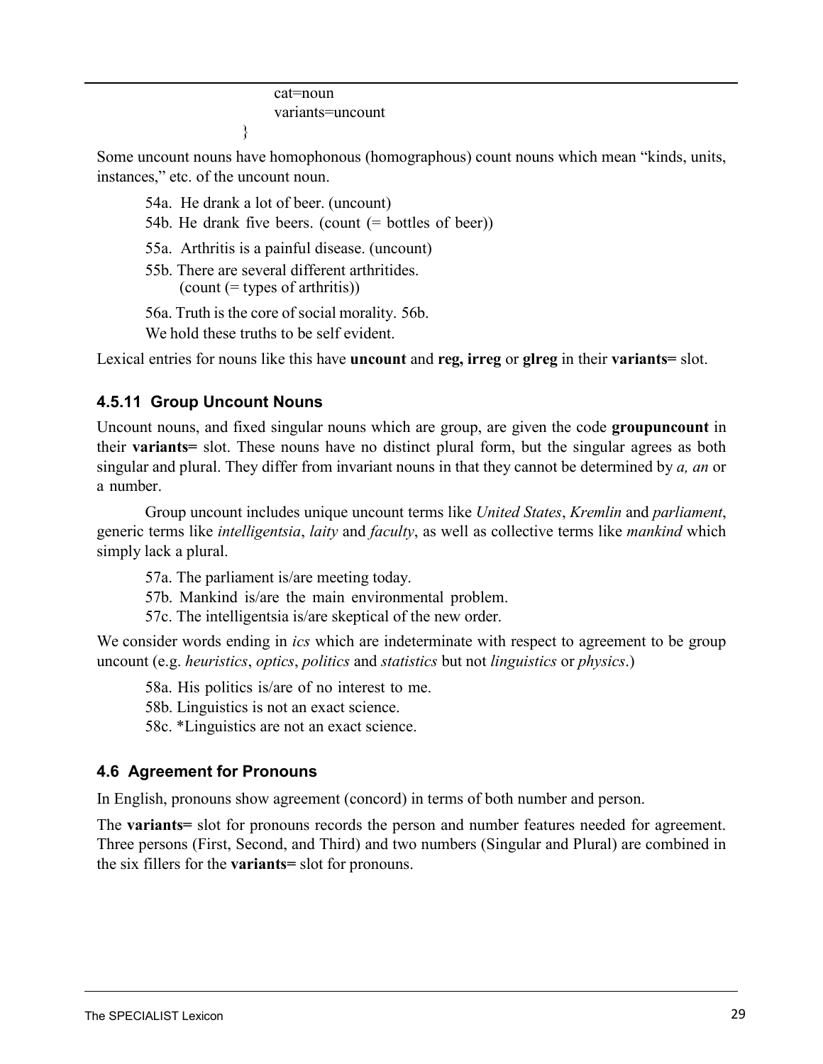```
        cat=noun
        variants=uncount
}
```

Some uncount nouns have homophonous (homographous) count nouns which mean "kinds, units, instances," etc. of the uncount noun.

54a. He drank a lot of beer. (uncount)

54b. He drank five beers. (count (= bottles of beer))

55a. Arthritis is a painful disease. (uncount)

55b. There are several different arthritides.
(count (= types of arthritis))

56a. Truth is the core of social morality. 56b.

We hold these truths to be self evident.

Lexical entries for nouns like this have **uncount** and **reg, irreg** or **glreg** in their **variants=** slot.

### 4.5.11 Group Uncount Nouns

Uncount nouns, and fixed singular nouns which are group, are given the code **groupuncount** in their **variants=** slot. These nouns have no distinct plural form, but the singular agrees as both singular and plural. They differ from invariant nouns in that they cannot be determined by *a, an* or a number.

Group uncount includes unique uncount terms like *United States*, *Kremlin* and *parliament*, generic terms like *intelligentsia*, *laity* and *faculty*, as well as collective terms like *mankind* which simply lack a plural.

57a. The parliament is/are meeting today.

57b. Mankind is/are the main environmental problem.

57c. The intelligentsia is/are skeptical of the new order.

We consider words ending in *ics* which are indeterminate with respect to agreement to be group uncount (e.g. *heuristics*, *optics*, *politics* and *statistics* but not *linguistics* or *physics*.)

58a. His politics is/are of no interest to me.

58b. Linguistics is not an exact science.

58c. *Linguistics are not an exact science.

## 4.6 Agreement for Pronouns

In English, pronouns show agreement (concord) in terms of both number and person.

The **variants=** slot for pronouns records the person and number features needed for agreement. Three persons (First, Second, and Third) and two numbers (Singular and Plural) are combined in the six fillers for the **variants=** slot for pronouns.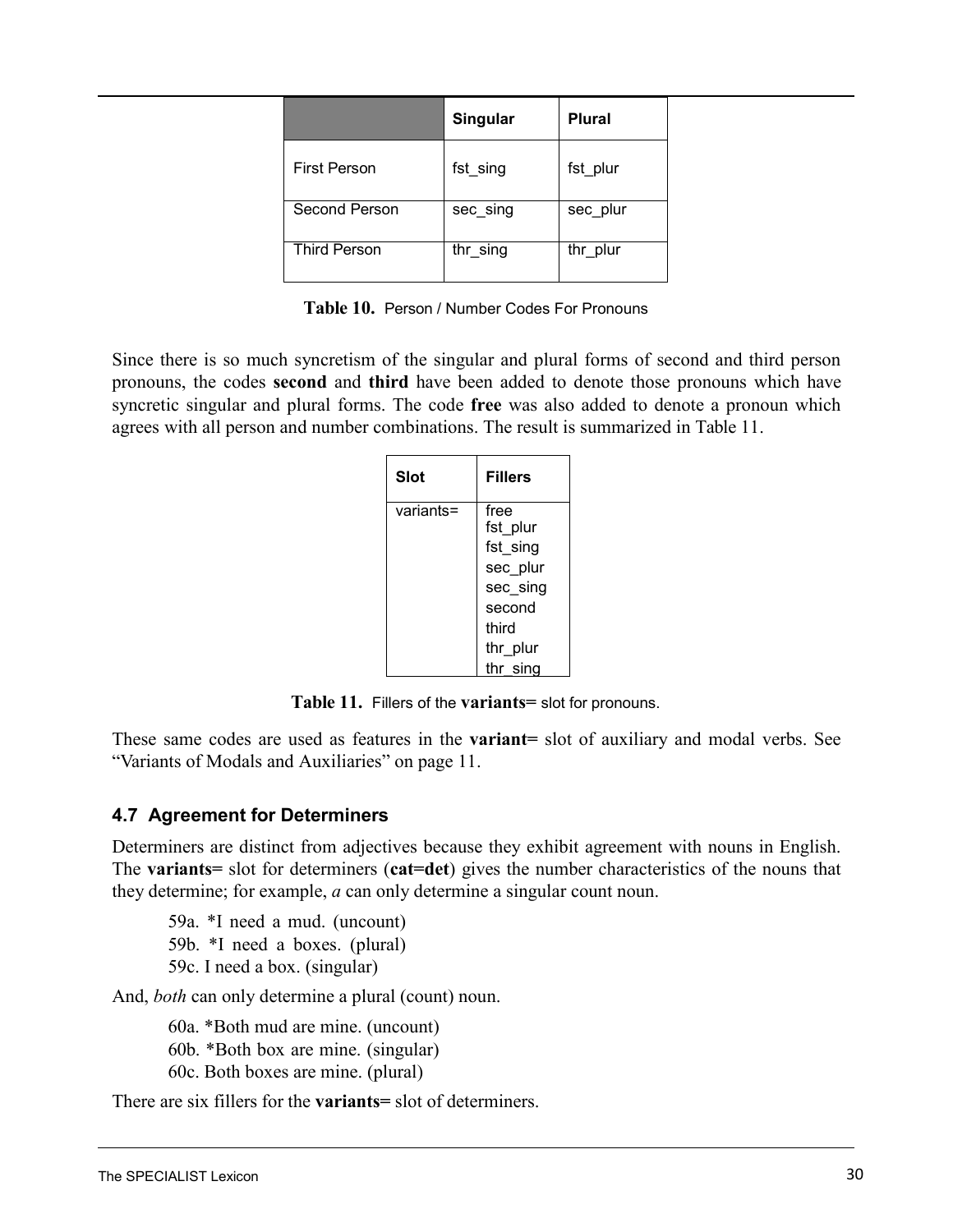| | Singular | Plural |
|---|---|---|
| First Person | fst_sing | fst_plur |
| Second Person | sec_sing | sec_plur |
| Third Person | thr_sing | thr_plur |

**Table 10.** Person / Number Codes For Pronouns

Since there is so much syncretism of the singular and plural forms of second and third person pronouns, the codes **second** and **third** have been added to denote those pronouns which have syncretic singular and plural forms. The code **free** was also added to denote a pronoun which agrees with all person and number combinations. The result is summarized in Table 11.

| Slot | Fillers |
|---|---|
| variants= | free<br>fst_plur<br>fst_sing<br>sec_plur<br>sec_sing<br>second<br>third<br>thr_plur<br>thr_sing |

**Table 11.** Fillers of the **variants=** slot for pronouns.

These same codes are used as features in the **variant=** slot of auxiliary and modal verbs. See "Variants of Modals and Auxiliaries" on page 11.

### 4.7 Agreement for Determiners

Determiners are distinct from adjectives because they exhibit agreement with nouns in English. The **variants=** slot for determiners (**cat=det**) gives the number characteristics of the nouns that they determine; for example, *a* can only determine a singular count noun.

59a. *I need a mud. (uncount)
59b. *I need a boxes. (plural)
59c. I need a box. (singular)

And, *both* can only determine a plural (count) noun.

60a. *Both mud are mine. (uncount)
60b. *Both box are mine. (singular)
60c. Both boxes are mine. (plural)

There are six fillers for the **variants=** slot of determiners.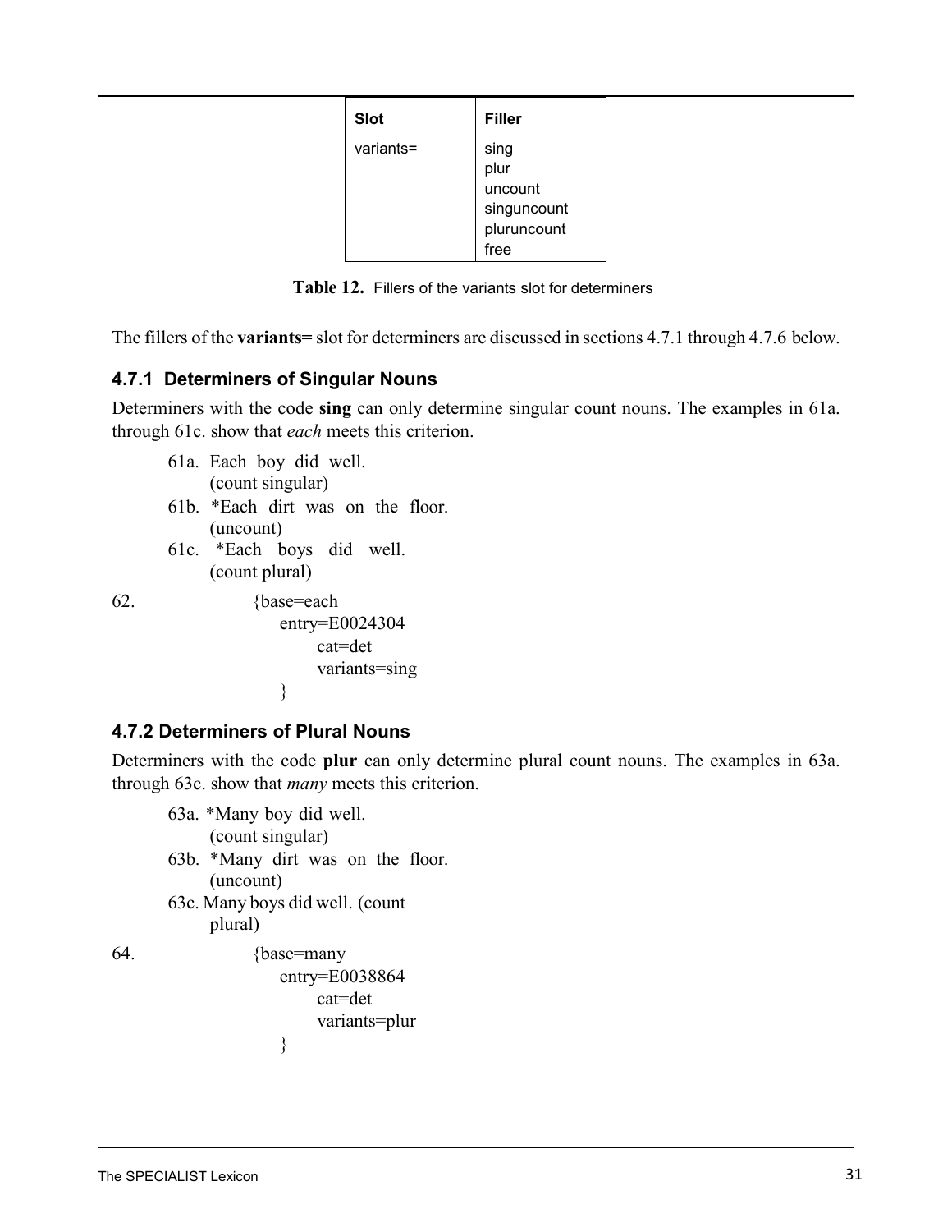| Slot | Filler |
| --- | --- |
| variants= | sing<br>plur<br>uncount<br>singuncount<br>pluruncount<br>free |

**Table 12.** Fillers of the variants slot for determiners

The fillers of the **variants=** slot for determiners are discussed in sections 4.7.1 through 4.7.6 below.

### 4.7.1 Determiners of Singular Nouns

Determiners with the code **sing** can only determine singular count nouns. The examples in 61a. through 61c. show that *each* meets this criterion.

61a. Each boy did well.
(count singular)
61b. *Each dirt was on the floor.
(uncount)
61c. *Each boys did well.
(count plural)

62.
```
{base=each
    entry=E0024304
        cat=det
        variants=sing
}
```

### 4.7.2 Determiners of Plural Nouns

Determiners with the code **plur** can only determine plural count nouns. The examples in 63a. through 63c. show that *many* meets this criterion.

63a. *Many boy did well.
(count singular)
63b. *Many dirt was on the floor.
(uncount)
63c. Many boys did well. (count
plural)

64.
```
{base=many
    entry=E0038864
        cat=det
        variants=plur
}
```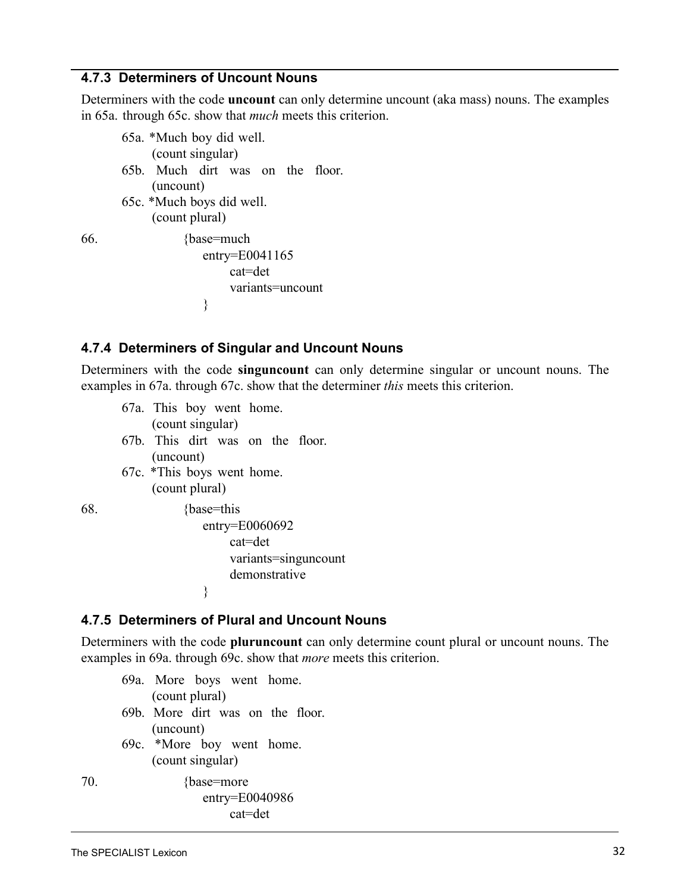### 4.7.3 Determiners of Uncount Nouns

Determiners with the code **uncount** can only determine uncount (aka mass) nouns. The examples in 65a. through 65c. show that *much* meets this criterion.

65a. *Much boy did well.
(count singular)
65b. Much dirt was on the floor.
(uncount)
65c. *Much boys did well.
(count plural)

66.
```
{base=much
   entry=E0041165
      cat=det
      variants=uncount
   }
```

### 4.7.4 Determiners of Singular and Uncount Nouns

Determiners with the code **singuncount** can only determine singular or uncount nouns. The examples in 67a. through 67c. show that the determiner *this* meets this criterion.

67a. This boy went home.
(count singular)
67b. This dirt was on the floor.
(uncount)
67c. *This boys went home.
(count plural)

68.
```
{base=this
   entry=E0060692
      cat=det
      variants=singuncount
      demonstrative
   }
```

### 4.7.5 Determiners of Plural and Uncount Nouns

Determiners with the code **pluruncount** can only determine count plural or uncount nouns. The examples in 69a. through 69c. show that *more* meets this criterion.

69a. More boys went home.
(count plural)
69b. More dirt was on the floor.
(uncount)
69c. *More boy went home.
(count singular)

70.
```
{base=more
   entry=E0040986
      cat=det
```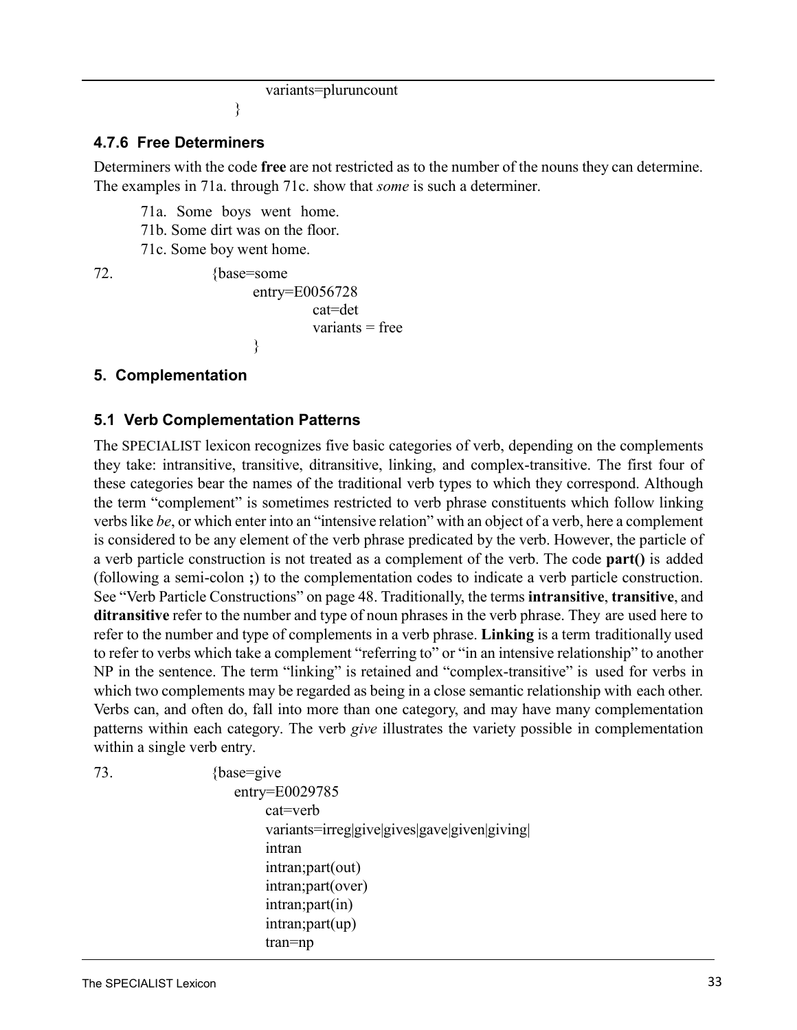```
                variants=pluruncount
        }
```

### 4.7.6 Free Determiners

Determiners with the code **free** are not restricted as to the number of the nouns they can determine. The examples in 71a. through 71c. show that *some* is such a determiner.

71a. Some boys went home.
71b. Some dirt was on the floor.
71c. Some boy went home.

```
72.     {base=some
            entry=E0056728
                cat=det
                variants = free
        }
```

## 5. Complementation

### 5.1 Verb Complementation Patterns

The SPECIALIST lexicon recognizes five basic categories of verb, depending on the complements they take: intransitive, transitive, ditransitive, linking, and complex-transitive. The first four of these categories bear the names of the traditional verb types to which they correspond. Although the term "complement" is sometimes restricted to verb phrase constituents which follow linking verbs like *be*, or which enter into an "intensive relation" with an object of a verb, here a complement is considered to be any element of the verb phrase predicated by the verb. However, the particle of a verb particle construction is not treated as a complement of the verb. The code **part()** is added (following a semi-colon **;**) to the complementation codes to indicate a verb particle construction. See "Verb Particle Constructions" on page 48. Traditionally, the terms **intransitive**, **transitive**, and **ditransitive** refer to the number and type of noun phrases in the verb phrase. They are used here to refer to the number and type of complements in a verb phrase. **Linking** is a term traditionally used to refer to verbs which take a complement "referring to" or "in an intensive relationship" to another NP in the sentence. The term "linking" is retained and "complex-transitive" is used for verbs in which two complements may be regarded as being in a close semantic relationship with each other. Verbs can, and often do, fall into more than one category, and may have many complementation patterns within each category. The verb *give* illustrates the variety possible in complementation within a single verb entry.

```
73.     {base=give
            entry=E0029785
                cat=verb
                variants=irreg|give|gives|gave|given|giving|
                intran
                intran;part(out)
                intran;part(over)
                intran;part(in)
                intran;part(up)
                tran=np
```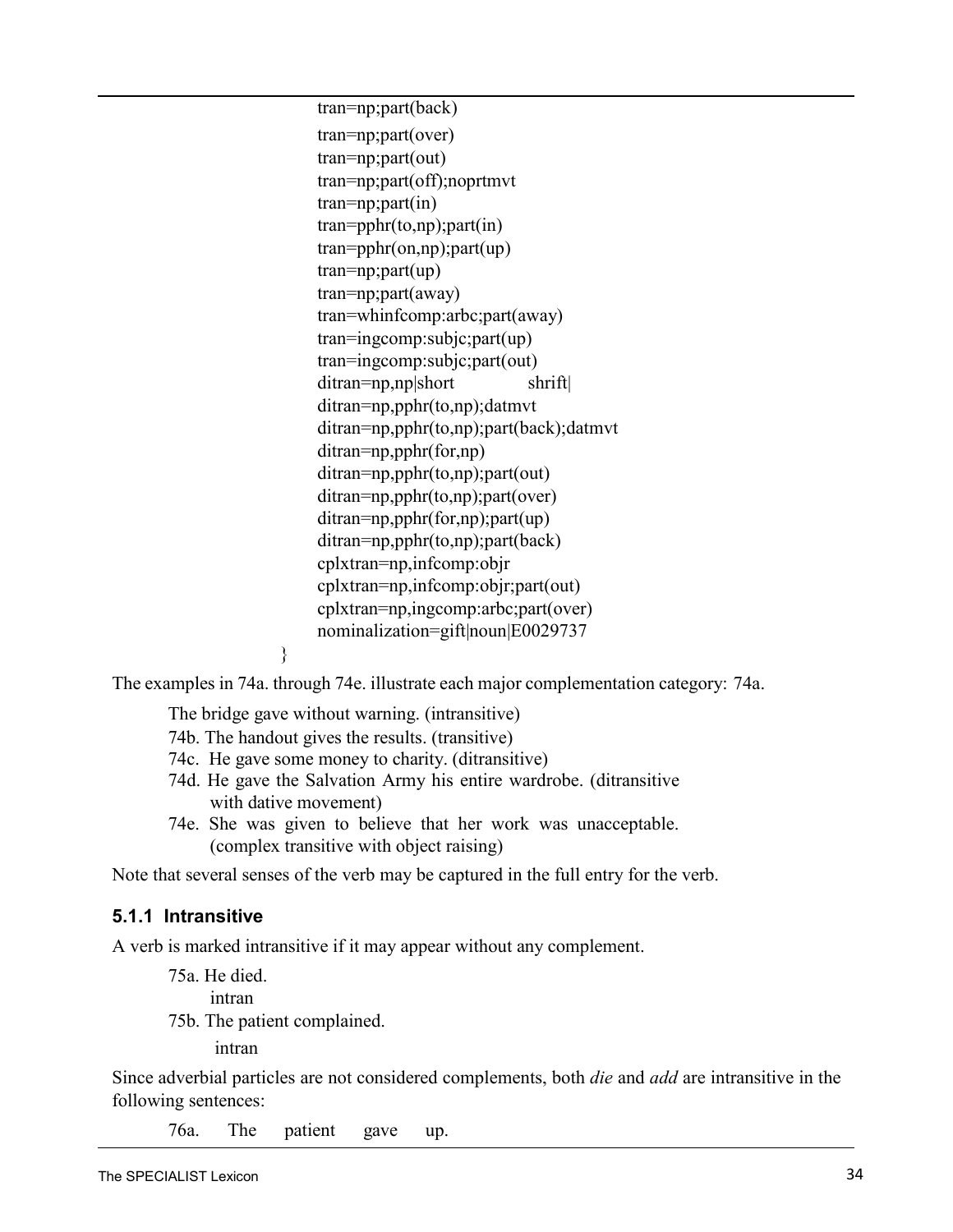```
                  tran=np;part(back)
                  tran=np;part(over)
                  tran=np;part(out)
                  tran=np;part(off);noprtmvt
                  tran=np;part(in)
                  tran=pphr(to,np);part(in)
                  tran=pphr(on,np);part(up)
                  tran=np;part(up)
                  tran=np;part(away)
                  tran=whinfcomp:arbc;part(away)
                  tran=ingcomp:subjc;part(up)
                  tran=ingcomp:subjc;part(out)
                  ditran=np,np|short shrift|
                  ditran=np,pphr(to,np);datmvt
                  ditran=np,pphr(to,np);part(back);datmvt
                  ditran=np,pphr(for,np)
                  ditran=np,pphr(to,np);part(out)
                  ditran=np,pphr(to,np);part(over)
                  ditran=np,pphr(for,np);part(up)
                  ditran=np,pphr(to,np);part(back)
                  cplxtran=np,infcomp:objr
                  cplxtran=np,infcomp:objr;part(out)
                  cplxtran=np,ingcomp:arbc;part(over)
                  nominalization=gift|noun|E0029737
}
```

The examples in 74a. through 74e. illustrate each major complementation category:

74a. The bridge gave without warning. (intransitive)

74b. The handout gives the results. (transitive)

74c. He gave some money to charity. (ditransitive)

74d. He gave the Salvation Army his entire wardrobe. (ditransitive with dative movement)

74e. She was given to believe that her work was unacceptable. (complex transitive with object raising)

Note that several senses of the verb may be captured in the full entry for the verb.

### 5.1.1 Intransitive

A verb is marked intransitive if it may appear without any complement.

75a. He died.
  intran

75b. The patient complained.
  intran

Since adverbial particles are not considered complements, both *die* and *add* are intransitive in the following sentences:

76a. The patient gave up.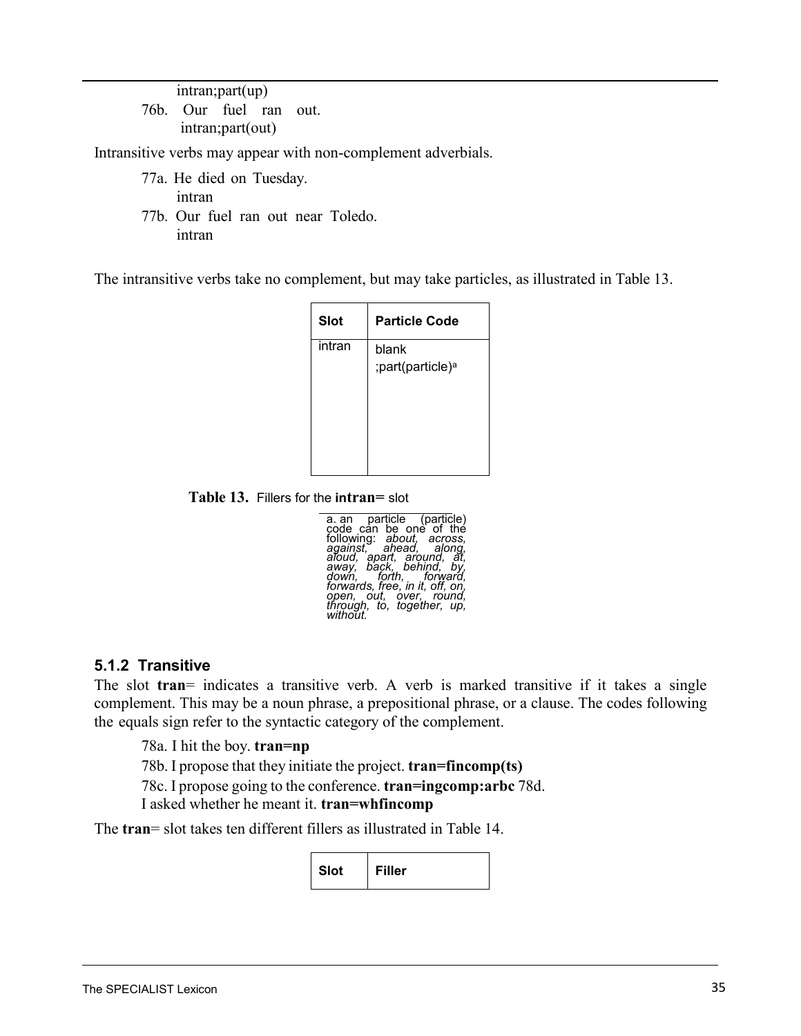intran;part(up)

76b. Our fuel ran out.
     intran;part(out)

Intransitive verbs may appear with non-complement adverbials.

77a. He died on Tuesday.
     intran

77b. Our fuel ran out near Toledo.
     intran

The intransitive verbs take no complement, but may take particles, as illustrated in Table 13.

| Slot | Particle Code |
|---|---|
| intran | blank<br>;part(particle)[a] |

**Table 13.** Fillers for the **intran=** slot

a. an particle (particle) code can be one of the following: *about, across, against, ahead, along, aloud, apart, around, at, away, back, behind, by, down, forth, forward, forwards, free, in it, off, on, open, out, over, round, through, to, together, up, without.*

### 5.1.2 Transitive

The slot **tran**= indicates a transitive verb. A verb is marked transitive if it takes a single complement. This may be a noun phrase, a prepositional phrase, or a clause. The codes following the equals sign refer to the syntactic category of the complement.

78a. I hit the boy. **tran=np**

78b. I propose that they initiate the project. **tran=fincomp(ts)**

78c. I propose going to the conference. **tran=ingcomp:arbc** 78d.
I asked whether he meant it. **tran=whfincomp**

The **tran**= slot takes ten different fillers as illustrated in Table 14.

| Slot | Filler |
|---|---|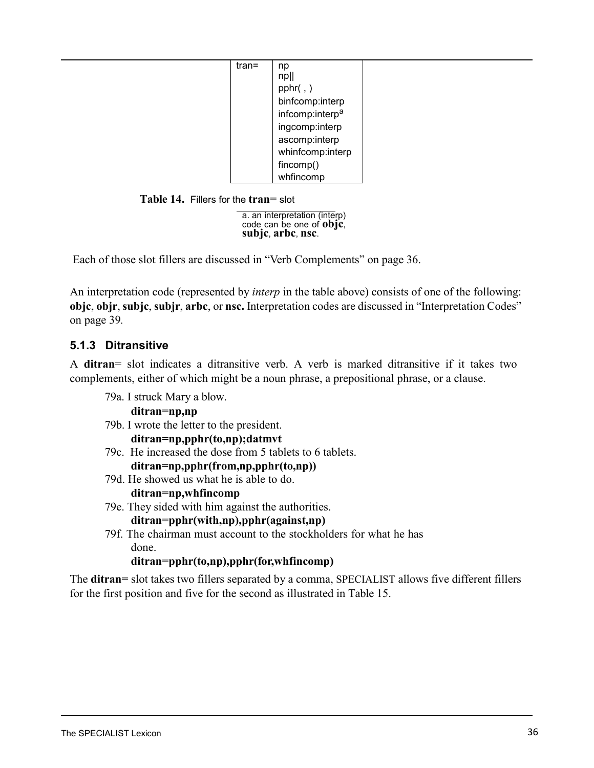| tran= | np |
|---|---|
| | np&#124;&#124; |
| | pphr( , ) |
| | binfcomp:interp |
| | infcomp:interp[a] |
| | ingcomp:interp |
| | ascomp:interp |
| | whinfcomp:interp |
| | fincomp() |
| | whfincomp |

**Table 14.** Fillers for the **tran=** slot

a. an interpretation (interp) code can be one of **objc**, **subjc**, **arbc**, **nsc**.

Each of those slot fillers are discussed in "Verb Complements" on page 36.

An interpretation code (represented by *interp* in the table above) consists of one of the following: **objc**, **objr**, **subjc**, **subjr**, **arbc**, or **nsc.** Interpretation codes are discussed in "Interpretation Codes" on page 39.

### 5.1.3 Ditransitive

A **ditran**= slot indicates a ditransitive verb. A verb is marked ditransitive if it takes two complements, either of which might be a noun phrase, a prepositional phrase, or a clause.

79a. I struck Mary a blow.
**ditran=np,np**

79b. I wrote the letter to the president.
**ditran=np,pphr(to,np);datmvt**

79c. He increased the dose from 5 tablets to 6 tablets.
**ditran=np,pphr(from,np,pphr(to,np))**

79d. He showed us what he is able to do.
**ditran=np,whfincomp**

79e. They sided with him against the authorities.
**ditran=pphr(with,np),pphr(against,np)**

79f. The chairman must account to the stockholders for what he has done.
**ditran=pphr(to,np),pphr(for,whfincomp)**

The **ditran=** slot takes two fillers separated by a comma, SPECIALIST allows five different fillers for the first position and five for the second as illustrated in Table 15.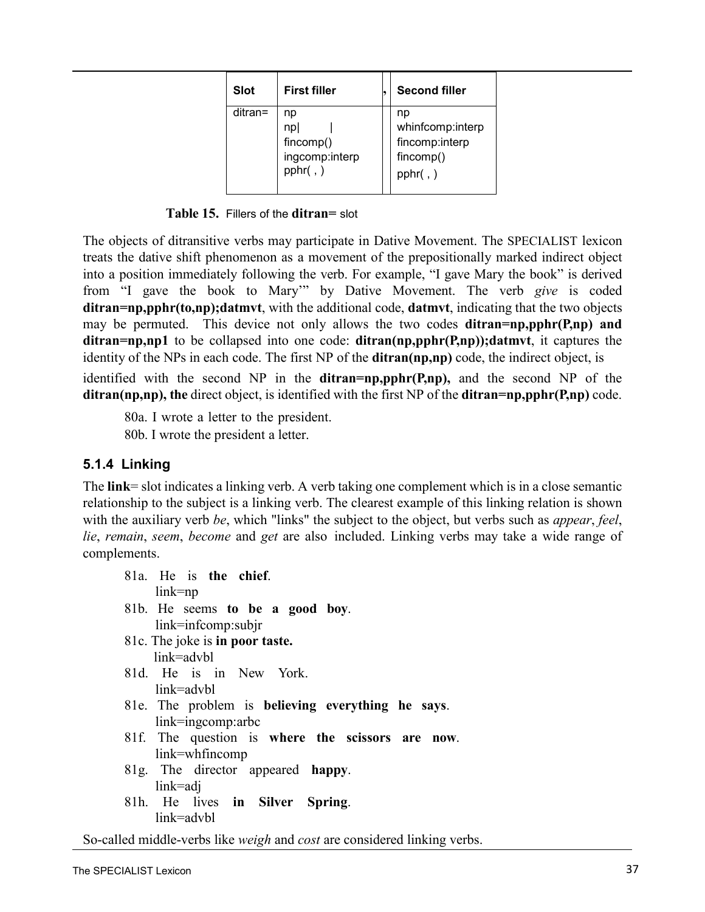| Slot | First filler | , | Second filler |
|---|---|---|---|
| ditran= | np<br>np\|&nbsp;&nbsp;&nbsp;&nbsp;&nbsp;&nbsp;&nbsp;\|<br>fincomp()<br>ingcomp:interp<br>pphr( , ) | | np<br>whinfcomp:interp<br>fincomp:interp<br>fincomp()<br>pphr( , ) |

**Table 15.** Fillers of the **ditran=** slot

The objects of ditransitive verbs may participate in Dative Movement. The SPECIALIST lexicon treats the dative shift phenomenon as a movement of the prepositionally marked indirect object into a position immediately following the verb. For example, "I gave Mary the book" is derived from "I gave the book to Mary'" by Dative Movement. The verb *give* is coded **ditran=np,pphr(to,np);datmvt**, with the additional code, **datmvt**, indicating that the two objects may be permuted. This device not only allows the two codes **ditran=np,pphr(P,np) and ditran=np,np1** to be collapsed into one code: **ditran(np,pphr(P,np));datmvt**, it captures the identity of the NPs in each code. The first NP of the **ditran(np,np)** code, the indirect object, is identified with the second NP in the **ditran=np,pphr(P,np),** and the second NP of the **ditran(np,np), the** direct object, is identified with the first NP of the **ditran=np,pphr(P,np)** code.

80a. I wrote a letter to the president.
80b. I wrote the president a letter.

### 5.1.4 Linking

The **link**= slot indicates a linking verb. A verb taking one complement which is in a close semantic relationship to the subject is a linking verb. The clearest example of this linking relation is shown with the auxiliary verb *be*, which "links" the subject to the object, but verbs such as *appear*, *feel*, *lie*, *remain*, *seem*, *become* and *get* are also included. Linking verbs may take a wide range of complements.

81a. He is **the chief**.
link=np
81b. He seems **to be a good boy**.
link=infcomp:subjr
81c. The joke is **in poor taste.**
link=advbl
81d. He is in New York.
link=advbl
81e. The problem is **believing everything he says**.
link=ingcomp:arbc
81f. The question is **where the scissors are now**.
link=whfincomp
81g. The director appeared **happy**.
link=adj
81h. He lives **in Silver Spring**.
link=advbl

So-called middle-verbs like *weigh* and *cost* are considered linking verbs.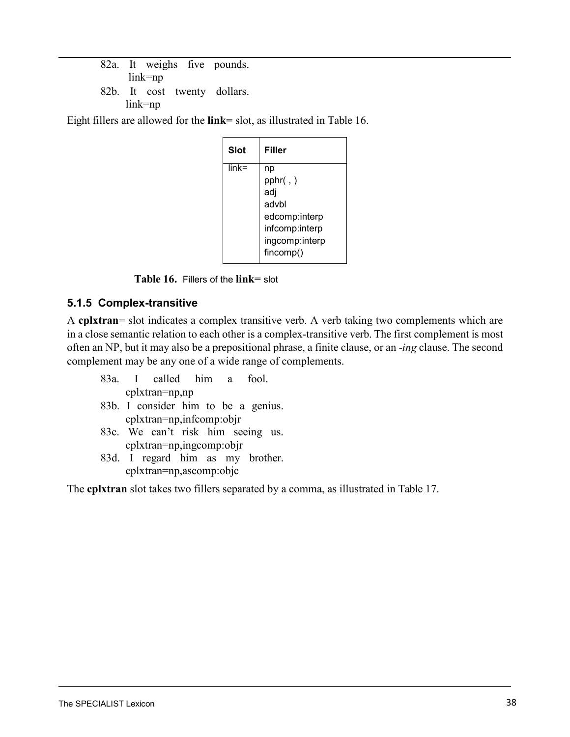82a. It weighs five pounds.
link=np

82b. It cost twenty dollars.
link=np

Eight fillers are allowed for the **link=** slot, as illustrated in Table 16.

| Slot | Filler |
|---|---|
| link= | np<br>pphr( , )<br>adj<br>advbl<br>edcomp:interp<br>infcomp:interp<br>ingcomp:interp<br>fincomp() |

**Table 16.** Fillers of the **link=** slot

### 5.1.5 Complex-transitive

A **cplxtran**= slot indicates a complex transitive verb. A verb taking two complements which are in a close semantic relation to each other is a complex-transitive verb. The first complement is most often an NP, but it may also be a prepositional phrase, a finite clause, or an -*ing* clause. The second complement may be any one of a wide range of complements.

83a. I called him a fool.
cplxtran=np,np

83b. I consider him to be a genius.
cplxtran=np,infcomp:objr

83c. We can't risk him seeing us.
cplxtran=np,ingcomp:objr

83d. I regard him as my brother.
cplxtran=np,ascomp:objc

The **cplxtran** slot takes two fillers separated by a comma, as illustrated in Table 17.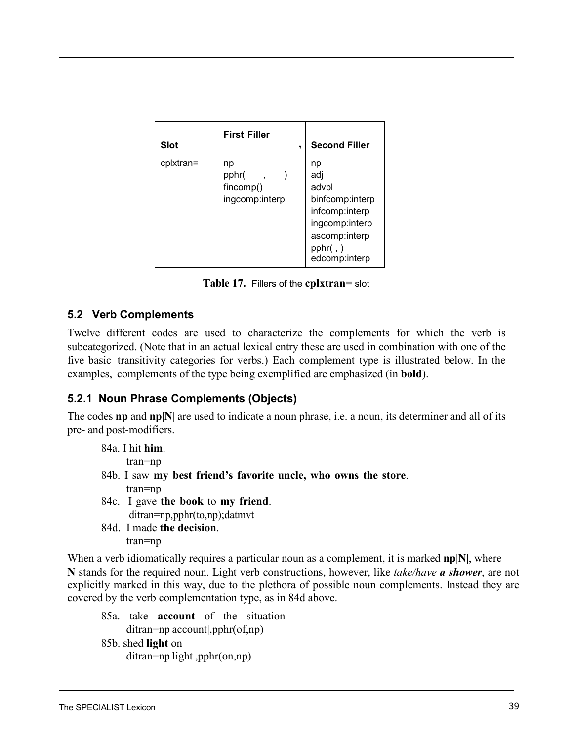| Slot | First Filler | , | Second Filler |
|---|---|---|---|
| cplxtran= | np<br>pphr( , )<br>fincomp()<br>ingcomp:interp | | np<br>adj<br>advbl<br>binfcomp:interp<br>infcomp:interp<br>ingcomp:interp<br>ascomp:interp<br>pphr( , )<br>edcomp:interp |

**Table 17.** Fillers of the **cplxtran=** slot

### 5.2 Verb Complements

Twelve different codes are used to characterize the complements for which the verb is subcategorized. (Note that in an actual lexical entry these are used in combination with one of the five basic transitivity categories for verbs.) Each complement type is illustrated below. In the examples, complements of the type being exemplified are emphasized (in **bold**).

#### 5.2.1 Noun Phrase Complements (Objects)

The codes **np** and **np|N|** are used to indicate a noun phrase, i.e. a noun, its determiner and all of its pre- and post-modifiers.

84a. I hit **him**.
tran=np

84b. I saw **my best friend's favorite uncle, who owns the store**.
tran=np

84c. I gave **the book** to **my friend**.
ditran=np,pphr(to,np);datmvt

84d. I made **the decision**.
tran=np

When a verb idiomatically requires a particular noun as a complement, it is marked **np|N|**, where **N** stands for the required noun. Light verb constructions, however, like *take/have **a shower***, are not explicitly marked in this way, due to the plethora of possible noun complements. Instead they are covered by the verb complementation type, as in 84d above.

85a. take **account** of the situation
ditran=np|account|,pphr(of,np)

85b. shed **light** on
ditran=np|light|,pphr(on,np)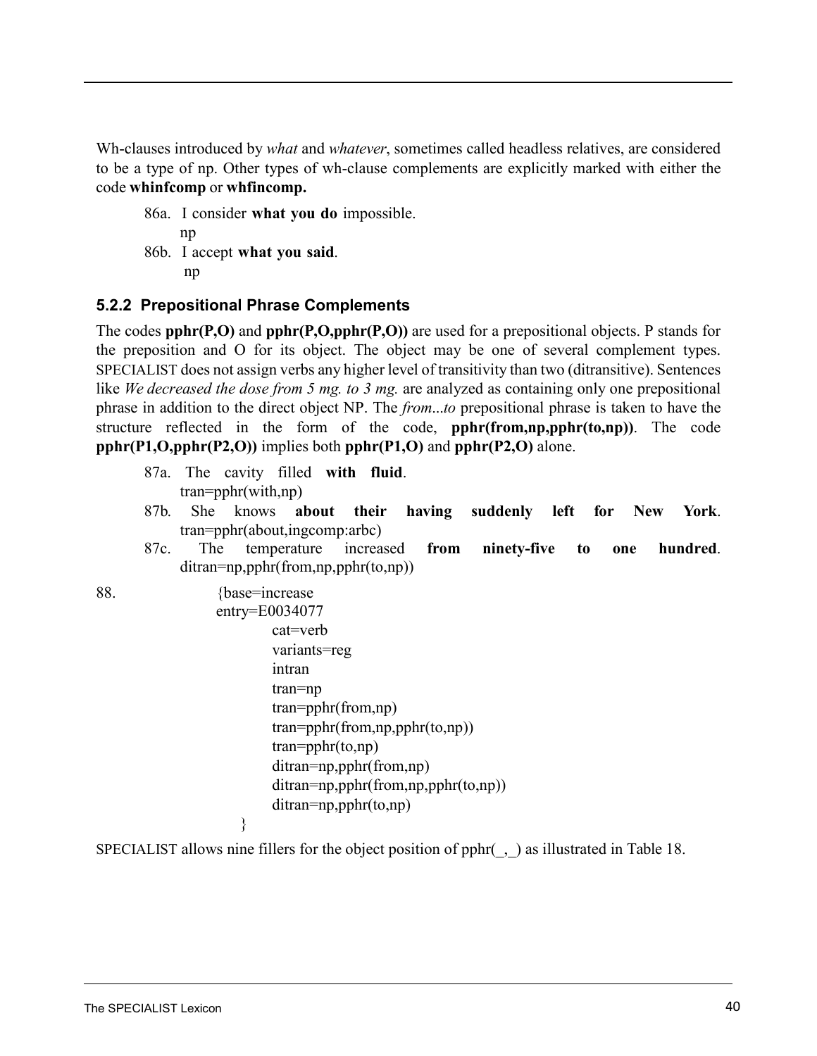Wh-clauses introduced by *what* and *whatever*, sometimes called headless relatives, are considered to be a type of np. Other types of wh-clause complements are explicitly marked with either the code **whinfcomp** or **whfincomp.**

86a. I consider **what you do** impossible.
np

86b. I accept **what you said**.
np

### 5.2.2 Prepositional Phrase Complements

The codes **pphr(P,O)** and **pphr(P,O,pphr(P,O))** are used for a prepositional objects. P stands for the preposition and O for its object. The object may be one of several complement types. SPECIALIST does not assign verbs any higher level of transitivity than two (ditransitive). Sentences like *We decreased the dose from 5 mg. to 3 mg.* are analyzed as containing only one prepositional phrase in addition to the direct object NP. The *from...to* prepositional phrase is taken to have the structure reflected in the form of the code, **pphr(from,np,pphr(to,np))**. The code **pphr(P1,O,pphr(P2,O))** implies both **pphr(P1,O)** and **pphr(P2,O)** alone.

87a. The cavity filled **with fluid**.
tran=pphr(with,np)

87b. She knows **about their having suddenly left for New York**.
tran=pphr(about,ingcomp:arbc)

87c. The temperature increased **from ninety-five to one hundred**.
ditran=np,pphr(from,np,pphr(to,np))

88.

```
{base=increase
entry=E0034077
	cat=verb
	variants=reg
	intran
	tran=np
	tran=pphr(from,np)
	tran=pphr(from,np,pphr(to,np))
	tran=pphr(to,np)
	ditran=np,pphr(from,np)
	ditran=np,pphr(from,np,pphr(to,np))
	ditran=np,pphr(to,np)
}
```

SPECIALIST allows nine fillers for the object position of pphr(_,_) as illustrated in Table 18.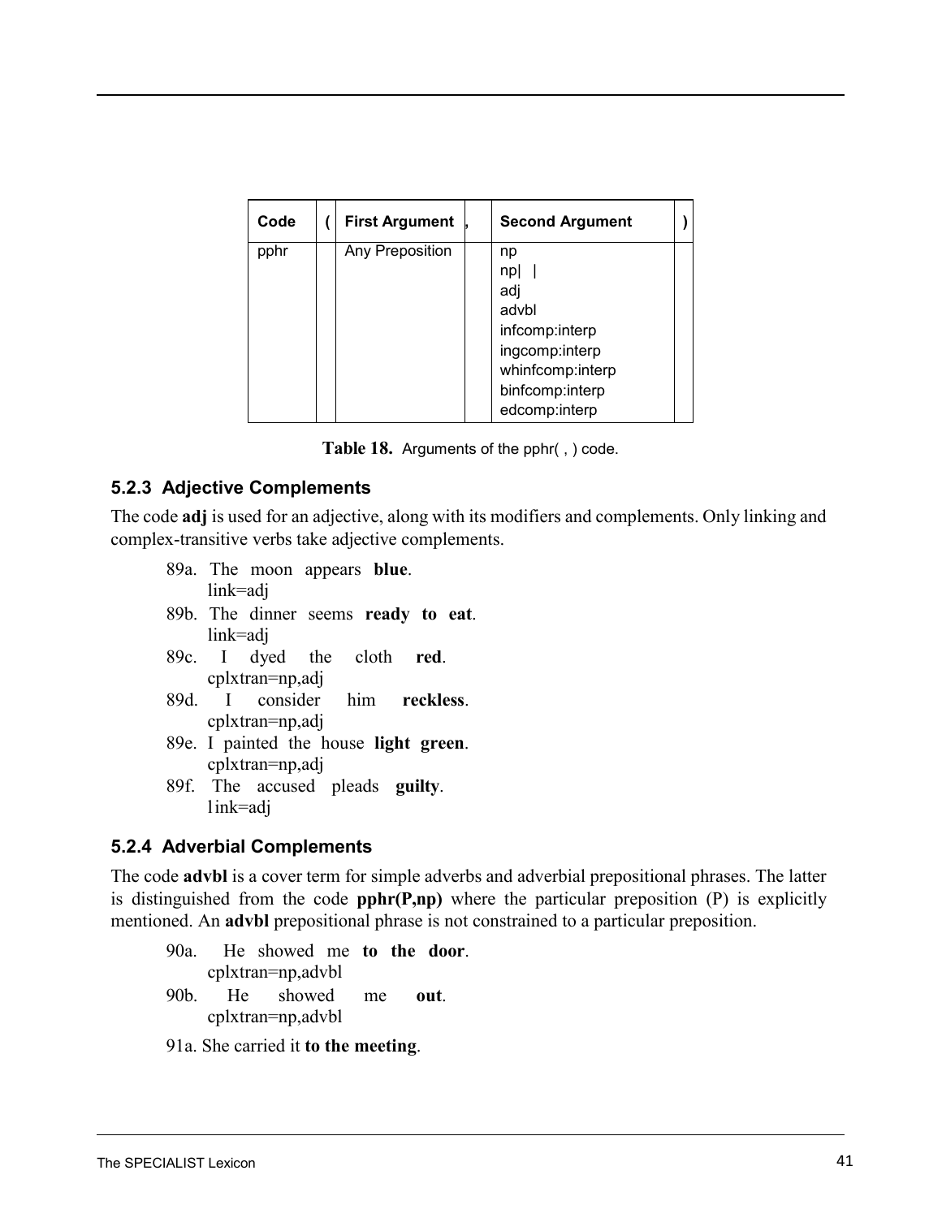| Code | ( | First Argument | , | Second Argument | ) |
|---|---|---|---|---|---|
| pphr | | Any Preposition | | np<br>np\| \|<br>adj<br>advbl<br>infcomp:interp<br>ingcomp:interp<br>whinfcomp:interp<br>binfcomp:interp<br>edcomp:interp | |

**Table 18.** Arguments of the pphr( , ) code.

### 5.2.3 Adjective Complements

The code **adj** is used for an adjective, along with its modifiers and complements. Only linking and complex-transitive verbs take adjective complements.

89a. The moon appears **blue**.
link=adj

89b. The dinner seems **ready to eat**.
link=adj

89c. I dyed the cloth **red**.
cplxtran=np,adj

89d. I consider him **reckless**.
cplxtran=np,adj

89e. I painted the house **light green**.
cplxtran=np,adj

89f. The accused pleads **guilty**.
link=adj

### 5.2.4 Adverbial Complements

The code **advbl** is a cover term for simple adverbs and adverbial prepositional phrases. The latter is distinguished from the code **pphr(P,np)** where the particular preposition (P) is explicitly mentioned. An **advbl** prepositional phrase is not constrained to a particular preposition.

90a. He showed me **to the door**.
cplxtran=np,advbl

90b. He showed me **out**.
cplxtran=np,advbl

91a. She carried it **to the meeting**.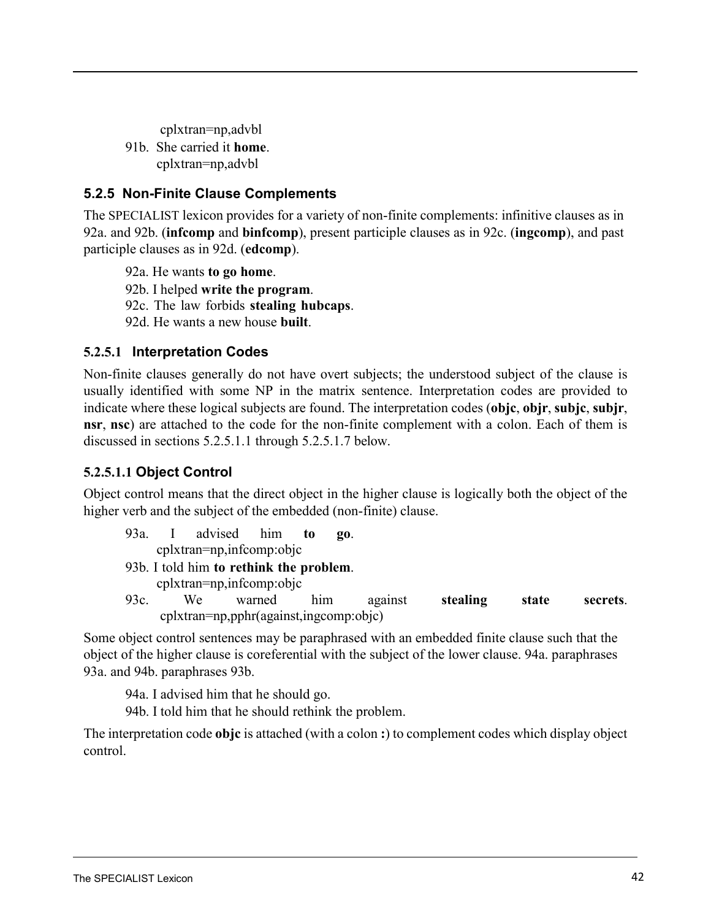cplxtran=np,advbl

91b. She carried it **home**.
cplxtran=np,advbl

### 5.2.5 Non-Finite Clause Complements

The SPECIALIST lexicon provides for a variety of non-finite complements: infinitive clauses as in 92a. and 92b. (**infcomp** and **binfcomp**), present participle clauses as in 92c. (**ingcomp**), and past participle clauses as in 92d. (**edcomp**).

92a. He wants **to go home**.

92b. I helped **write the program**.

92c. The law forbids **stealing hubcaps**.

92d. He wants a new house **built**.

#### 5.2.5.1 Interpretation Codes

Non-finite clauses generally do not have overt subjects; the understood subject of the clause is usually identified with some NP in the matrix sentence. Interpretation codes are provided to indicate where these logical subjects are found. The interpretation codes (**objc**, **objr**, **subjc**, **subjr**, **nsr**, **nsc**) are attached to the code for the non-finite complement with a colon. Each of them is discussed in sections 5.2.5.1.1 through 5.2.5.1.7 below.

##### 5.2.5.1.1 Object Control

Object control means that the direct object in the higher clause is logically both the object of the higher verb and the subject of the embedded (non-finite) clause.

93a. I advised him **to go**.
cplxtran=np,infcomp:objc

93b. I told him **to rethink the problem**.
cplxtran=np,infcomp:objc

93c. We warned him against **stealing state secrets**.
cplxtran=np,pphr(against,ingcomp:objc)

Some object control sentences may be paraphrased with an embedded finite clause such that the object of the higher clause is coreferential with the subject of the lower clause. 94a. paraphrases 93a. and 94b. paraphrases 93b.

94a. I advised him that he should go.

94b. I told him that he should rethink the problem.

The interpretation code **objc** is attached (with a colon **:**) to complement codes which display object control.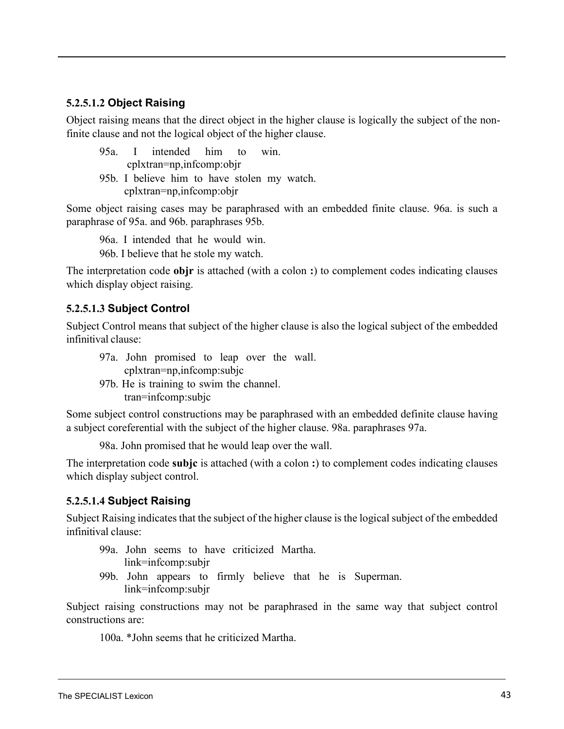#### 5.2.5.1.2 Object Raising

Object raising means that the direct object in the higher clause is logically the subject of the non-finite clause and not the logical object of the higher clause.

95a. I intended him to win.
cplxtran=np,infcomp:objr

95b. I believe him to have stolen my watch.
cplxtran=np,infcomp:objr

Some object raising cases may be paraphrased with an embedded finite clause. 96a. is such a paraphrase of 95a. and 96b. paraphrases 95b.

96a. I intended that he would win.

96b. I believe that he stole my watch.

The interpretation code **objr** is attached (with a colon **:**) to complement codes indicating clauses which display object raising.

#### 5.2.5.1.3 Subject Control

Subject Control means that subject of the higher clause is also the logical subject of the embedded infinitival clause:

97a. John promised to leap over the wall.
cplxtran=np,infcomp:subjc

97b. He is training to swim the channel.
tran=infcomp:subjc

Some subject control constructions may be paraphrased with an embedded definite clause having a subject coreferential with the subject of the higher clause. 98a. paraphrases 97a.

98a. John promised that he would leap over the wall.

The interpretation code **subjc** is attached (with a colon **:**) to complement codes indicating clauses which display subject control.

#### 5.2.5.1.4 Subject Raising

Subject Raising indicates that the subject of the higher clause is the logical subject of the embedded infinitival clause:

99a. John seems to have criticized Martha.
link=infcomp:subjr

99b. John appears to firmly believe that he is Superman.
link=infcomp:subjr

Subject raising constructions may not be paraphrased in the same way that subject control constructions are:

100a. *John seems that he criticized Martha.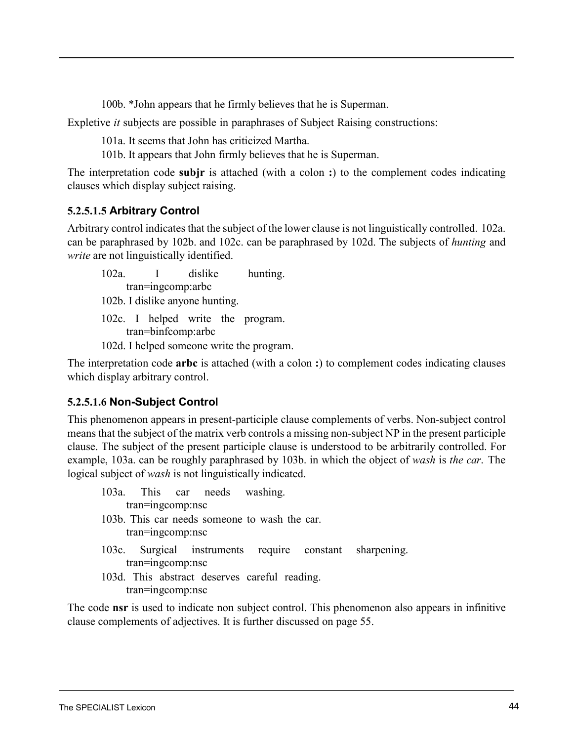100b. *John appears that he firmly believes that he is Superman.

Expletive *it* subjects are possible in paraphrases of Subject Raising constructions:

101a. It seems that John has criticized Martha.

101b. It appears that John firmly believes that he is Superman.

The interpretation code **subjr** is attached (with a colon **:**) to the complement codes indicating clauses which display subject raising.

#### 5.2.5.1.5 Arbitrary Control

Arbitrary control indicates that the subject of the lower clause is not linguistically controlled. 102a. can be paraphrased by 102b. and 102c. can be paraphrased by 102d. The subjects of *hunting* and *write* are not linguistically identified.

102a. I dislike hunting.
tran=ingcomp:arbc

102b. I dislike anyone hunting.

102c. I helped write the program.
tran=binfcomp:arbc

102d. I helped someone write the program.

The interpretation code **arbc** is attached (with a colon **:**) to complement codes indicating clauses which display arbitrary control.

#### 5.2.5.1.6 Non-Subject Control

This phenomenon appears in present-participle clause complements of verbs. Non-subject control means that the subject of the matrix verb controls a missing non-subject NP in the present participle clause. The subject of the present participle clause is understood to be arbitrarily controlled. For example, 103a. can be roughly paraphrased by 103b. in which the object of *wash* is *the car*. The logical subject of *wash* is not linguistically indicated.

103a. This car needs washing.
tran=ingcomp:nsc

103b. This car needs someone to wash the car.
tran=ingcomp:nsc

103c. Surgical instruments require constant sharpening.
tran=ingcomp:nsc

103d. This abstract deserves careful reading.
tran=ingcomp:nsc

The code **nsr** is used to indicate non subject control. This phenomenon also appears in infinitive clause complements of adjectives. It is further discussed on page 55.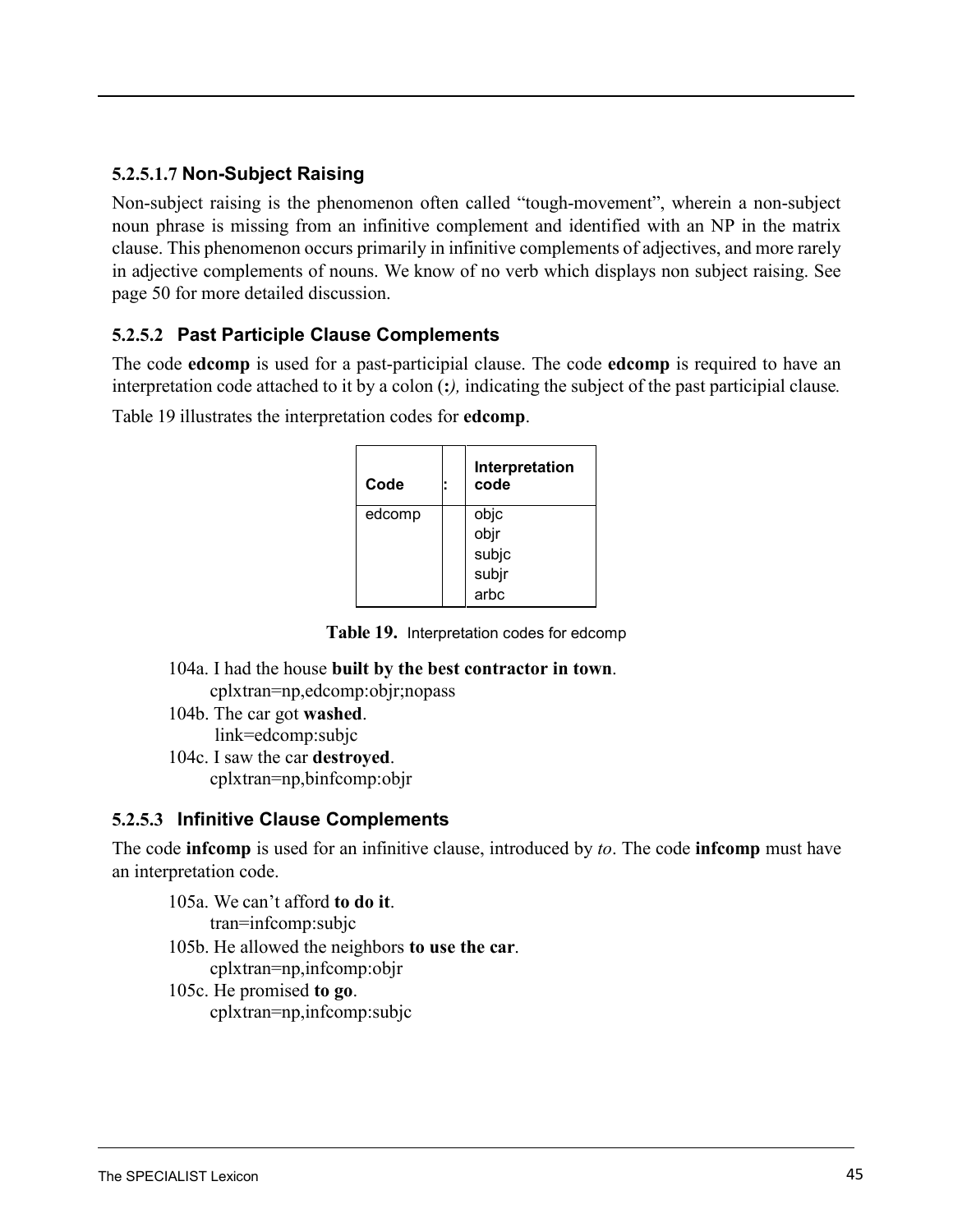#### 5.2.5.1.7 Non-Subject Raising

Non-subject raising is the phenomenon often called “tough-movement”, wherein a non-subject noun phrase is missing from an infinitive complement and identified with an NP in the matrix clause. This phenomenon occurs primarily in infinitive complements of adjectives, and more rarely in adjective complements of nouns. We know of no verb which displays non subject raising. See page 50 for more detailed discussion.

### 5.2.5.2 Past Participle Clause Complements

The code **edcomp** is used for a past-participial clause. The code **edcomp** is required to have an interpretation code attached to it by a colon (**:**), indicating the subject of the past participial clause.

Table 19 illustrates the interpretation codes for **edcomp**.

| Code | : | Interpretation code |
|---|---|---|
| edcomp | | objc<br>objr<br>subjc<br>subjr<br>arbc |

**Table 19.** Interpretation codes for edcomp

104a. I had the house **built by the best contractor in town**.
cplxtran=np,edcomp:objr;nopass

104b. The car got **washed**.
link=edcomp:subjc

104c. I saw the car **destroyed**.
cplxtran=np,binfcomp:objr

### 5.2.5.3 Infinitive Clause Complements

The code **infcomp** is used for an infinitive clause, introduced by *to*. The code **infcomp** must have an interpretation code.

105a. We can’t afford **to do it**.
tran=infcomp:subjc

105b. He allowed the neighbors **to use the car**.
cplxtran=np,infcomp:objr

105c. He promised **to go**.
cplxtran=np,infcomp:subjc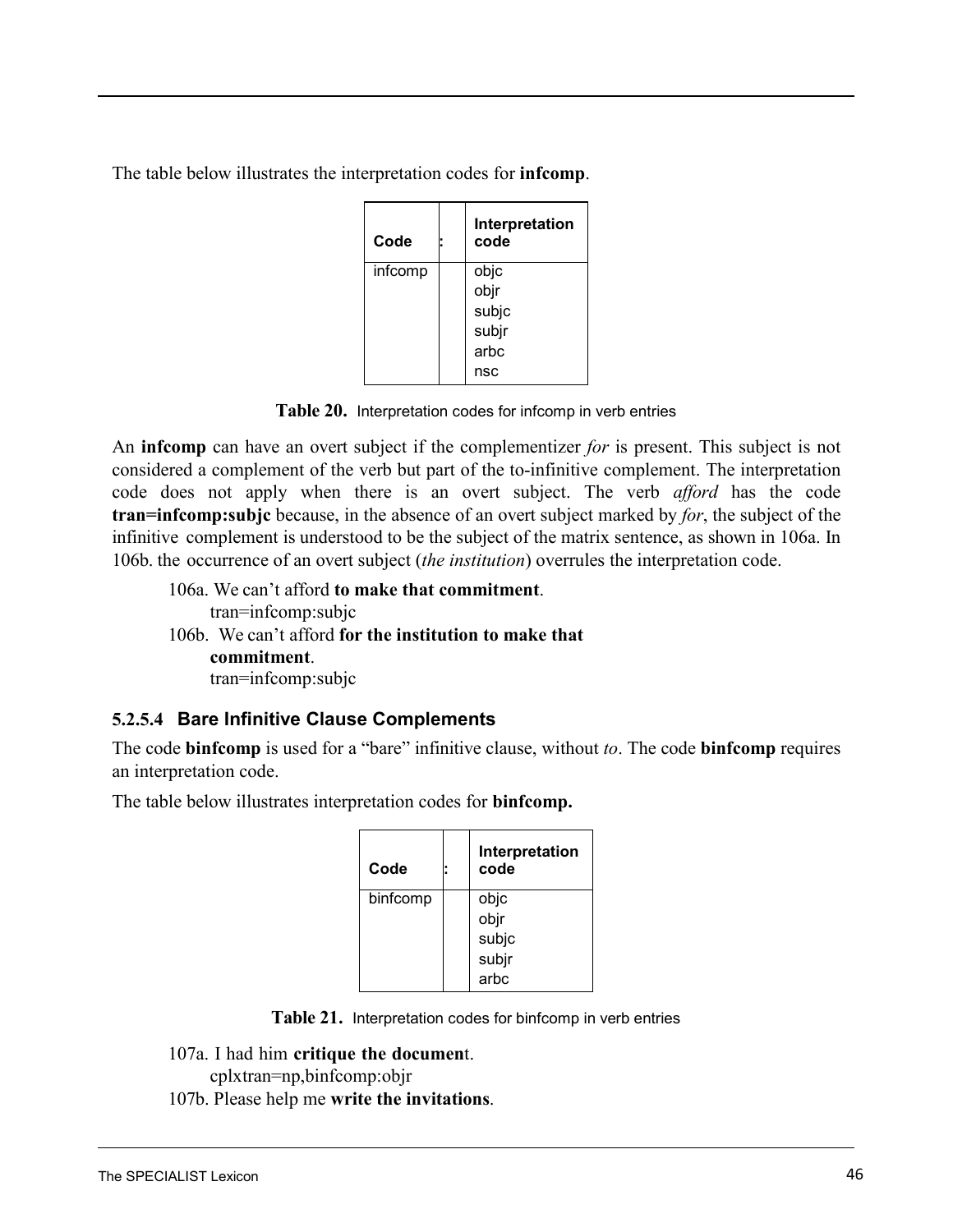The table below illustrates the interpretation codes for **infcomp**.

| Code | : | Interpretation code |
|---|---|---|
| infcomp | | objc<br>objr<br>subjc<br>subjr<br>arbc<br>nsc |

**Table 20.** Interpretation codes for infcomp in verb entries

An **infcomp** can have an overt subject if the complementizer *for* is present. This subject is not considered a complement of the verb but part of the to-infinitive complement. The interpretation code does not apply when there is an overt subject. The verb *afford* has the code **tran=infcomp:subjc** because, in the absence of an overt subject marked by *for*, the subject of the infinitive complement is understood to be the subject of the matrix sentence, as shown in 106a. In 106b. the occurrence of an overt subject (*the institution*) overrules the interpretation code.

106a. We can't afford **to make that commitment**.
tran=infcomp:subjc

106b. We can't afford **for the institution to make that commitment**.
tran=infcomp:subjc

### 5.2.5.4 Bare Infinitive Clause Complements

The code **binfcomp** is used for a "bare" infinitive clause, without *to*. The code **binfcomp** requires an interpretation code.

The table below illustrates interpretation codes for **binfcomp.**

| Code | : | Interpretation code |
|---|---|---|
| binfcomp | | objc<br>objr<br>subjc<br>subjr<br>arbc |

**Table 21.** Interpretation codes for binfcomp in verb entries

107a. I had him **critique the documen**t.
cplxtran=np,binfcomp:objr

107b. Please help me **write the invitations**.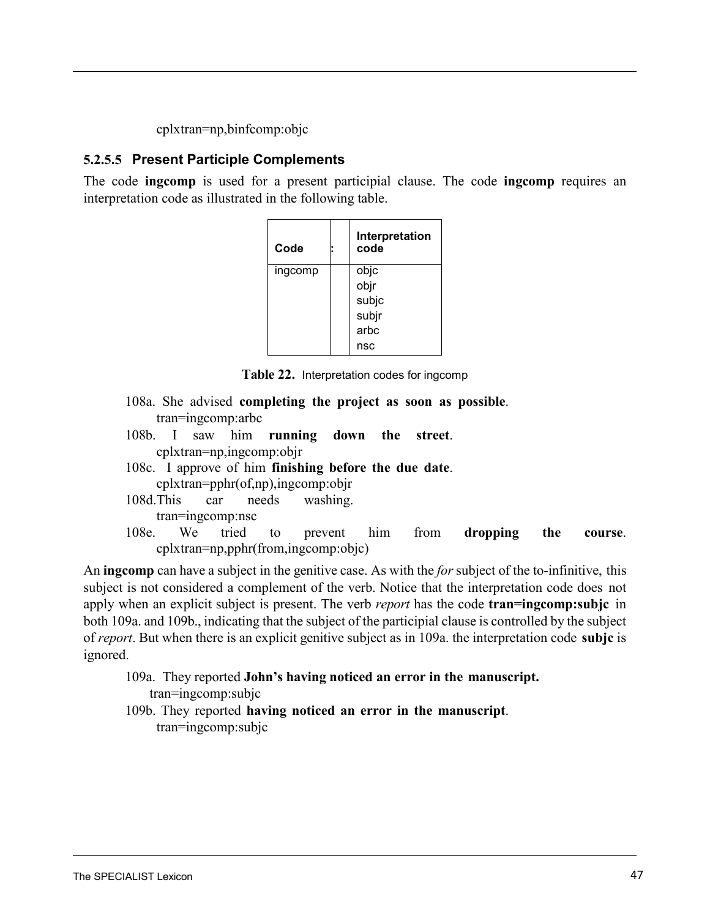cplxtran=np,binfcomp:objc

#### 5.2.5.5 Present Participle Complements

The code **ingcomp** is used for a present participial clause. The code **ingcomp** requires an interpretation code as illustrated in the following table.

| Code | : | Interpretation code |
|---|---|---|
| ingcomp | | objc<br>objr<br>subjc<br>subjr<br>arbc<br>nsc |

**Table 22.** Interpretation codes for ingcomp

108a. She advised **completing the project as soon as possible**.
tran=ingcomp:arbc

108b. I saw him **running down the street**.
cplxtran=np,ingcomp:objr

108c. I approve of him **finishing before the due date**.
cplxtran=pphr(of,np),ingcomp:objr

108d. This car needs washing.
tran=ingcomp:nsc

108e. We tried to prevent him from **dropping the course**.
cplxtran=np,pphr(from,ingcomp:objc)

An **ingcomp** can have a subject in the genitive case. As with the *for* subject of the to-infinitive, this subject is not considered a complement of the verb. Notice that the interpretation code does not apply when an explicit subject is present. The verb *report* has the code **tran=ingcomp:subjc** in both 109a. and 109b., indicating that the subject of the participial clause is controlled by the subject of *report*. But when there is an explicit genitive subject as in 109a. the interpretation code **subjc** is ignored.

109a. They reported **John's having noticed an error in the manuscript.**
tran=ingcomp:subjc

109b. They reported **having noticed an error in the manuscript**.
tran=ingcomp:subjc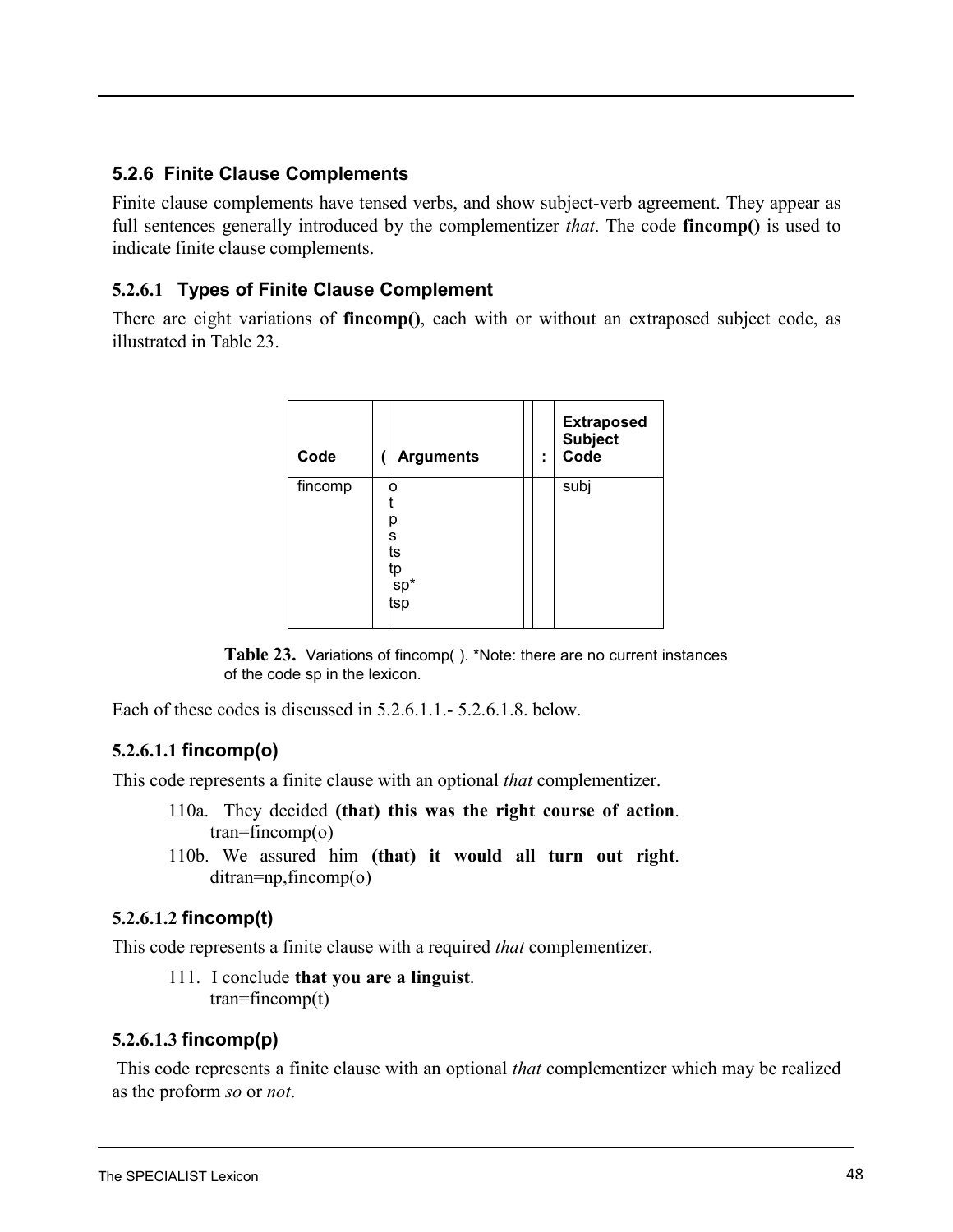### 5.2.6 Finite Clause Complements

Finite clause complements have tensed verbs, and show subject-verb agreement. They appear as full sentences generally introduced by the complementizer *that*. The code **fincomp()** is used to indicate finite clause complements.

#### 5.2.6.1 Types of Finite Clause Complement

There are eight variations of **fincomp()**, each with or without an extraposed subject code, as illustrated in Table 23.

| Code | ( | Arguments | | : | Extraposed Subject Code |
|---|---|---|---|---|---|
| fincomp | | o<br>t<br>p<br>s<br>ts<br>tp<br>sp*<br>tsp | | | subj |

**Table 23.** Variations of fincomp( ). *Note: there are no current instances of the code sp in the lexicon.

Each of these codes is discussed in 5.2.6.1.1.- 5.2.6.1.8. below.

##### 5.2.6.1.1 fincomp(o)

This code represents a finite clause with an optional *that* complementizer.

110a. They decided **(that) this was the right course of action**.
tran=fincomp(o)

110b. We assured him **(that) it would all turn out right**.
ditran=np,fincomp(o)

##### 5.2.6.1.2 fincomp(t)

This code represents a finite clause with a required *that* complementizer.

111. I conclude **that you are a linguist**.
tran=fincomp(t)

##### 5.2.6.1.3 fincomp(p)

This code represents a finite clause with an optional *that* complementizer which may be realized as the proform *so* or *not*.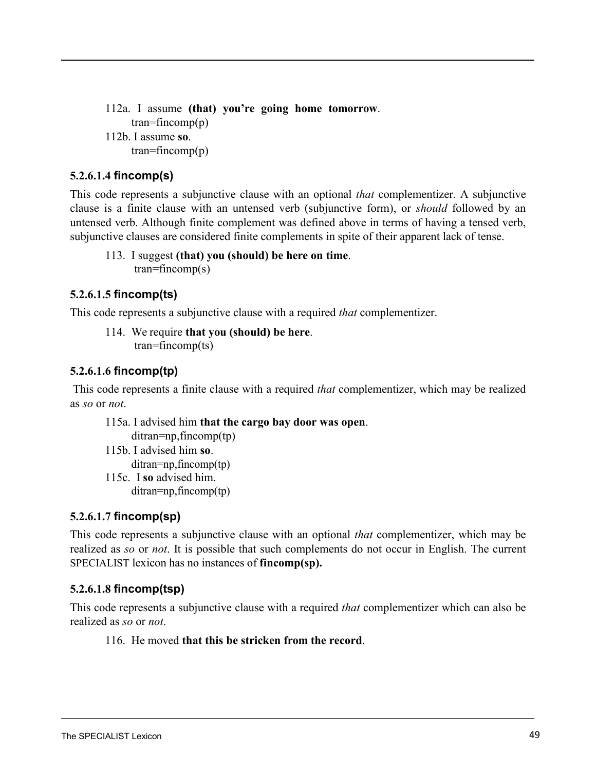112a. I assume **(that) you're going home tomorrow**.
 tran=fincomp(p)
112b. I assume **so**.
 tran=fincomp(p)

#### 5.2.6.1.4 fincomp(s)

This code represents a subjunctive clause with an optional *that* complementizer. A subjunctive clause is a finite clause with an untensed verb (subjunctive form), or *should* followed by an untensed verb. Although finite complement was defined above in terms of having a tensed verb, subjunctive clauses are considered finite complements in spite of their apparent lack of tense.

113. I suggest **(that) you (should) be here on time**.
 tran=fincomp(s)

#### 5.2.6.1.5 fincomp(ts)

This code represents a subjunctive clause with a required *that* complementizer.

114. We require **that you (should) be here**.
 tran=fincomp(ts)

#### 5.2.6.1.6 fincomp(tp)

This code represents a finite clause with a required *that* complementizer, which may be realized as *so* or *not*.

115a. I advised him **that the cargo bay door was open**.
 ditran=np,fincomp(tp)
115b. I advised him **so**.
 ditran=np,fincomp(tp)
115c. I **so** advised him.
 ditran=np,fincomp(tp)

#### 5.2.6.1.7 fincomp(sp)

This code represents a subjunctive clause with an optional *that* complementizer, which may be realized as *so* or *not*. It is possible that such complements do not occur in English. The current SPECIALIST lexicon has no instances of **fincomp(sp).**

#### 5.2.6.1.8 fincomp(tsp)

This code represents a subjunctive clause with a required *that* complementizer which can also be realized as *so* or *not*.

116. He moved **that this be stricken from the record**.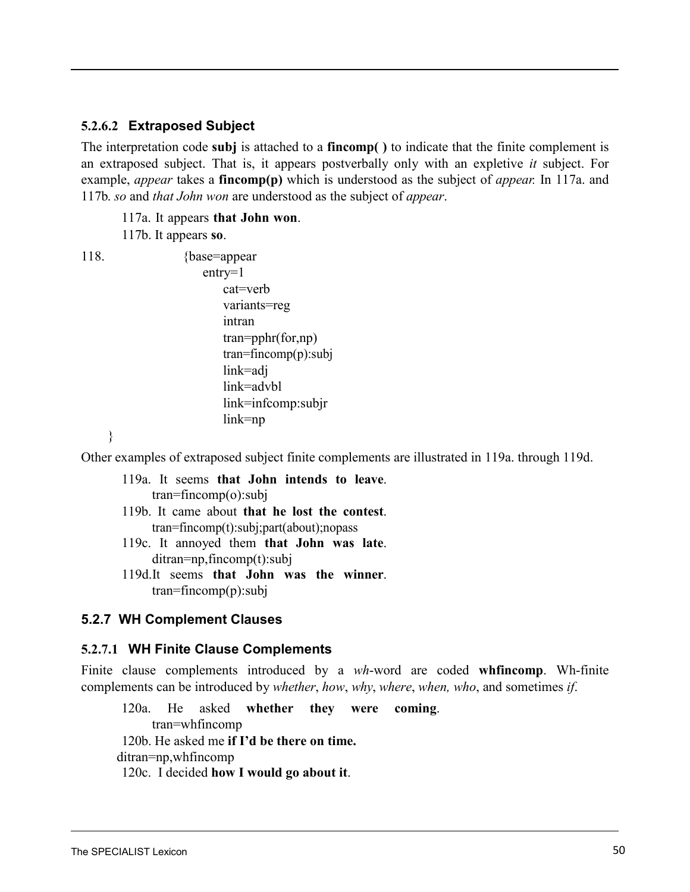#### 5.2.6.2 Extraposed Subject

The interpretation code **subj** is attached to a **fincomp( )** to indicate that the finite complement is an extraposed subject. That is, it appears postverbally only with an expletive *it* subject. For example, *appear* takes a **fincomp(p)** which is understood as the subject of *appear.* In 117a. and 117b. *so* and *that John won* are understood as the subject of *appear*.

117a. It appears **that John won**.

117b. It appears **so**.

118.
```
{base=appear
    entry=1
        cat=verb
        variants=reg
        intran
        tran=pphr(for,np)
        tran=fincomp(p):subj
        link=adj
        link=advbl
        link=infcomp:subjr
        link=np
}
```

Other examples of extraposed subject finite complements are illustrated in 119a. through 119d.

119a. It seems **that John intends to leave**.
tran=fincomp(o):subj

119b. It came about **that he lost the contest**.
tran=fincomp(t):subj;part(about);nopass

119c. It annoyed them **that John was late**.
ditran=np,fincomp(t):subj

119d. It seems **that John was the winner**.
tran=fincomp(p):subj

### 5.2.7 WH Complement Clauses

#### 5.2.7.1 WH Finite Clause Complements

Finite clause complements introduced by a *wh*-word are coded **whfincomp**. Wh-finite complements can be introduced by *whether*, *how*, *why*, *where*, *when, who*, and sometimes *if*.

120a. He asked **whether they were coming**.
tran=whfincomp

120b. He asked me **if I'd be there on time.**
ditran=np,whfincomp

120c. I decided **how I would go about it**.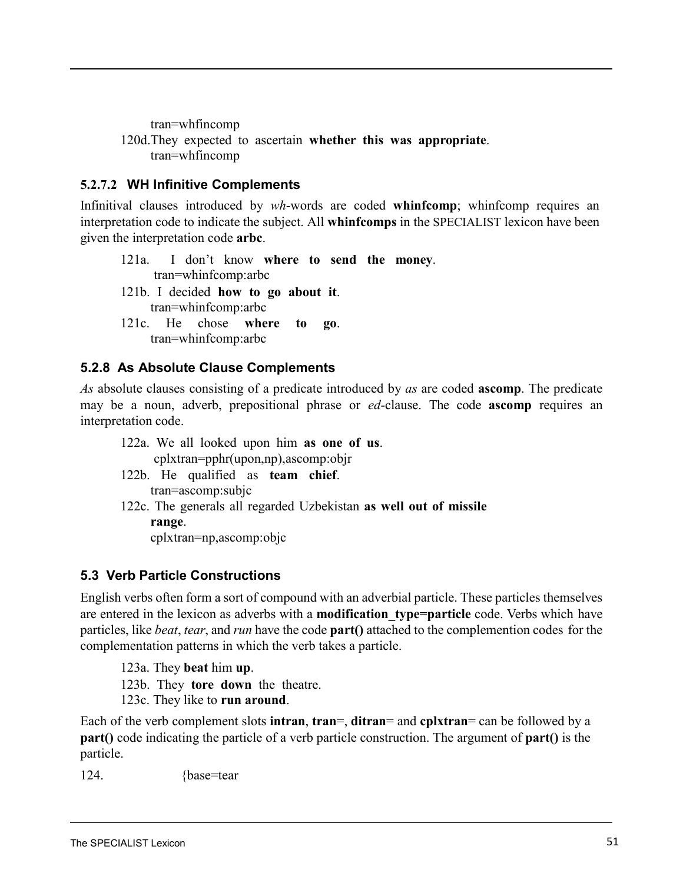tran=whfincomp

120d. They expected to ascertain **whether this was appropriate**.
tran=whfincomp

#### 5.2.7.2 WH Infinitive Complements

Infinitival clauses introduced by *wh*-words are coded **whinfcomp**; whinfcomp requires an interpretation code to indicate the subject. All **whinfcomps** in the SPECIALIST lexicon have been given the interpretation code **arbc**.

121a. I don't know **where to send the money**.
tran=whinfcomp:arbc

121b. I decided **how to go about it**.
tran=whinfcomp:arbc

121c. He chose **where to go**.
tran=whinfcomp:arbc

### 5.2.8 As Absolute Clause Complements

*As* absolute clauses consisting of a predicate introduced by *as* are coded **ascomp**. The predicate may be a noun, adverb, prepositional phrase or *ed*-clause. The code **ascomp** requires an interpretation code.

122a. We all looked upon him **as one of us**.
cplxtran=pphr(upon,np),ascomp:objr

122b. He qualified as **team chief**.
tran=ascomp:subjc

122c. The generals all regarded Uzbekistan **as well out of missile range**.
cplxtran=np,ascomp:objc

## 5.3 Verb Particle Constructions

English verbs often form a sort of compound with an adverbial particle. These particles themselves are entered in the lexicon as adverbs with a **modification_type=particle** code. Verbs which have particles, like *beat*, *tear*, and *run* have the code **part()** attached to the complemention codes for the complementation patterns in which the verb takes a particle.

123a. They **beat** him **up**.

123b. They **tore down** the theatre.

123c. They like to **run around**.

Each of the verb complement slots **intran**, **tran**=, **ditran**= and **cplxtran**= can be followed by a **part()** code indicating the particle of a verb particle construction. The argument of **part()** is the particle.

124. {base=tear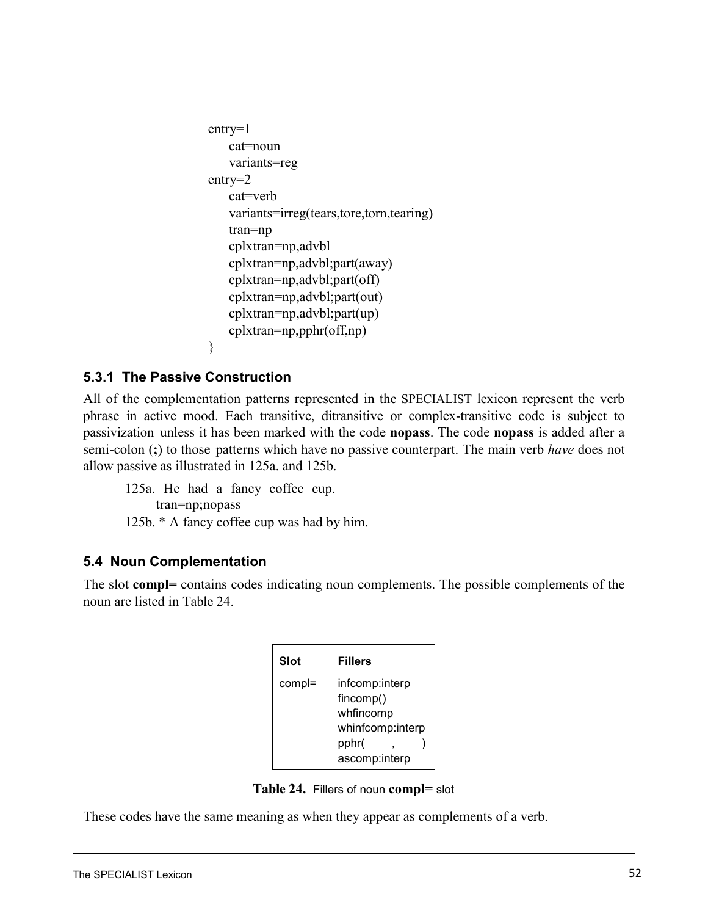```
entry=1
     cat=noun
     variants=reg
entry=2
     cat=verb
     variants=irreg(tears,tore,torn,tearing)
     tran=np
     cplxtran=np,advbl
     cplxtran=np,advbl;part(away)
     cplxtran=np,advbl;part(off)
     cplxtran=np,advbl;part(out)
     cplxtran=np,advbl;part(up)
     cplxtran=np,pphr(off,np)
}
```

### 5.3.1 The Passive Construction

All of the complementation patterns represented in the SPECIALIST lexicon represent the verb phrase in active mood. Each transitive, ditransitive or complex-transitive code is subject to passivization unless it has been marked with the code **nopass**. The code **nopass** is added after a semi-colon (**;**) to those patterns which have no passive counterpart. The main verb *have* does not allow passive as illustrated in 125a. and 125b.

125a. He had a fancy coffee cup.
  tran=np;nopass
125b. * A fancy coffee cup was had by him.

## 5.4 Noun Complementation

The slot **compl=** contains codes indicating noun complements. The possible complements of the noun are listed in Table 24.

| Slot | Fillers |
|---|---|
| compl= | infcomp:interp<br>fincomp()<br>whfincomp<br>whinfcomp:interp<br>pphr( , )<br>ascomp:interp |

**Table 24.** Fillers of noun **compl=** slot

These codes have the same meaning as when they appear as complements of a verb.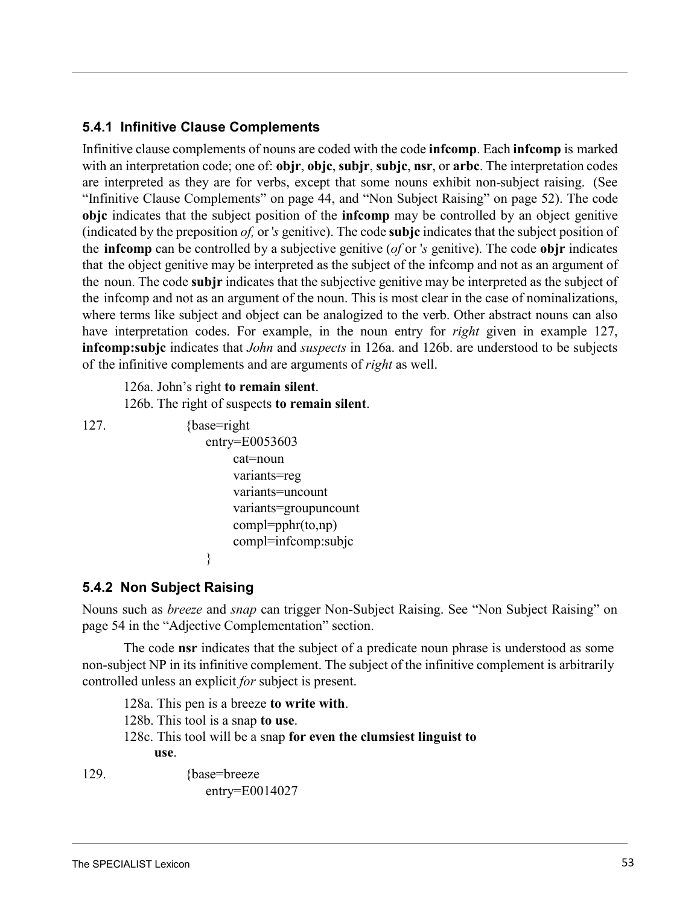### 5.4.1 Infinitive Clause Complements

Infinitive clause complements of nouns are coded with the code **infcomp**. Each **infcomp** is marked with an interpretation code; one of: **objr**, **objc**, **subjr**, **subjc**, **nsr**, or **arbc**. The interpretation codes are interpreted as they are for verbs, except that some nouns exhibit non-subject raising. (See "Infinitive Clause Complements" on page 44, and "Non Subject Raising" on page 52). The code **objc** indicates that the subject position of the **infcomp** may be controlled by an object genitive (indicated by the preposition *of,* or *'s* genitive). The code **subjc** indicates that the subject position of the **infcomp** can be controlled by a subjective genitive (*of* or *'s* genitive). The code **objr** indicates that the object genitive may be interpreted as the subject of the infcomp and not as an argument of the noun. The code **subjr** indicates that the subjective genitive may be interpreted as the subject of the infcomp and not as an argument of the noun. This is most clear in the case of nominalizations, where terms like subject and object can be analogized to the verb. Other abstract nouns can also have interpretation codes. For example, in the noun entry for *right* given in example 127, **infcomp:subjc** indicates that *John* and *suspects* in 126a. and 126b. are understood to be subjects of the infinitive complements and are arguments of *right* as well.

126a. John's right **to remain silent**.
126b. The right of suspects **to remain silent**.

127.
```
{base=right
    entry=E0053603
        cat=noun
        variants=reg
        variants=uncount
        variants=groupuncount
        compl=pphr(to,np)
        compl=infcomp:subjc
}
```

### 5.4.2 Non Subject Raising

Nouns such as *breeze* and *snap* can trigger Non-Subject Raising. See "Non Subject Raising" on page 54 in the "Adjective Complementation" section.

The code **nsr** indicates that the subject of a predicate noun phrase is understood as some non-subject NP in its infinitive complement. The subject of the infinitive complement is arbitrarily controlled unless an explicit *for* subject is present.

128a. This pen is a breeze **to write with**.
128b. This tool is a snap **to use**.
128c. This tool will be a snap **for even the clumsiest linguist to use**.

129.
```
{base=breeze
    entry=E0014027
```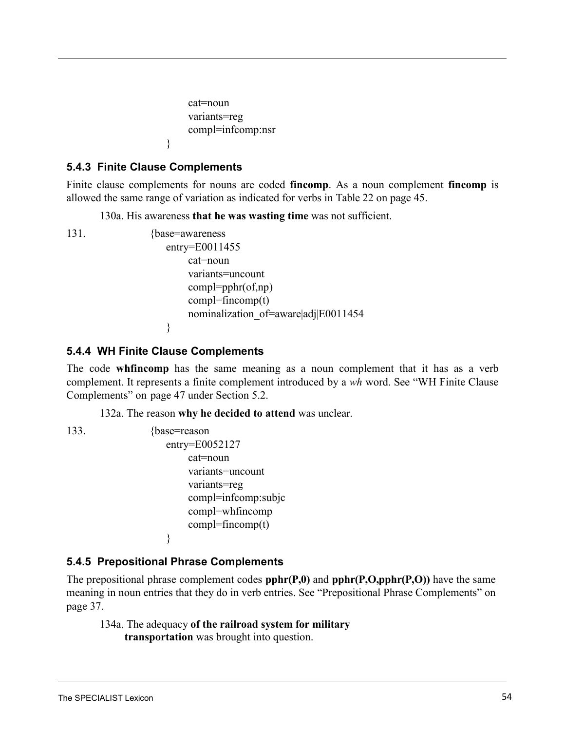```
        cat=noun
        variants=reg
        compl=infcomp:nsr
}
```

### 5.4.3 Finite Clause Complements

Finite clause complements for nouns are coded **fincomp**. As a noun complement **fincomp** is allowed the same range of variation as indicated for verbs in Table 22 on page 45.

130a. His awareness **that he was wasting time** was not sufficient.

131.
```
{base=awareness
    entry=E0011455
        cat=noun
        variants=uncount
        compl=pphr(of,np)
        compl=fincomp(t)
        nominalization_of=aware|adj|E0011454
}
```

### 5.4.4 WH Finite Clause Complements

The code **whfincomp** has the same meaning as a noun complement that it has as a verb complement. It represents a finite complement introduced by a *wh* word. See "WH Finite Clause Complements" on page 47 under Section 5.2.

132a. The reason **why he decided to attend** was unclear.

133.
```
{base=reason
    entry=E0052127
        cat=noun
        variants=uncount
        variants=reg
        compl=infcomp:subjc
        compl=whfincomp
        compl=fincomp(t)
}
```

### 5.4.5 Prepositional Phrase Complements

The prepositional phrase complement codes **pphr(P,0)** and **pphr(P,O,pphr(P,O))** have the same meaning in noun entries that they do in verb entries. See "Prepositional Phrase Complements" on page 37.

134a. The adequacy **of the railroad system for military transportation** was brought into question.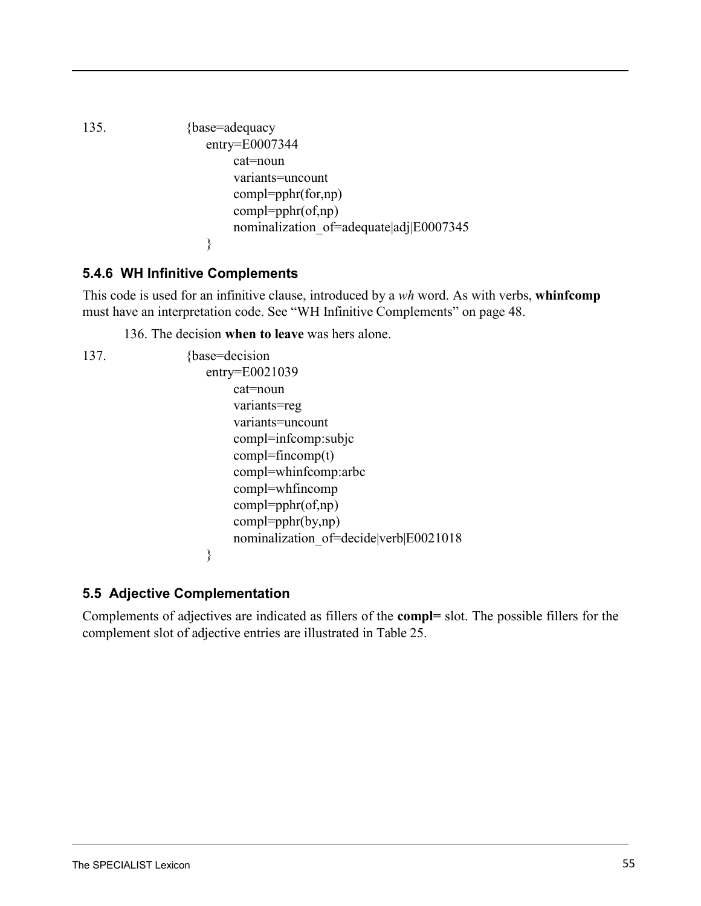135.

```
{base=adequacy
    entry=E0007344
        cat=noun
        variants=uncount
        compl=pphr(for,np)
        compl=pphr(of,np)
        nominalization_of=adequate|adj|E0007345
}
```

### 5.4.6 WH Infinitive Complements

This code is used for an infinitive clause, introduced by a *wh* word. As with verbs, **whinfcomp** must have an interpretation code. See "WH Infinitive Complements" on page 48.

136. The decision **when to leave** was hers alone.

137.

```
{base=decision
    entry=E0021039
        cat=noun
        variants=reg
        variants=uncount
        compl=infcomp:subjc
        compl=fincomp(t)
        compl=whinfcomp:arbc
        compl=whfincomp
        compl=pphr(of,np)
        compl=pphr(by,np)
        nominalization_of=decide|verb|E0021018
}
```

## 5.5 Adjective Complementation

Complements of adjectives are indicated as fillers of the **compl=** slot. The possible fillers for the complement slot of adjective entries are illustrated in Table 25.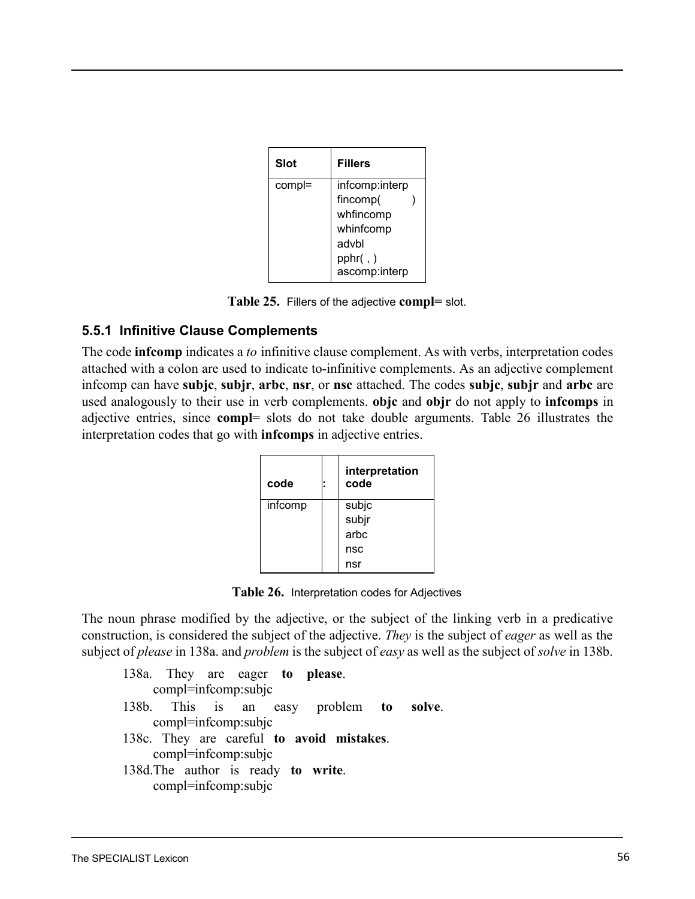| Slot | Fillers |
| --- | --- |
| compl= | infcomp:interp<br>fincomp( )<br>whfincomp<br>whinfcomp<br>advbl<br>pphr( , )<br>ascomp:interp |

**Table 25.** Fillers of the adjective **compl=** slot.

### 5.5.1 Infinitive Clause Complements

The code **infcomp** indicates a *to* infinitive clause complement. As with verbs, interpretation codes attached with a colon are used to indicate to-infinitive complements. As an adjective complement infcomp can have **subjc**, **subjr**, **arbc**, **nsr**, or **nsc** attached. The codes **subjc**, **subjr** and **arbc** are used analogously to their use in verb complements. **objc** and **objr** do not apply to **infcomps** in adjective entries, since **compl**= slots do not take double arguments. Table 26 illustrates the interpretation codes that go with **infcomps** in adjective entries.

| code | : | interpretation code |
| --- | --- | --- |
| infcomp | | subjc<br>subjr<br>arbc<br>nsc<br>nsr |

**Table 26.** Interpretation codes for Adjectives

The noun phrase modified by the adjective, or the subject of the linking verb in a predicative construction, is considered the subject of the adjective. *They* is the subject of *eager* as well as the subject of *please* in 138a. and *problem* is the subject of *easy* as well as the subject of *solve* in 138b.

138a. They are eager **to please**.
compl=infcomp:subjc

138b. This is an easy problem **to solve**.
compl=infcomp:subjc

138c. They are careful **to avoid mistakes**.
compl=infcomp:subjc

138d. The author is ready **to write**.
compl=infcomp:subjc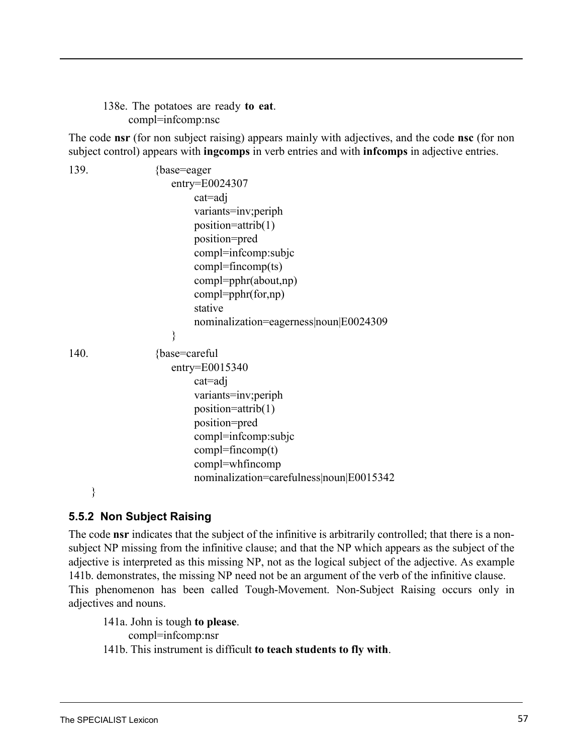138e. The potatoes are ready **to eat**.
compl=infcomp:nsc

The code **nsr** (for non subject raising) appears mainly with adjectives, and the code **nsc** (for non subject control) appears with **ingcomps** in verb entries and with **infcomps** in adjective entries.

139.

```
{base=eager
    entry=E0024307
        cat=adj
        variants=inv;periph
        position=attrib(1)
        position=pred
        compl=infcomp:subjc
        compl=fincomp(ts)
        compl=pphr(about,np)
        compl=pphr(for,np)
        stative
        nominalization=eagerness|noun|E0024309
    }
```

140.

```
{base=careful
    entry=E0015340
        cat=adj
        variants=inv;periph
        position=attrib(1)
        position=pred
        compl=infcomp:subjc
        compl=fincomp(t)
        compl=whfincomp
        nominalization=carefulness|noun|E0015342
}
```

### 5.5.2 Non Subject Raising

The code **nsr** indicates that the subject of the infinitive is arbitrarily controlled; that there is a non-subject NP missing from the infinitive clause; and that the NP which appears as the subject of the adjective is interpreted as this missing NP, not as the logical subject of the adjective. As example 141b. demonstrates, the missing NP need not be an argument of the verb of the infinitive clause. This phenomenon has been called Tough-Movement. Non-Subject Raising occurs only in adjectives and nouns.

141a. John is tough **to please**.
compl=infcomp:nsr

141b. This instrument is difficult **to teach students to fly with**.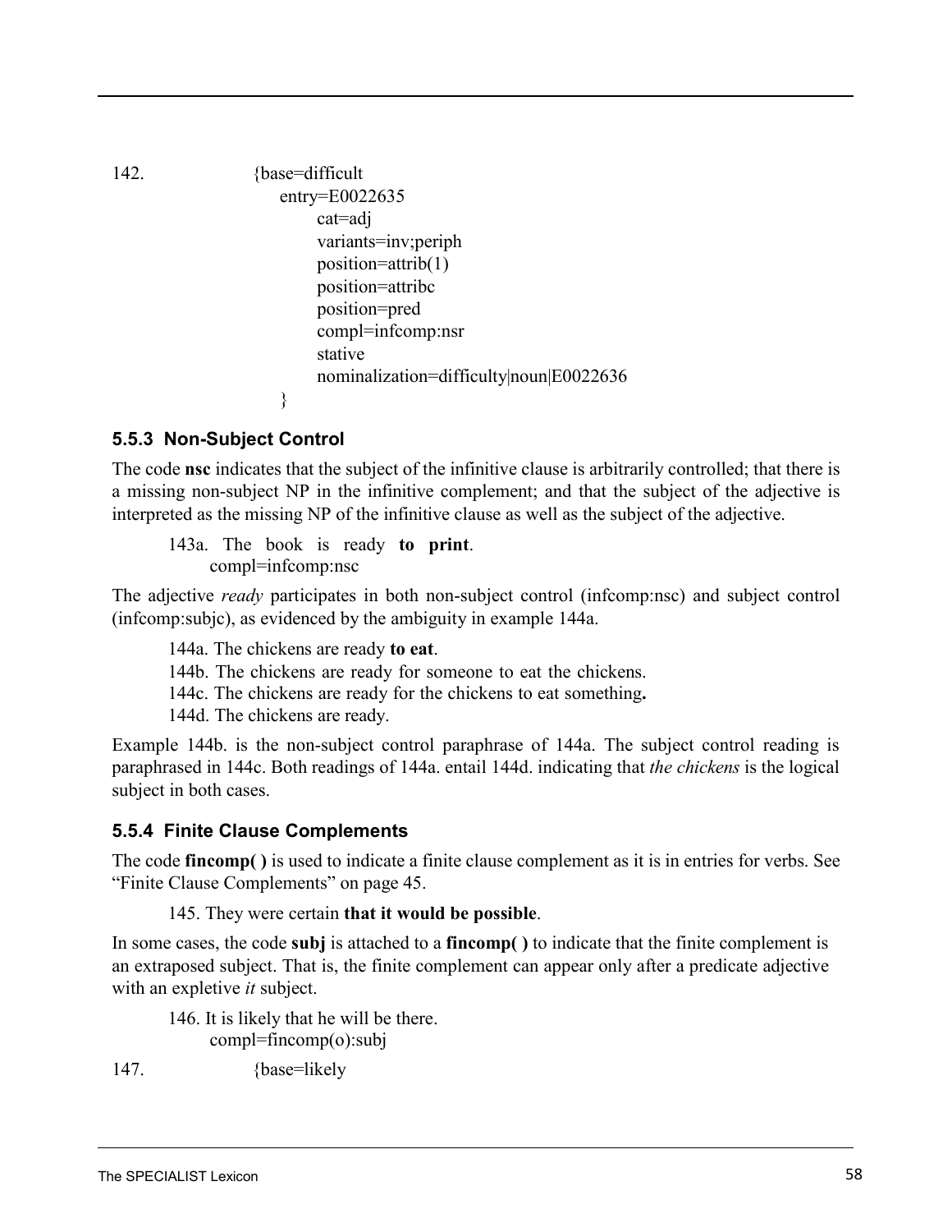142. 

```
{base=difficult
    entry=E0022635
        cat=adj
        variants=inv;periph
        position=attrib(1)
        position=attribc
        position=pred
        compl=infcomp:nsr
        stative
        nominalization=difficulty|noun|E0022636
}
```

### 5.5.3 Non-Subject Control

The code **nsc** indicates that the subject of the infinitive clause is arbitrarily controlled; that there is a missing non-subject NP in the infinitive complement; and that the subject of the adjective is interpreted as the missing NP of the infinitive clause as well as the subject of the adjective.

> 143a. The book is ready **to print**.
> compl=infcomp:nsc

The adjective *ready* participates in both non-subject control (infcomp:nsc) and subject control (infcomp:subjc), as evidenced by the ambiguity in example 144a.

> 144a. The chickens are ready **to eat**.
> 144b. The chickens are ready for someone to eat the chickens.
> 144c. The chickens are ready for the chickens to eat something**.**
> 144d. The chickens are ready.

Example 144b. is the non-subject control paraphrase of 144a. The subject control reading is paraphrased in 144c. Both readings of 144a. entail 144d. indicating that *the chickens* is the logical subject in both cases.

### 5.5.4 Finite Clause Complements

The code **fincomp( )** is used to indicate a finite clause complement as it is in entries for verbs. See "Finite Clause Complements" on page 45.

> 145. They were certain **that it would be possible**.

In some cases, the code **subj** is attached to a **fincomp( )** to indicate that the finite complement is an extraposed subject. That is, the finite complement can appear only after a predicate adjective with an expletive *it* subject.

> 146. It is likely that he will be there.
> compl=fincomp(o):subj

147. 

```
{base=likely
```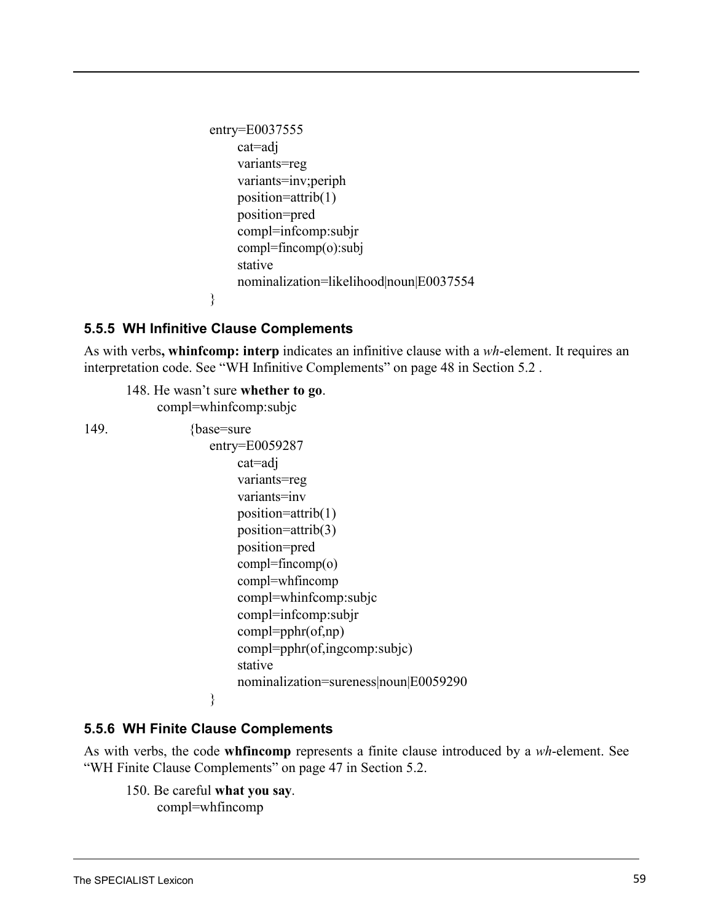```
entry=E0037555
      cat=adj
      variants=reg
      variants=inv;periph
      position=attrib(1)
      position=pred
      compl=infcomp:subjr
      compl=fincomp(o):subj
      stative
      nominalization=likelihood|noun|E0037554
}
```

### 5.5.5 WH Infinitive Clause Complements

As with verbs**, whinfcomp: interp** indicates an infinitive clause with a *wh*-element. It requires an interpretation code. See “WH Infinitive Complements” on page 48 in Section 5.2 .

148. He wasn’t sure **whether to go**.
     compl=whinfcomp:subjc

149.

```
{base=sure
  entry=E0059287
      cat=adj
      variants=reg
      variants=inv
      position=attrib(1)
      position=attrib(3)
      position=pred
      compl=fincomp(o)
      compl=whfincomp
      compl=whinfcomp:subjc
      compl=infcomp:subjr
      compl=pphr(of,np)
      compl=pphr(of,ingcomp:subjc)
      stative
      nominalization=sureness|noun|E0059290
}
```

### 5.5.6 WH Finite Clause Complements

As with verbs, the code **whfincomp** represents a finite clause introduced by a *wh*-element. See “WH Finite Clause Complements” on page 47 in Section 5.2.

150. Be careful **what you say**.
     compl=whfincomp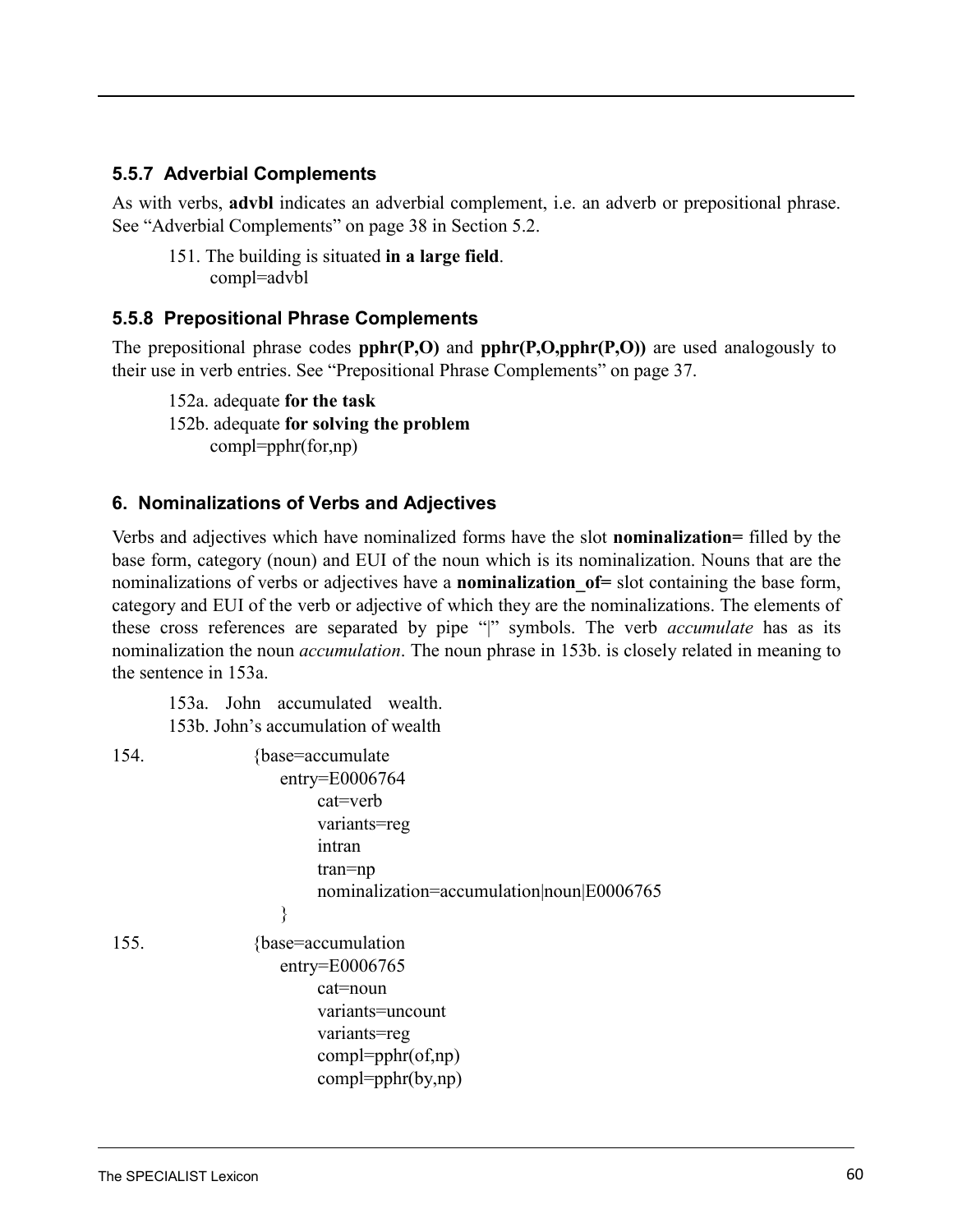### 5.5.7 Adverbial Complements

As with verbs, **advbl** indicates an adverbial complement, i.e. an adverb or prepositional phrase. See "Adverbial Complements" on page 38 in Section 5.2.

151. The building is situated **in a large field**.
compl=advbl

### 5.5.8 Prepositional Phrase Complements

The prepositional phrase codes **pphr(P,O)** and **pphr(P,O,pphr(P,O))** are used analogously to their use in verb entries. See "Prepositional Phrase Complements" on page 37.

152a. adequate **for the task**
152b. adequate **for solving the problem**
compl=pphr(for,np)

## 6. Nominalizations of Verbs and Adjectives

Verbs and adjectives which have nominalized forms have the slot **nominalization=** filled by the base form, category (noun) and EUI of the noun which is its nominalization. Nouns that are the nominalizations of verbs or adjectives have a **nominalization_of=** slot containing the base form, category and EUI of the verb or adjective of which they are the nominalizations. The elements of these cross references are separated by pipe "|" symbols. The verb *accumulate* has as its nominalization the noun *accumulation*. The noun phrase in 153b. is closely related in meaning to the sentence in 153a.

153a. John accumulated wealth.
153b. John's accumulation of wealth

154.
```
{base=accumulate
    entry=E0006764
        cat=verb
        variants=reg
        intran
        tran=np
        nominalization=accumulation|noun|E0006765
}
```

155.
```
{base=accumulation
    entry=E0006765
        cat=noun
        variants=uncount
        variants=reg
        compl=pphr(of,np)
        compl=pphr(by,np)
```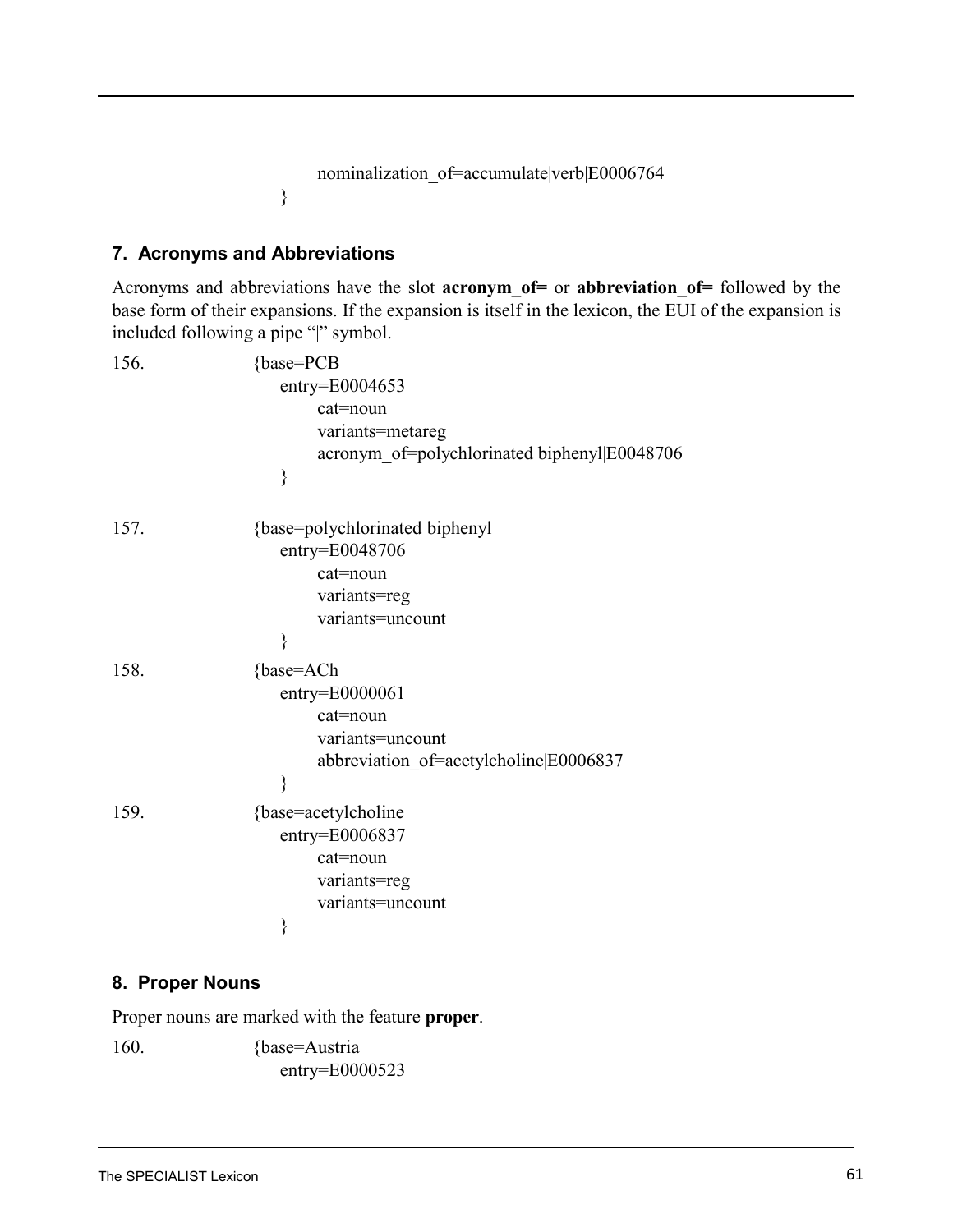```
        nominalization_of=accumulate|verb|E0006764
    }
```

## 7. Acronyms and Abbreviations

Acronyms and abbreviations have the slot **acronym_of=** or **abbreviation_of=** followed by the base form of their expansions. If the expansion is itself in the lexicon, the EUI of the expansion is included following a pipe "|" symbol.

```
156.    {base=PCB
        entry=E0004653
            cat=noun
            variants=metareg
            acronym_of=polychlorinated biphenyl|E0048706
        }

157.    {base=polychlorinated biphenyl
        entry=E0048706
            cat=noun
            variants=reg
            variants=uncount
        }

158.    {base=ACh
        entry=E0000061
            cat=noun
            variants=uncount
            abbreviation_of=acetylcholine|E0006837
        }

159.    {base=acetylcholine
        entry=E0006837
            cat=noun
            variants=reg
            variants=uncount
        }
```

## 8. Proper Nouns

Proper nouns are marked with the feature **proper**.

```
160.    {base=Austria
        entry=E0000523
```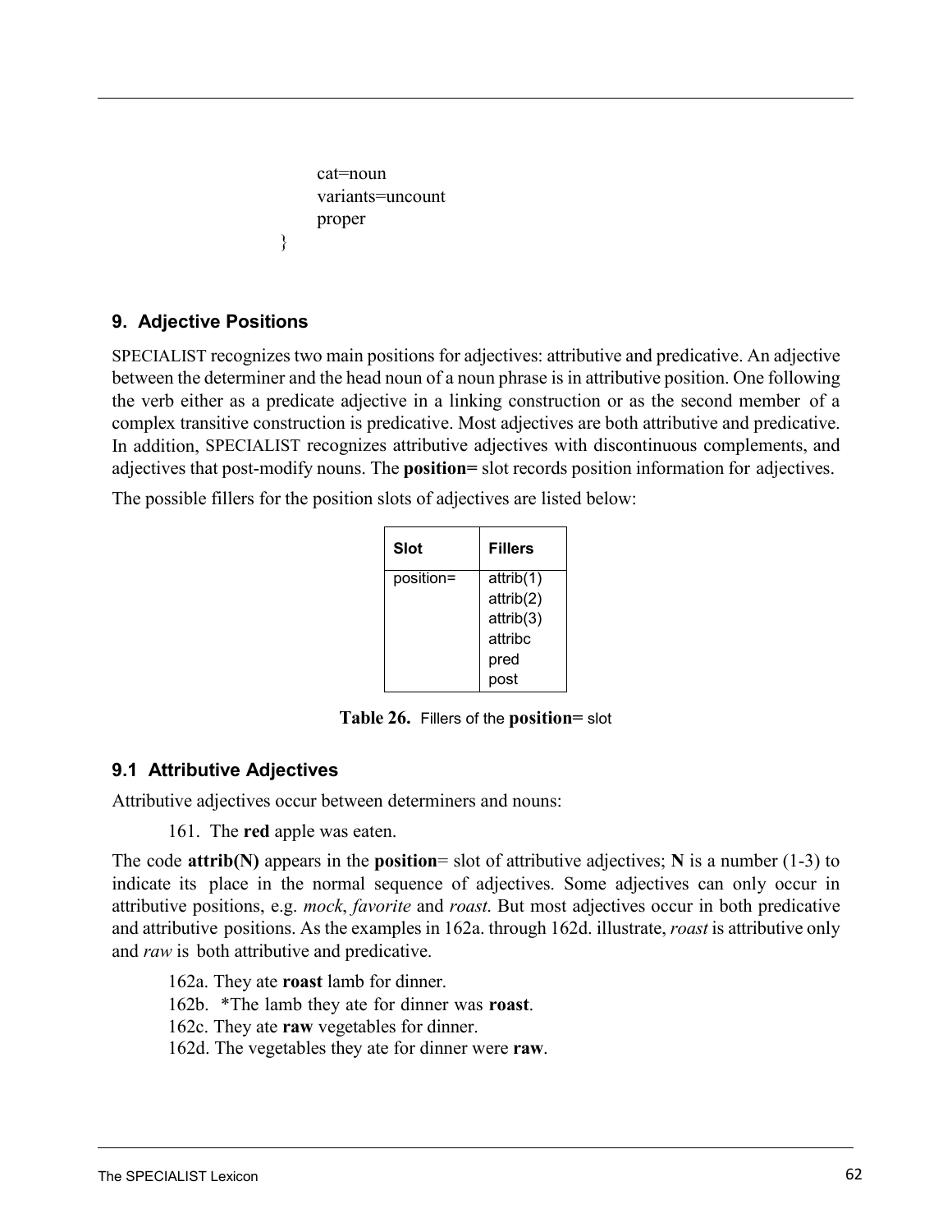```
        cat=noun
        variants=uncount
        proper
}
```

## 9. Adjective Positions

SPECIALIST recognizes two main positions for adjectives: attributive and predicative. An adjective between the determiner and the head noun of a noun phrase is in attributive position. One following the verb either as a predicate adjective in a linking construction or as the second member of a complex transitive construction is predicative. Most adjectives are both attributive and predicative. In addition, SPECIALIST recognizes attributive adjectives with discontinuous complements, and adjectives that post-modify nouns. The **position=** slot records position information for adjectives.

The possible fillers for the position slots of adjectives are listed below:

| Slot | Fillers |
|---|---|
| position= | attrib(1)<br>attrib(2)<br>attrib(3)<br>attribc<br>pred<br>post |

**Table 26.** Fillers of the **position=** slot

### 9.1 Attributive Adjectives

Attributive adjectives occur between determiners and nouns:

161. The **red** apple was eaten.

The code **attrib(N)** appears in the **position**= slot of attributive adjectives; **N** is a number (1-3) to indicate its place in the normal sequence of adjectives. Some adjectives can only occur in attributive positions, e.g. *mock*, *favorite* and *roast*. But most adjectives occur in both predicative and attributive positions. As the examples in 162a. through 162d. illustrate, *roast* is attributive only and *raw* is both attributive and predicative.

162a. They ate **roast** lamb for dinner.  
162b. *The lamb they ate for dinner was **roast**.  
162c. They ate **raw** vegetables for dinner.  
162d. The vegetables they ate for dinner were **raw**.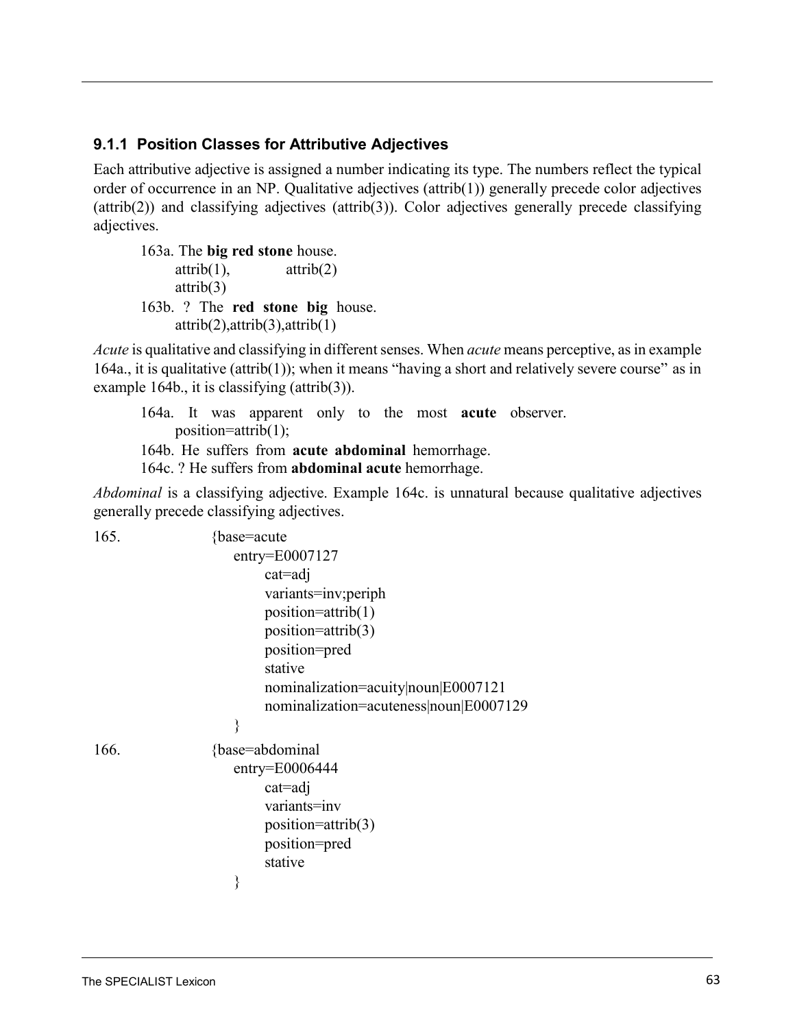### 9.1.1 Position Classes for Attributive Adjectives

Each attributive adjective is assigned a number indicating its type. The numbers reflect the typical order of occurrence in an NP. Qualitative adjectives (attrib(1)) generally precede color adjectives (attrib(2)) and classifying adjectives (attrib(3)). Color adjectives generally precede classifying adjectives.

163a. The **big red stone** house.
attrib(1), attrib(2)
attrib(3)

163b. ? The **red stone big** house.
attrib(2),attrib(3),attrib(1)

*Acute* is qualitative and classifying in different senses. When *acute* means perceptive, as in example 164a., it is qualitative (attrib(1)); when it means "having a short and relatively severe course" as in example 164b., it is classifying (attrib(3)).

164a. It was apparent only to the most **acute** observer.
position=attrib(1);

164b. He suffers from **acute abdominal** hemorrhage.

164c. ? He suffers from **abdominal acute** hemorrhage.

*Abdominal* is a classifying adjective. Example 164c. is unnatural because qualitative adjectives generally precede classifying adjectives.

165.
```
{base=acute
    entry=E0007127
        cat=adj
        variants=inv;periph
        position=attrib(1)
        position=attrib(3)
        position=pred
        stative
        nominalization=acuity|noun|E0007121
        nominalization=acuteness|noun|E0007129
    }
```

166.
```
{base=abdominal
    entry=E0006444
        cat=adj
        variants=inv
        position=attrib(3)
        position=pred
        stative
    }
```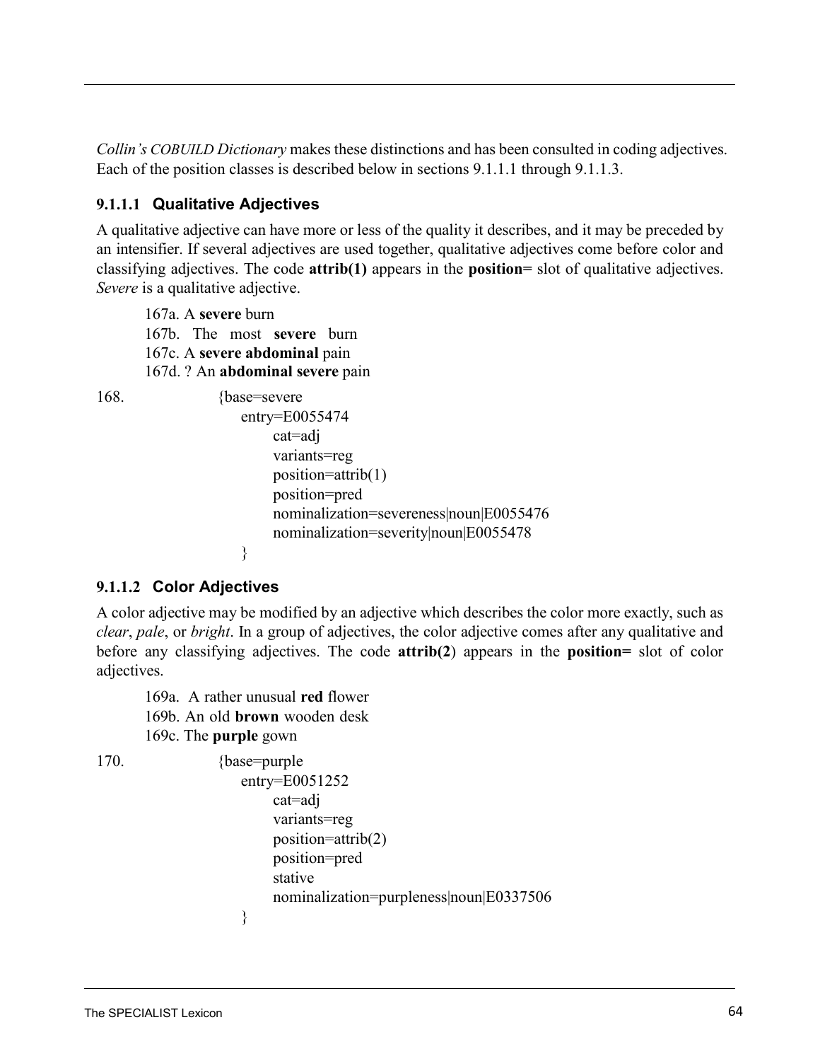*Collin's COBUILD Dictionary* makes these distinctions and has been consulted in coding adjectives. Each of the position classes is described below in sections 9.1.1.1 through 9.1.1.3.

#### 9.1.1.1 Qualitative Adjectives

A qualitative adjective can have more or less of the quality it describes, and it may be preceded by an intensifier. If several adjectives are used together, qualitative adjectives come before color and classifying adjectives. The code **attrib(1)** appears in the **position=** slot of qualitative adjectives. *Severe* is a qualitative adjective.

167a. A **severe** burn  
167b. The most **severe** burn  
167c. A **severe abdominal** pain  
167d. ? An **abdominal severe** pain

168.

```
{base=severe
    entry=E0055474
        cat=adj
        variants=reg
        position=attrib(1)
        position=pred
        nominalization=severeness|noun|E0055476
        nominalization=severity|noun|E0055478
    }
```

#### 9.1.1.2 Color Adjectives

A color adjective may be modified by an adjective which describes the color more exactly, such as *clear*, *pale*, or *bright*. In a group of adjectives, the color adjective comes after any qualitative and before any classifying adjectives. The code **attrib(2**) appears in the **position=** slot of color adjectives.

169a. A rather unusual **red** flower  
169b. An old **brown** wooden desk  
169c. The **purple** gown

170.

```
{base=purple
    entry=E0051252
        cat=adj
        variants=reg
        position=attrib(2)
        position=pred
        stative
        nominalization=purpleness|noun|E0337506
    }
```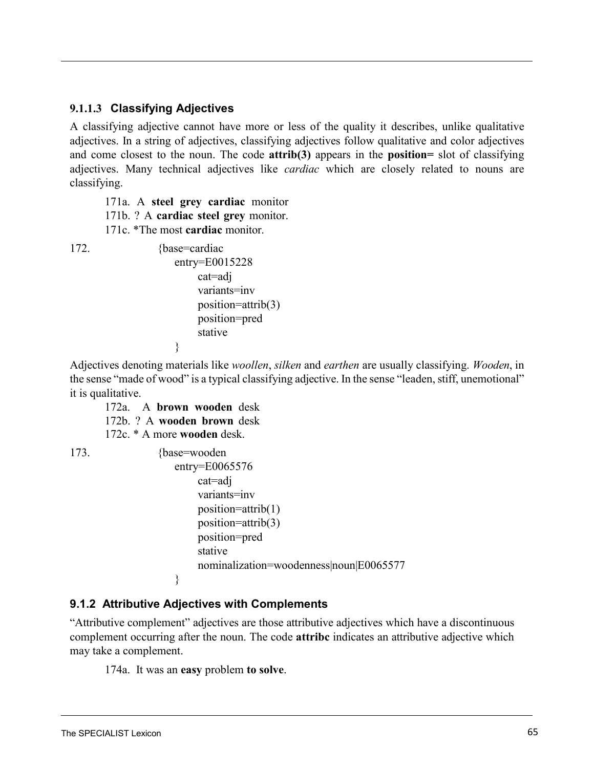#### 9.1.1.3 Classifying Adjectives

A classifying adjective cannot have more or less of the quality it describes, unlike qualitative adjectives. In a string of adjectives, classifying adjectives follow qualitative and color adjectives and come closest to the noun. The code **attrib(3)** appears in the **position=** slot of classifying adjectives. Many technical adjectives like *cardiac* which are closely related to nouns are classifying.

171a. A **steel grey cardiac** monitor
171b. ? A **cardiac steel grey** monitor.
171c. *The most **cardiac** monitor.

172.

```
{base=cardiac
    entry=E0015228
        cat=adj
        variants=inv
        position=attrib(3)
        position=pred
        stative
    }
```

Adjectives denoting materials like *woollen*, *silken* and *earthen* are usually classifying. *Wooden*, in the sense "made of wood" is a typical classifying adjective. In the sense "leaden, stiff, unemotional" it is qualitative.

172a. A **brown wooden** desk
172b. ? A **wooden brown** desk
172c. * A more **wooden** desk.

173.

```
{base=wooden
    entry=E0065576
        cat=adj
        variants=inv
        position=attrib(1)
        position=attrib(3)
        position=pred
        stative
        nominalization=woodenness|noun|E0065577
    }
```

### 9.1.2 Attributive Adjectives with Complements

"Attributive complement" adjectives are those attributive adjectives which have a discontinuous complement occurring after the noun. The code **attribc** indicates an attributive adjective which may take a complement.

174a. It was an **easy** problem **to solve**.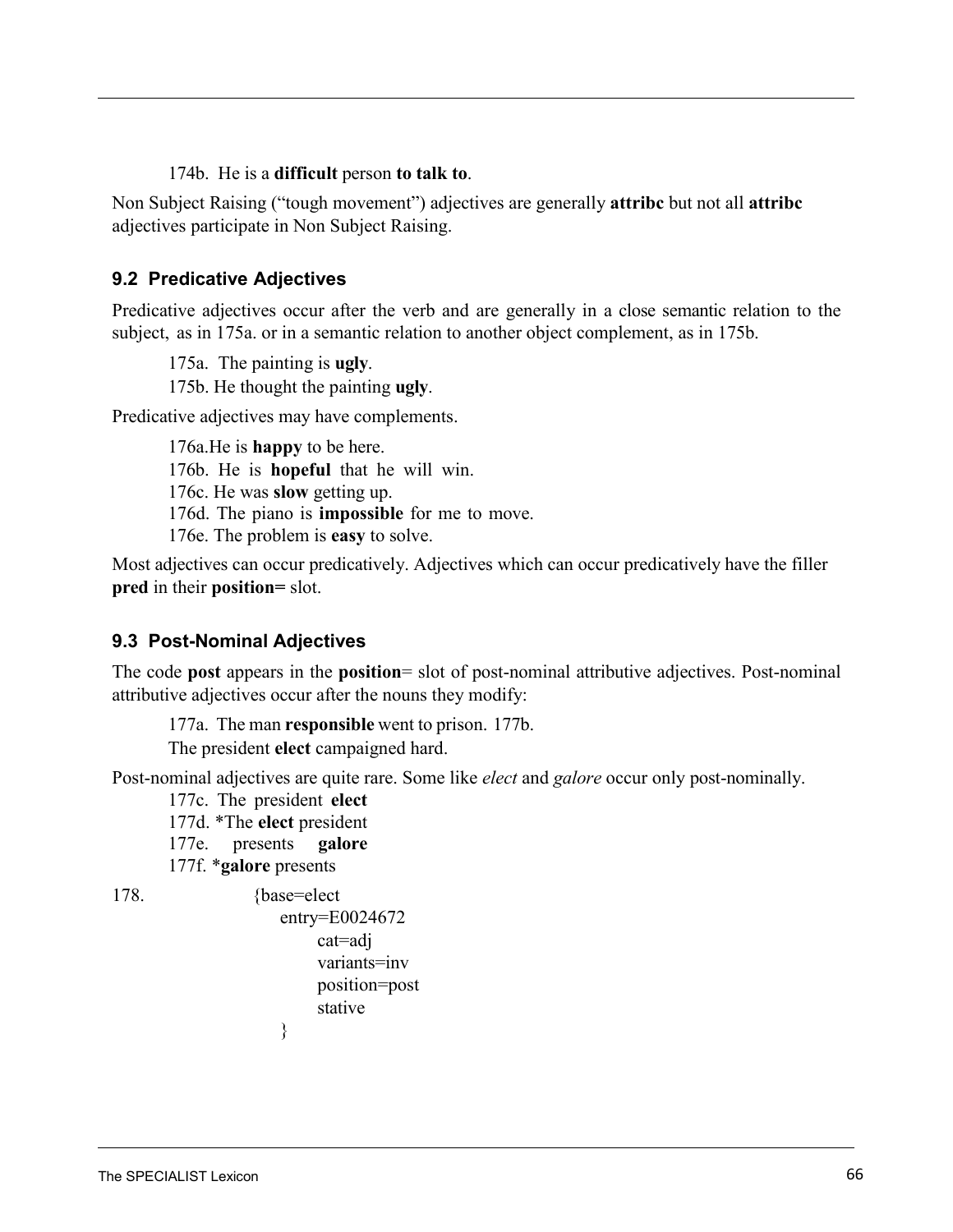174b. He is a **difficult** person **to talk to**.

Non Subject Raising ("tough movement") adjectives are generally **attribc** but not all **attribc** adjectives participate in Non Subject Raising.

## 9.2 Predicative Adjectives

Predicative adjectives occur after the verb and are generally in a close semantic relation to the subject, as in 175a. or in a semantic relation to another object complement, as in 175b.

175a. The painting is **ugly**.

175b. He thought the painting **ugly**.

Predicative adjectives may have complements.

176a.He is **happy** to be here.

176b. He is **hopeful** that he will win.

176c. He was **slow** getting up.

176d. The piano is **impossible** for me to move.

176e. The problem is **easy** to solve.

Most adjectives can occur predicatively. Adjectives which can occur predicatively have the filler **pred** in their **position=** slot.

## 9.3 Post-Nominal Adjectives

The code **post** appears in the **position**= slot of post-nominal attributive adjectives. Post-nominal attributive adjectives occur after the nouns they modify:

177a. The man **responsible** went to prison. 177b.

The president **elect** campaigned hard.

Post-nominal adjectives are quite rare. Some like *elect* and *galore* occur only post-nominally.

177c. The president **elect**

177d. *The **elect** president

177e. presents **galore**

177f. ***galore** presents

178.

```
{base=elect
    entry=E0024672
        cat=adj
        variants=inv
        position=post
        stative
    }
```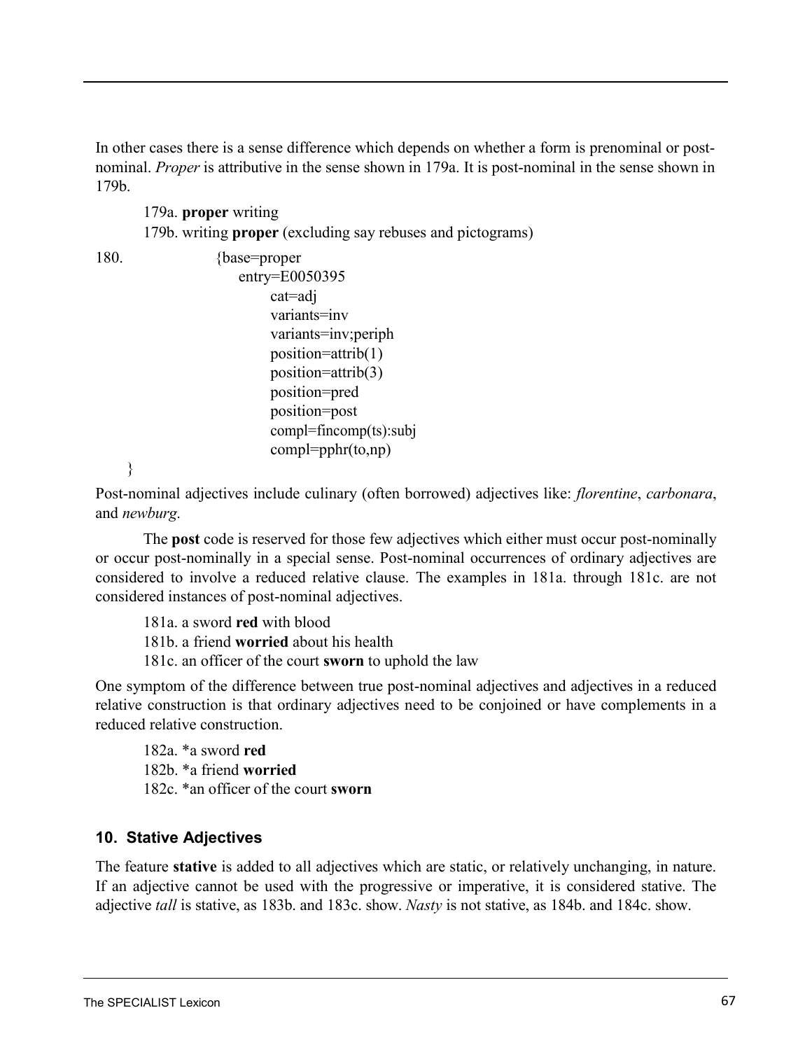In other cases there is a sense difference which depends on whether a form is prenominal or post-nominal. *Proper* is attributive in the sense shown in 179a. It is post-nominal in the sense shown in 179b.

179a. **proper** writing

179b. writing **proper** (excluding say rebuses and pictograms)

180.

```
{base=proper
    entry=E0050395
        cat=adj
        variants=inv
        variants=inv;periph
        position=attrib(1)
        position=attrib(3)
        position=pred
        position=post
        compl=fincomp(ts):subj
        compl=pphr(to,np)
}
```

Post-nominal adjectives include culinary (often borrowed) adjectives like: *florentine*, *carbonara*, and *newburg*.

The **post** code is reserved for those few adjectives which either must occur post-nominally or occur post-nominally in a special sense. Post-nominal occurrences of ordinary adjectives are considered to involve a reduced relative clause. The examples in 181a. through 181c. are not considered instances of post-nominal adjectives.

181a. a sword **red** with blood

181b. a friend **worried** about his health

181c. an officer of the court **sworn** to uphold the law

One symptom of the difference between true post-nominal adjectives and adjectives in a reduced relative construction is that ordinary adjectives need to be conjoined or have complements in a reduced relative construction.

182a. *a sword **red**

182b. *a friend **worried**

182c. *an officer of the court **sworn**

## 10. Stative Adjectives

The feature **stative** is added to all adjectives which are static, or relatively unchanging, in nature. If an adjective cannot be used with the progressive or imperative, it is considered stative. The adjective *tall* is stative, as 183b. and 183c. show. *Nasty* is not stative, as 184b. and 184c. show.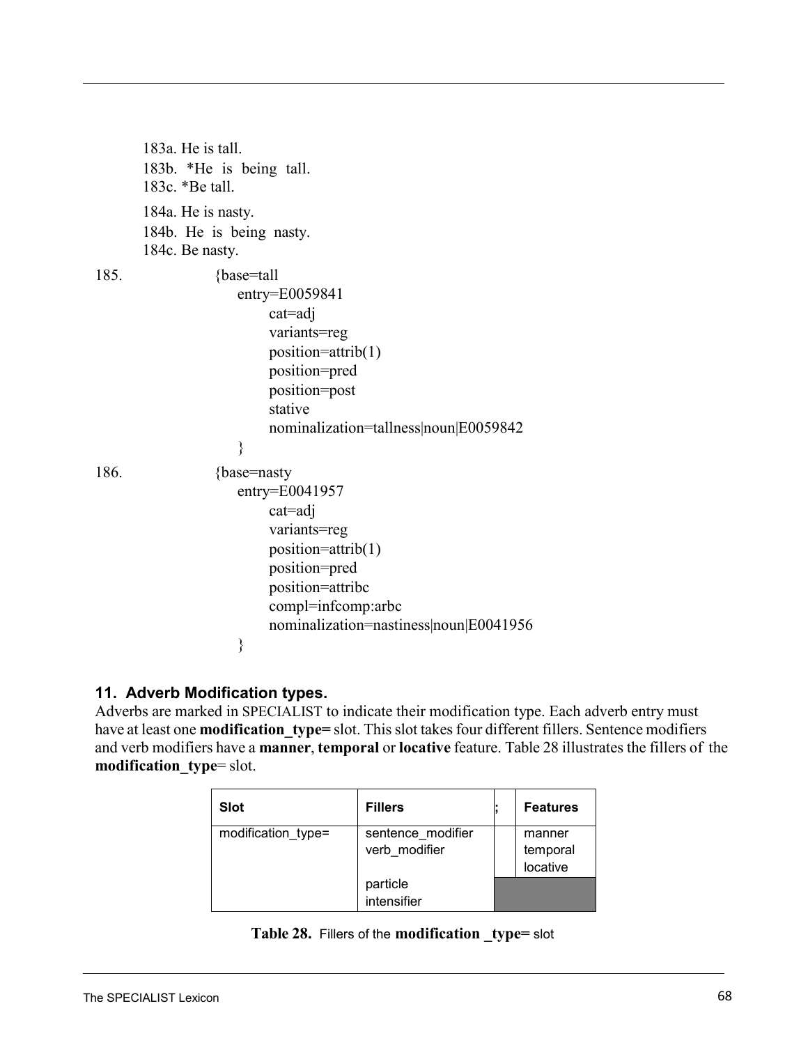183a. He is tall.
183b. *He is being tall.
183c. *Be tall.

184a. He is nasty.
184b. He is being nasty.
184c. Be nasty.

185.
```
{base=tall
    entry=E0059841
        cat=adj
        variants=reg
        position=attrib(1)
        position=pred
        position=post
        stative
        nominalization=tallness|noun|E0059842
}
```

186.
```
{base=nasty
    entry=E0041957
        cat=adj
        variants=reg
        position=attrib(1)
        position=pred
        position=attribc
        compl=infcomp:arbc
        nominalization=nastiness|noun|E0041956
}
```

### 11. Adverb Modification types.

Adverbs are marked in SPECIALIST to indicate their modification type. Each adverb entry must have at least one **modification_type=** slot. This slot takes four different fillers. Sentence modifiers and verb modifiers have a **manner**, **temporal** or **locative** feature. Table 28 illustrates the fillers of the **modification_type**= slot.

| Slot | Fillers | ; | Features |
|---|---|---|---|
| modification_type= | sentence_modifier<br>verb_modifier | | manner<br>temporal<br>locative |
| | particle<br>intensifier | | |

**Table 28.** Fillers of the **modification _type=** slot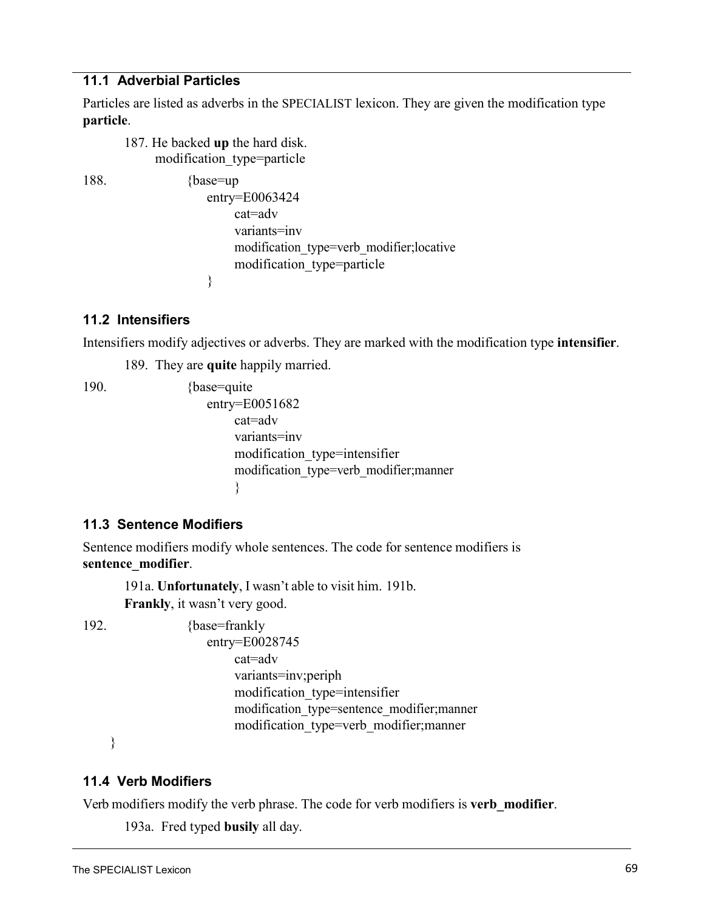## 11.1 Adverbial Particles

Particles are listed as adverbs in the SPECIALIST lexicon. They are given the modification type **particle**.

187. He backed **up** the hard disk.
 modification_type=particle

188.
```
{base=up
    entry=E0063424
        cat=adv
        variants=inv
        modification_type=verb_modifier;locative
        modification_type=particle
    }
```

## 11.2 Intensifiers

Intensifiers modify adjectives or adverbs. They are marked with the modification type **intensifier**.

189. They are **quite** happily married.

190.
```
{base=quite
    entry=E0051682
        cat=adv
        variants=inv
        modification_type=intensifier
        modification_type=verb_modifier;manner
        }
```

## 11.3 Sentence Modifiers

Sentence modifiers modify whole sentences. The code for sentence modifiers is **sentence_modifier**.

191a. **Unfortunately**, I wasn't able to visit him. 191b. **Frankly**, it wasn't very good.

192.
```
{base=frankly
    entry=E0028745
        cat=adv
        variants=inv;periph
        modification_type=intensifier
        modification_type=sentence_modifier;manner
        modification_type=verb_modifier;manner
}
```

## 11.4 Verb Modifiers

Verb modifiers modify the verb phrase. The code for verb modifiers is **verb_modifier**.

193a. Fred typed **busily** all day.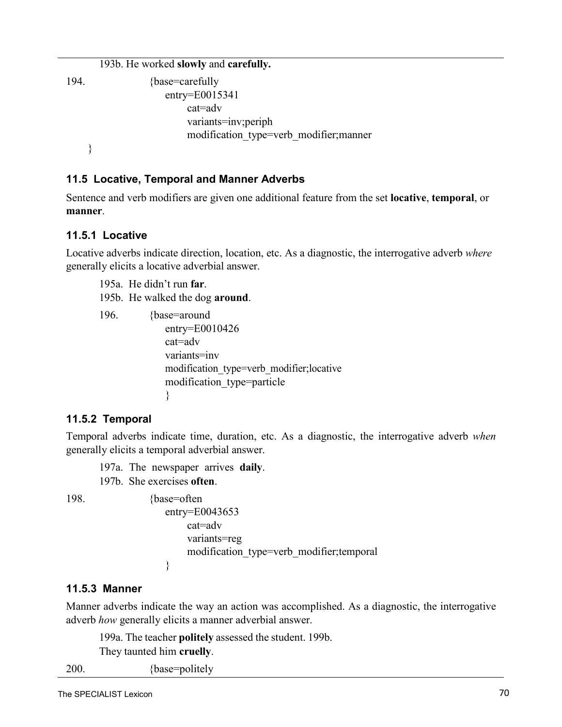193b. He worked **slowly** and **carefully.**

194.

```
{base=carefully
    entry=E0015341
        cat=adv
        variants=inv;periph
        modification_type=verb_modifier;manner
}
```

### 11.5 Locative, Temporal and Manner Adverbs

Sentence and verb modifiers are given one additional feature from the set **locative**, **temporal**, or **manner**.

#### 11.5.1 Locative

Locative adverbs indicate direction, location, etc. As a diagnostic, the interrogative adverb *where* generally elicits a locative adverbial answer.

195a. He didn't run **far**.
195b. He walked the dog **around**.

196.

```
{base=around
    entry=E0010426
    cat=adv
    variants=inv
    modification_type=verb_modifier;locative
    modification_type=particle
    }
```

#### 11.5.2 Temporal

Temporal adverbs indicate time, duration, etc. As a diagnostic, the interrogative adverb *when* generally elicits a temporal adverbial answer.

197a. The newspaper arrives **daily**.
197b. She exercises **often**.

198.

```
{base=often
    entry=E0043653
        cat=adv
        variants=reg
        modification_type=verb_modifier;temporal
    }
```

#### 11.5.3 Manner

Manner adverbs indicate the way an action was accomplished. As a diagnostic, the interrogative adverb *how* generally elicits a manner adverbial answer.

199a. The teacher **politely** assessed the student.
199b. They taunted him **cruelly**.

200.

```
{base=politely
```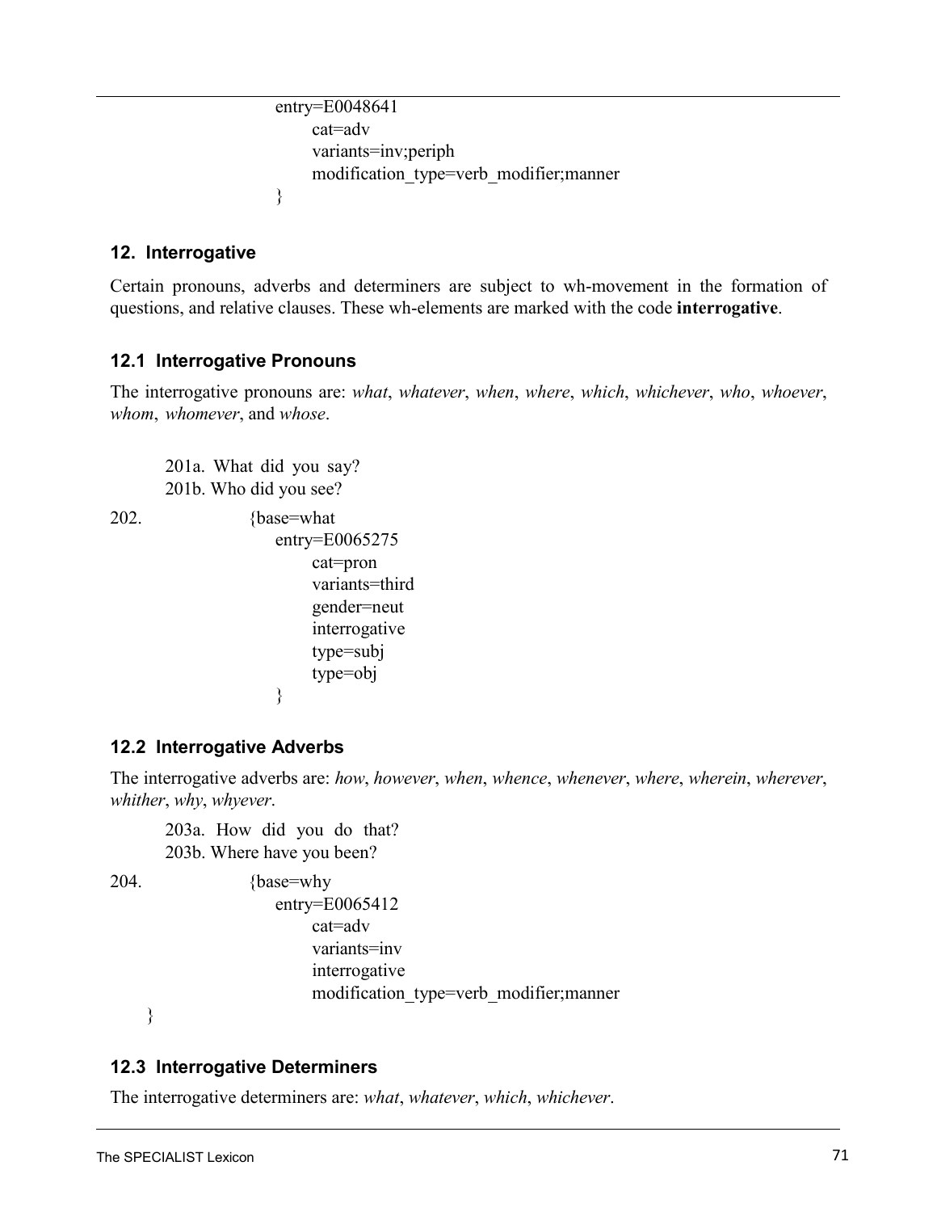```
        entry=E0048641
              cat=adv
              variants=inv;periph
              modification_type=verb_modifier;manner
        }
```

## 12. Interrogative

Certain pronouns, adverbs and determiners are subject to wh-movement in the formation of questions, and relative clauses. These wh-elements are marked with the code **interrogative**.

### 12.1 Interrogative Pronouns

The interrogative pronouns are: *what*, *whatever*, *when*, *where*, *which*, *whichever*, *who*, *whoever*, *whom*, *whomever*, and *whose*.

201a. What did you say?
201b. Who did you see?

202.

```
{base=what
    entry=E0065275
          cat=pron
          variants=third
          gender=neut
          interrogative
          type=subj
          type=obj
    }
```

### 12.2 Interrogative Adverbs

The interrogative adverbs are: *how*, *however*, *when*, *whence*, *whenever*, *where*, *wherein*, *wherever*, *whither*, *why*, *whyever*.

203a. How did you do that?
203b. Where have you been?

204.

```
{base=why
    entry=E0065412
          cat=adv
          variants=inv
          interrogative
          modification_type=verb_modifier;manner
}
```

### 12.3 Interrogative Determiners

The interrogative determiners are: *what*, *whatever*, *which*, *whichever*.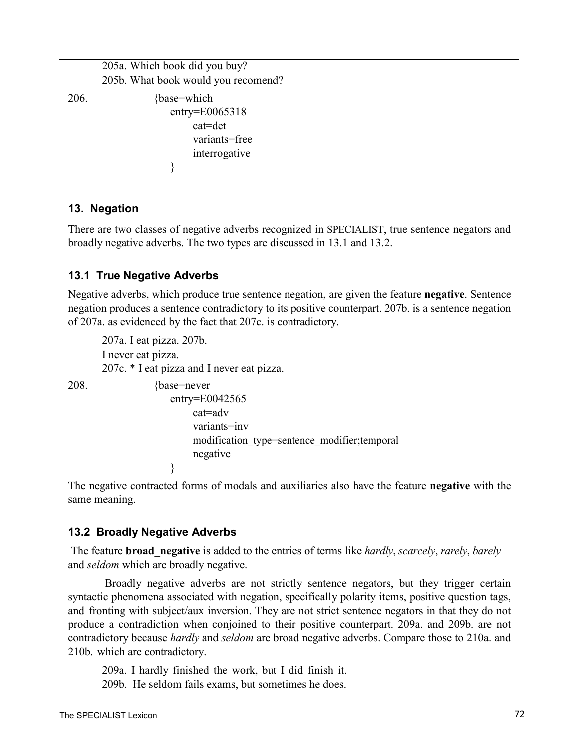205a. Which book did you buy?
205b. What book would you recomend?

206.

```
{base=which
    entry=E0065318
        cat=det
        variants=free
        interrogative
    }
```

## 13. Negation

There are two classes of negative adverbs recognized in SPECIALIST, true sentence negators and broadly negative adverbs. The two types are discussed in 13.1 and 13.2.

### 13.1 True Negative Adverbs

Negative adverbs, which produce true sentence negation, are given the feature **negative**. Sentence negation produces a sentence contradictory to its positive counterpart. 207b. is a sentence negation of 207a. as evidenced by the fact that 207c. is contradictory.

207a. I eat pizza. 207b.
I never eat pizza.
207c. * I eat pizza and I never eat pizza.

208.

```
{base=never
    entry=E0042565
        cat=adv
        variants=inv
        modification_type=sentence_modifier;temporal
        negative
    }
```

The negative contracted forms of modals and auxiliaries also have the feature **negative** with the same meaning.

### 13.2 Broadly Negative Adverbs

The feature **broad_negative** is added to the entries of terms like *hardly*, *scarcely*, *rarely*, *barely* and *seldom* which are broadly negative.

Broadly negative adverbs are not strictly sentence negators, but they trigger certain syntactic phenomena associated with negation, specifically polarity items, positive question tags, and fronting with subject/aux inversion. They are not strict sentence negators in that they do not produce a contradiction when conjoined to their positive counterpart. 209a. and 209b. are not contradictory because *hardly* and *seldom* are broad negative adverbs. Compare those to 210a. and 210b. which are contradictory.

209a. I hardly finished the work, but I did finish it.
209b. He seldom fails exams, but sometimes he does.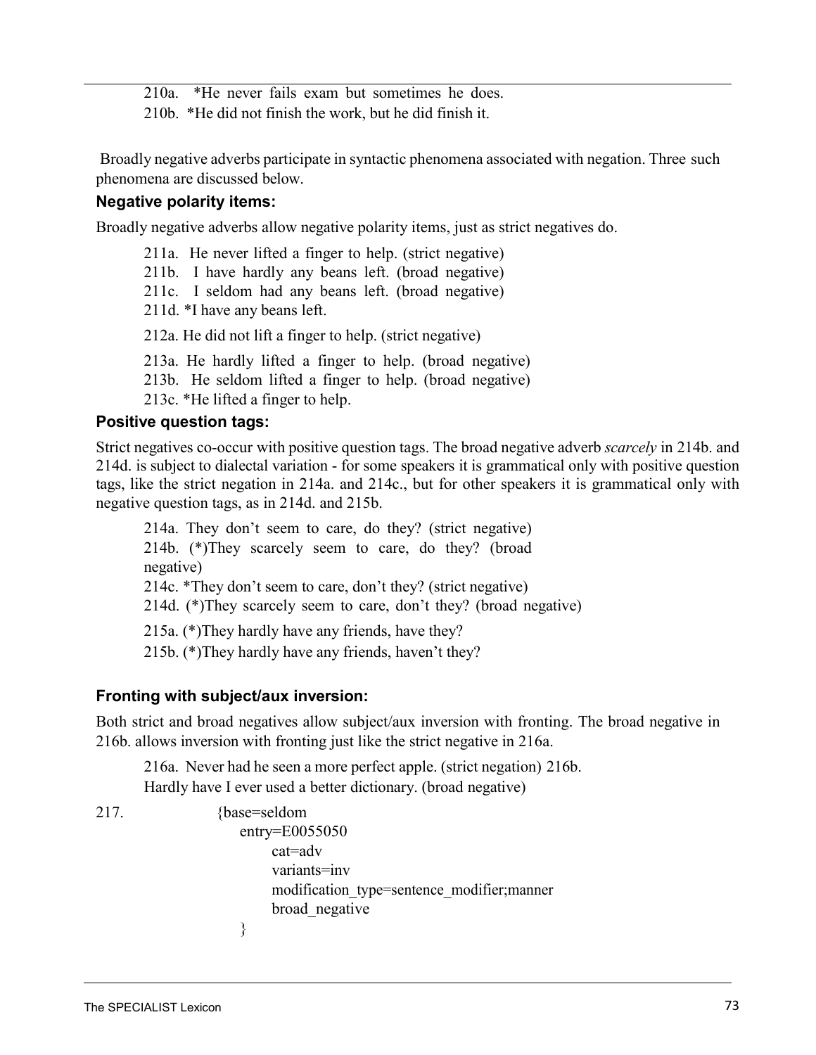210a. *He never fails exam but sometimes he does.

210b. *He did not finish the work, but he did finish it.

Broadly negative adverbs participate in syntactic phenomena associated with negation. Three such phenomena are discussed below.

### Negative polarity items:

Broadly negative adverbs allow negative polarity items, just as strict negatives do.

211a. He never lifted a finger to help. (strict negative)

211b. I have hardly any beans left. (broad negative)

211c. I seldom had any beans left. (broad negative)

211d. *I have any beans left.

212a. He did not lift a finger to help. (strict negative)

213a. He hardly lifted a finger to help. (broad negative)

213b. He seldom lifted a finger to help. (broad negative)

213c. *He lifted a finger to help.

### Positive question tags:

Strict negatives co-occur with positive question tags. The broad negative adverb *scarcely* in 214b. and 214d. is subject to dialectal variation - for some speakers it is grammatical only with positive question tags, like the strict negation in 214a. and 214c., but for other speakers it is grammatical only with negative question tags, as in 214d. and 215b.

214a. They don't seem to care, do they? (strict negative)

214b. (*)They scarcely seem to care, do they? (broad negative)

214c. *They don't seem to care, don't they? (strict negative)

214d. (*)They scarcely seem to care, don't they? (broad negative)

215a. (*)They hardly have any friends, have they?

215b. (*)They hardly have any friends, haven't they?

### Fronting with subject/aux inversion:

Both strict and broad negatives allow subject/aux inversion with fronting. The broad negative in 216b. allows inversion with fronting just like the strict negative in 216a.

216a. Never had he seen a more perfect apple. (strict negation)

216b. Hardly have I ever used a better dictionary. (broad negative)

217.

```
{base=seldom
    entry=E0055050
        cat=adv
        variants=inv
        modification_type=sentence_modifier;manner
        broad_negative
    }
```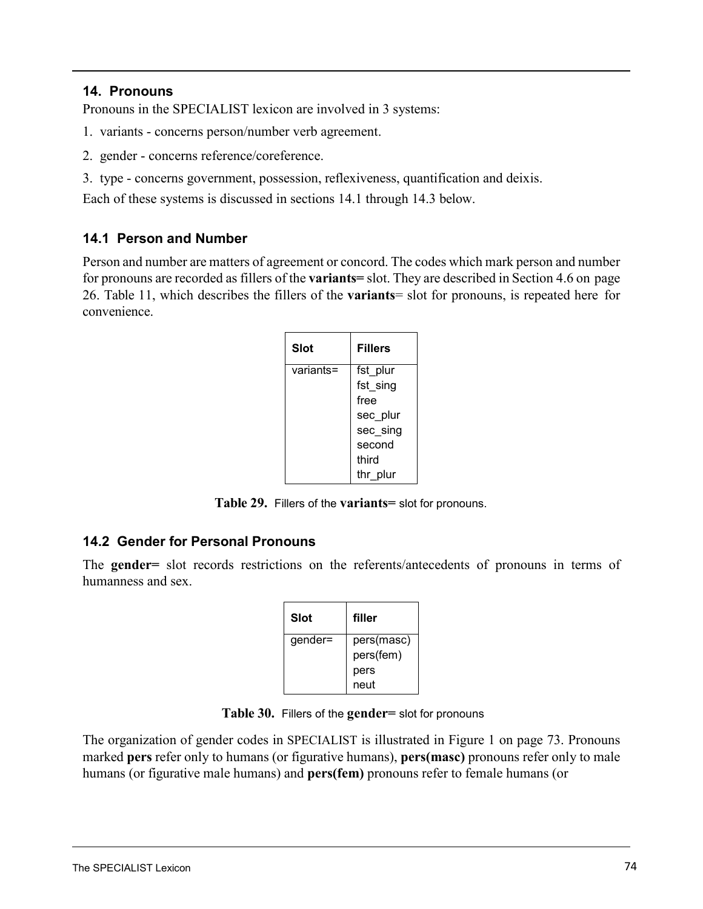## 14. Pronouns

Pronouns in the SPECIALIST lexicon are involved in 3 systems:

1. variants - concerns person/number verb agreement.
2. gender - concerns reference/coreference.
3. type - concerns government, possession, reflexiveness, quantification and deixis.

Each of these systems is discussed in sections 14.1 through 14.3 below.

### 14.1 Person and Number

Person and number are matters of agreement or concord. The codes which mark person and number for pronouns are recorded as fillers of the **variants=** slot. They are described in Section 4.6 on page 26. Table 11, which describes the fillers of the **variants**= slot for pronouns, is repeated here for convenience.

| Slot | Fillers |
| --- | --- |
| variants= | fst_plur<br>fst_sing<br>free<br>sec_plur<br>sec_sing<br>second<br>third<br>thr_plur |

**Table 29.** Fillers of the **variants=** slot for pronouns.

### 14.2 Gender for Personal Pronouns

The **gender=** slot records restrictions on the referents/antecedents of pronouns in terms of humanness and sex.

| Slot | filler |
| --- | --- |
| gender= | pers(masc)<br>pers(fem)<br>pers<br>neut |

**Table 30.** Fillers of the **gender=** slot for pronouns

The organization of gender codes in SPECIALIST is illustrated in Figure 1 on page 73. Pronouns marked **pers** refer only to humans (or figurative humans), **pers(masc)** pronouns refer only to male humans (or figurative male humans) and **pers(fem)** pronouns refer to female humans (or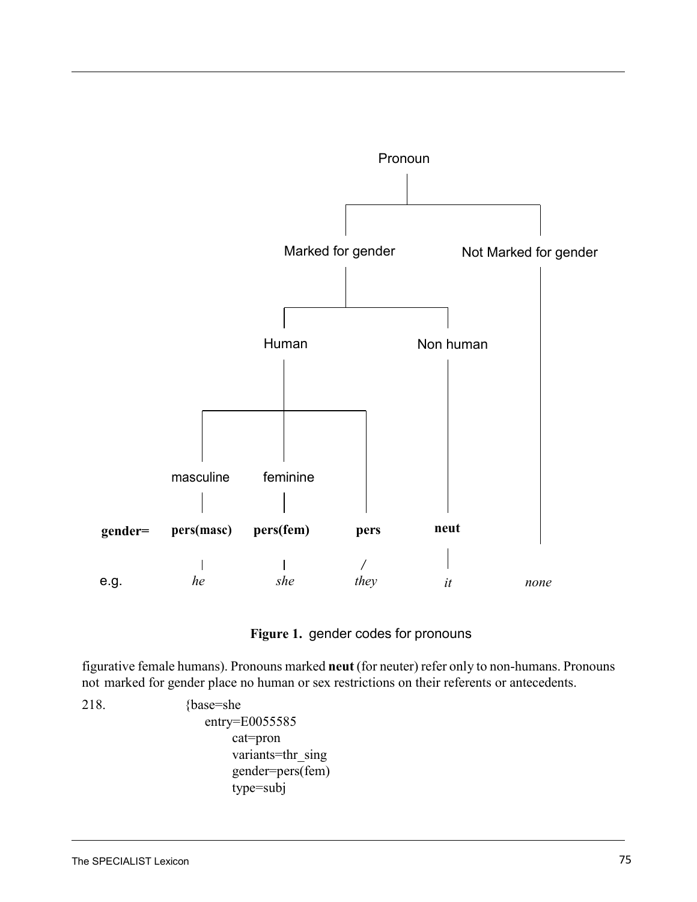Pronoun

- Marked for gender
  - Human
    - masculine
    - feminine
  - Non human
- Not Marked for gender

| gender= | pers(masc) | pers(fem) | pers | neut | |
|---|---|---|---|---|---|
| e.g. | *he* | *she* | *they* | *it* | *none* |

**Figure 1.** gender codes for pronouns

figurative female humans). Pronouns marked **neut** (for neuter) refer only to non-humans. Pronouns not marked for gender place no human or sex restrictions on their referents or antecedents.

218.

```
{base=she
    entry=E0055585
        cat=pron
        variants=thr_sing
        gender=pers(fem)
        type=subj
```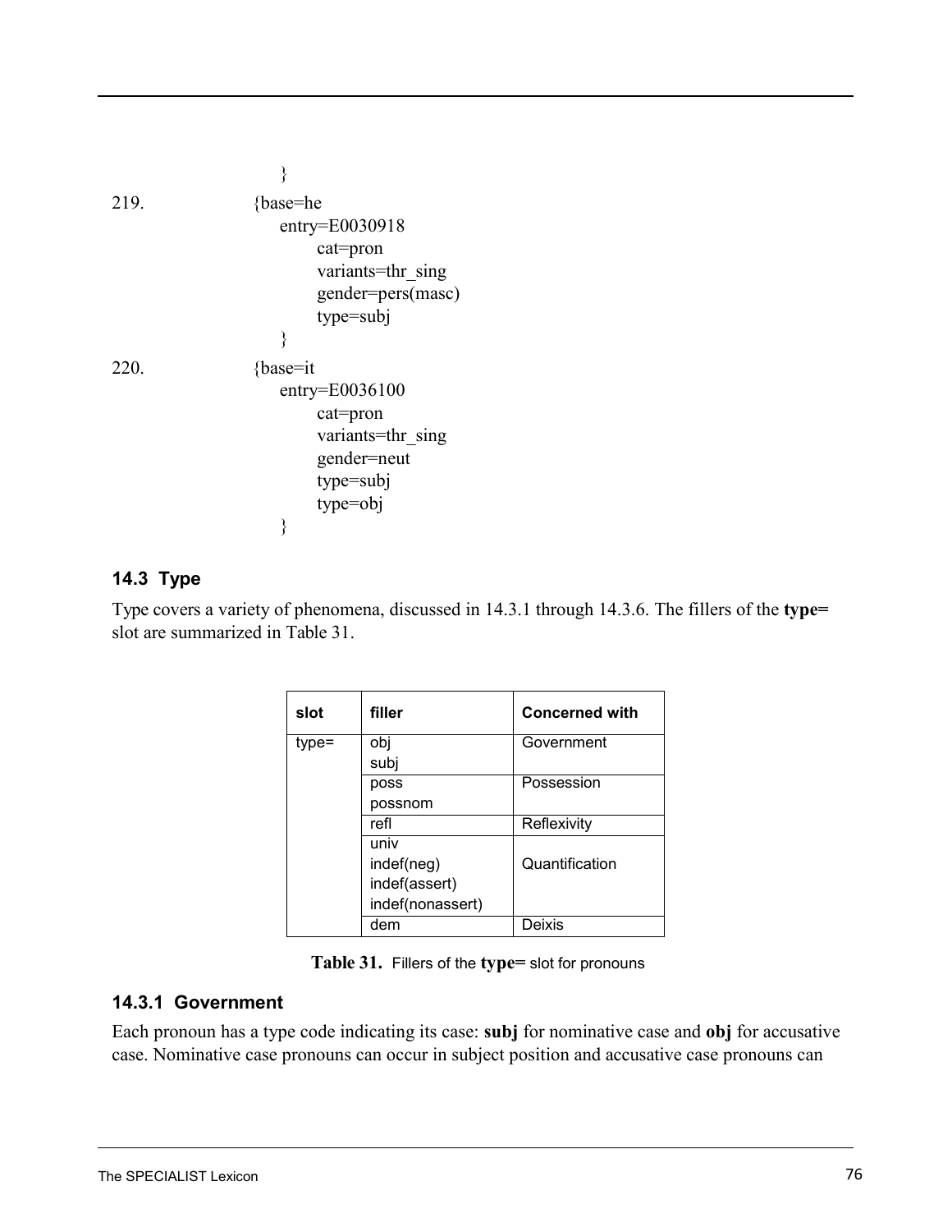```
                    }
219.            {base=he
                    entry=E0030918
                        cat=pron
                        variants=thr_sing
                        gender=pers(masc)
                        type=subj
                    }
220.            {base=it
                    entry=E0036100
                        cat=pron
                        variants=thr_sing
                        gender=neut
                        type=subj
                        type=obj
                    }
```

### 14.3 Type

Type covers a variety of phenomena, discussed in 14.3.1 through 14.3.6. The fillers of the **type=** slot are summarized in Table 31.

| slot | filler | Concerned with |
|---|---|---|
| type= | obj<br>subj | Government |
| | poss<br>possnom | Possession |
| | refl | Reflexivity |
| | univ<br>indef(neg)<br>indef(assert)<br>indef(nonassert) | Quantification |
| | dem | Deixis |

**Table 31.** Fillers of the **type=** slot for pronouns

#### 14.3.1 Government

Each pronoun has a type code indicating its case: **subj** for nominative case and **obj** for accusative case. Nominative case pronouns can occur in subject position and accusative case pronouns can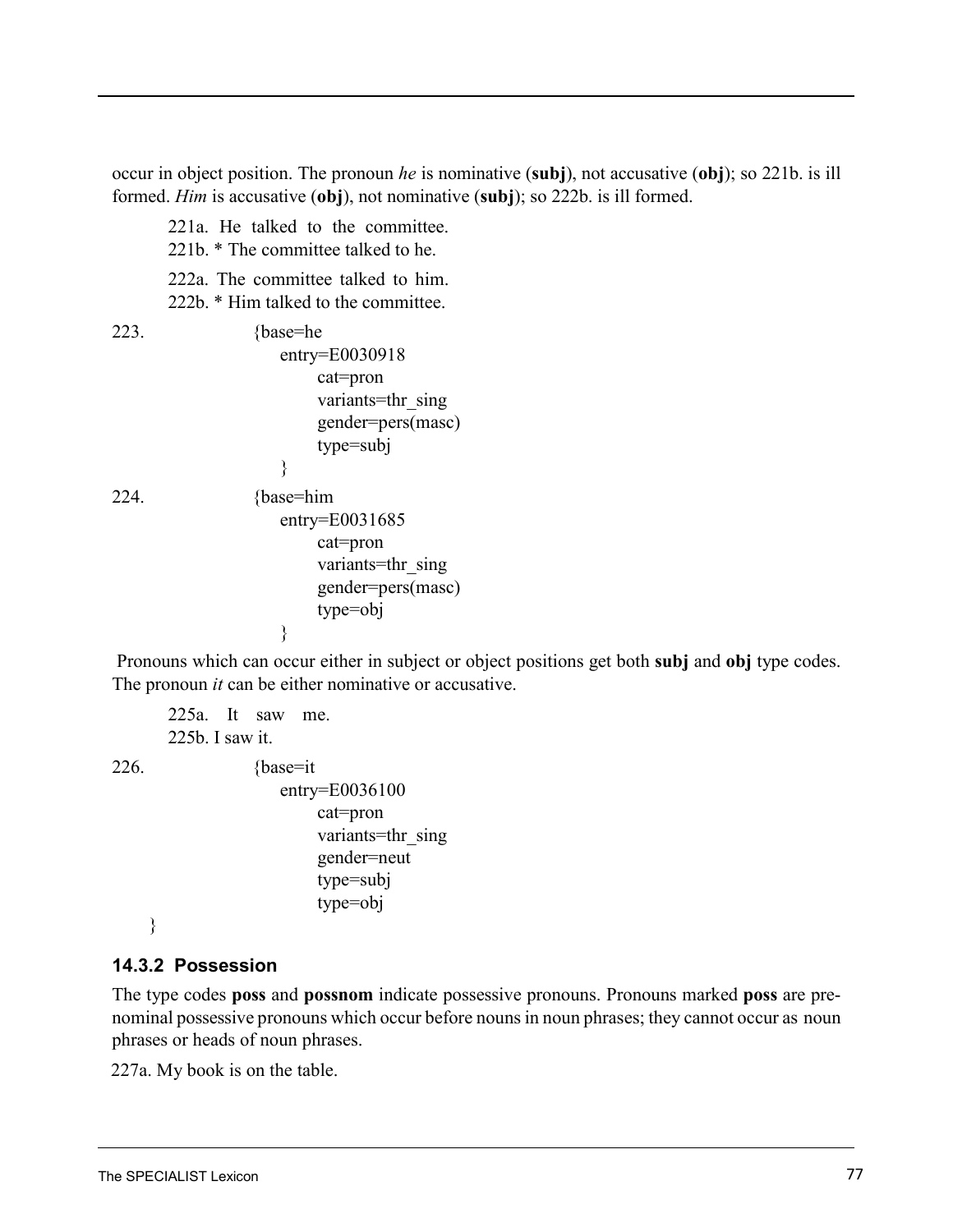occur in object position. The pronoun *he* is nominative (**subj**), not accusative (**obj**); so 221b. is ill formed. *Him* is accusative (**obj**), not nominative (**subj**); so 222b. is ill formed.

221a. He talked to the committee.
221b. * The committee talked to he.

222a. The committee talked to him.
222b. * Him talked to the committee.

223.
```
{base=he
    entry=E0030918
        cat=pron
        variants=thr_sing
        gender=pers(masc)
        type=subj
    }
```

224.
```
{base=him
    entry=E0031685
        cat=pron
        variants=thr_sing
        gender=pers(masc)
        type=obj
    }
```

Pronouns which can occur either in subject or object positions get both **subj** and **obj** type codes. The pronoun *it* can be either nominative or accusative.

225a. It saw me.
225b. I saw it.

226.
```
{base=it
    entry=E0036100
        cat=pron
        variants=thr_sing
        gender=neut
        type=subj
        type=obj
}
```

### 14.3.2 Possession

The type codes **poss** and **possnom** indicate possessive pronouns. Pronouns marked **poss** are prenominal possessive pronouns which occur before nouns in noun phrases; they cannot occur as noun phrases or heads of noun phrases.

227a. My book is on the table.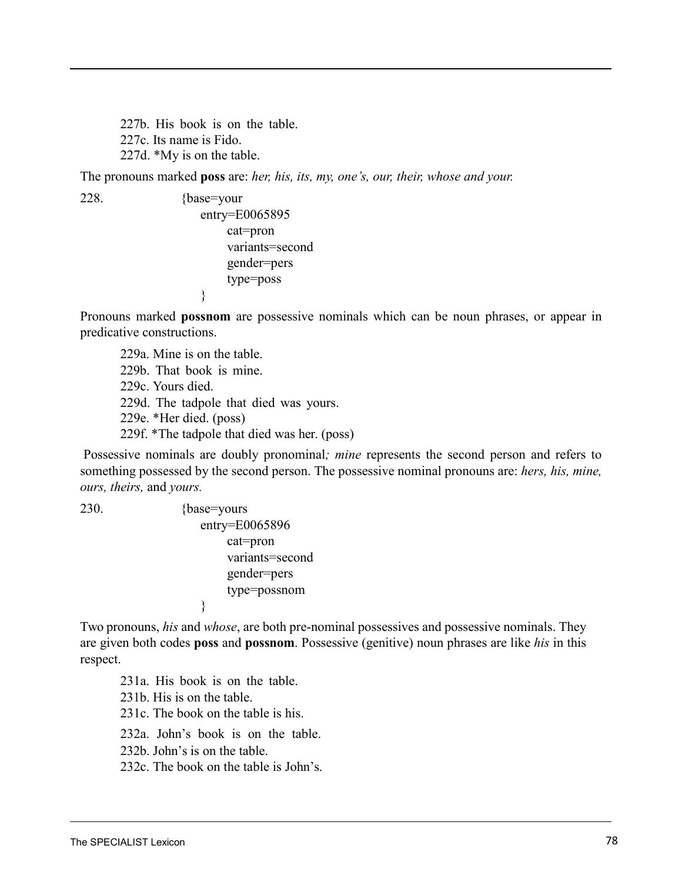227b. His book is on the table.  
227c. Its name is Fido.  
227d. *My is on the table.

The pronouns marked **poss** are: *her, his, its, my, one's, our, their, whose and your.*

```
228.        {base=your
              entry=E0065895
                 cat=pron
                 variants=second
                 gender=pers
                 type=poss
              }
```

Pronouns marked **possnom** are possessive nominals which can be noun phrases, or appear in predicative constructions.

229a. Mine is on the table.  
229b. That book is mine.  
229c. Yours died.  
229d. The tadpole that died was yours.  
229e. *Her died. (poss)  
229f. *The tadpole that died was her. (poss)

Possessive nominals are doubly pronominal*; mine* represents the second person and refers to something possessed by the second person. The possessive nominal pronouns are: *hers, his, mine, ours, theirs,* and *yours.*

```
230.        {base=yours
              entry=E0065896
                 cat=pron
                 variants=second
                 gender=pers
                 type=possnom
              }
```

Two pronouns, *his* and *whose*, are both pre-nominal possessives and possessive nominals. They are given both codes **poss** and **possnom**. Possessive (genitive) noun phrases are like *his* in this respect.

231a. His book is on the table.  
231b. His is on the table.  
231c. The book on the table is his.

232a. John's book is on the table.  
232b. John's is on the table.  
232c. The book on the table is John's.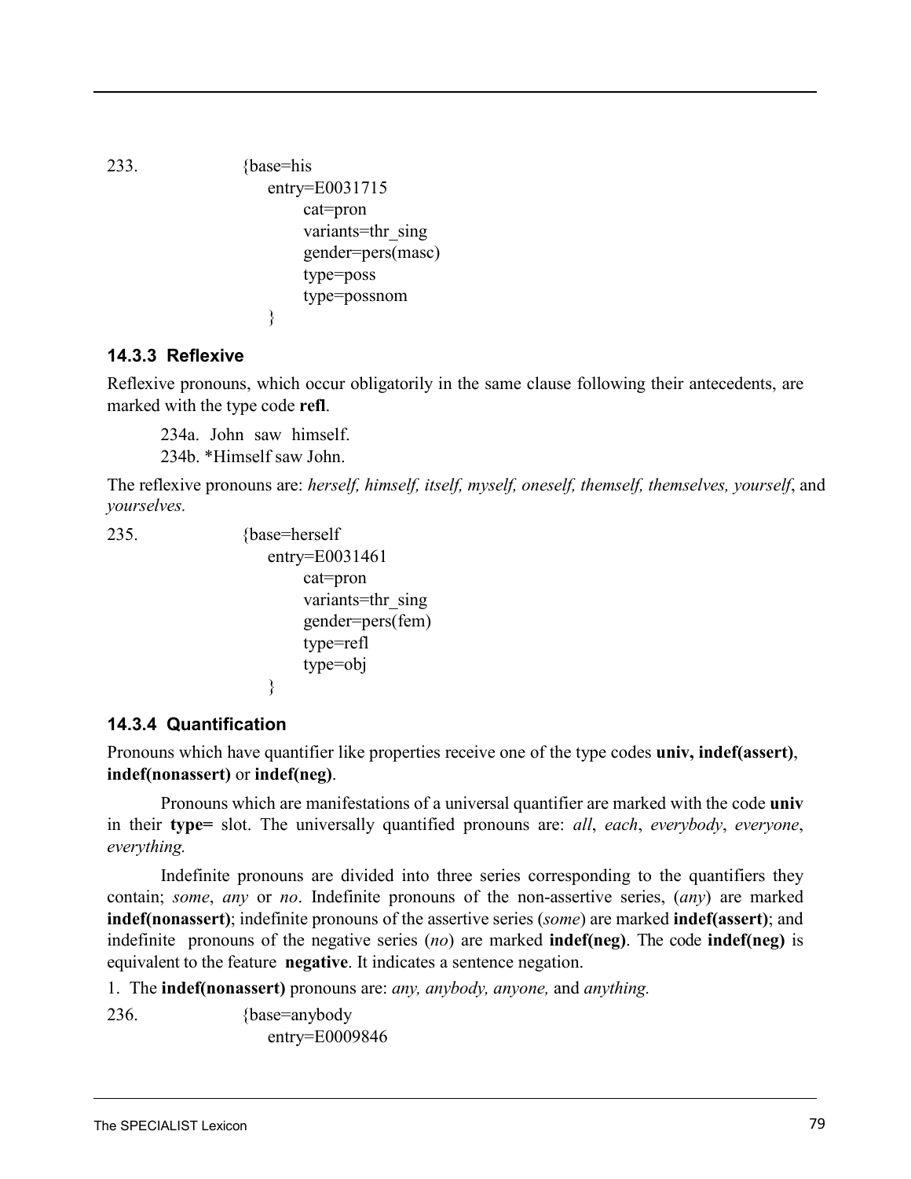233.
```
{base=his
    entry=E0031715
        cat=pron
        variants=thr_sing
        gender=pers(masc)
        type=poss
        type=possnom
    }
```

### 14.3.3 Reflexive

Reflexive pronouns, which occur obligatorily in the same clause following their antecedents, are marked with the type code **refl**.

> 234a. John saw himself.
> 234b. *Himself saw John.

The reflexive pronouns are: *herself, himself, itself, myself, oneself, themself, themselves, yourself*, and *yourselves.*

235.
```
{base=herself
    entry=E0031461
        cat=pron
        variants=thr_sing
        gender=pers(fem)
        type=refl
        type=obj
    }
```

### 14.3.4 Quantification

Pronouns which have quantifier like properties receive one of the type codes **univ, indef(assert)**, **indef(nonassert)** or **indef(neg)**.

Pronouns which are manifestations of a universal quantifier are marked with the code **univ** in their **type=** slot. The universally quantified pronouns are: *all*, *each*, *everybody*, *everyone*, *everything.*

Indefinite pronouns are divided into three series corresponding to the quantifiers they contain; *some*, *any* or *no*. Indefinite pronouns of the non-assertive series, (*any*) are marked **indef(nonassert)**; indefinite pronouns of the assertive series (*some*) are marked **indef(assert)**; and indefinite pronouns of the negative series (*no*) are marked **indef(neg)**. The code **indef(neg)** is equivalent to the feature **negative**. It indicates a sentence negation.

1. The **indef(nonassert)** pronouns are: *any, anybody, anyone,* and *anything.*

236.
```
{base=anybody
    entry=E0009846
```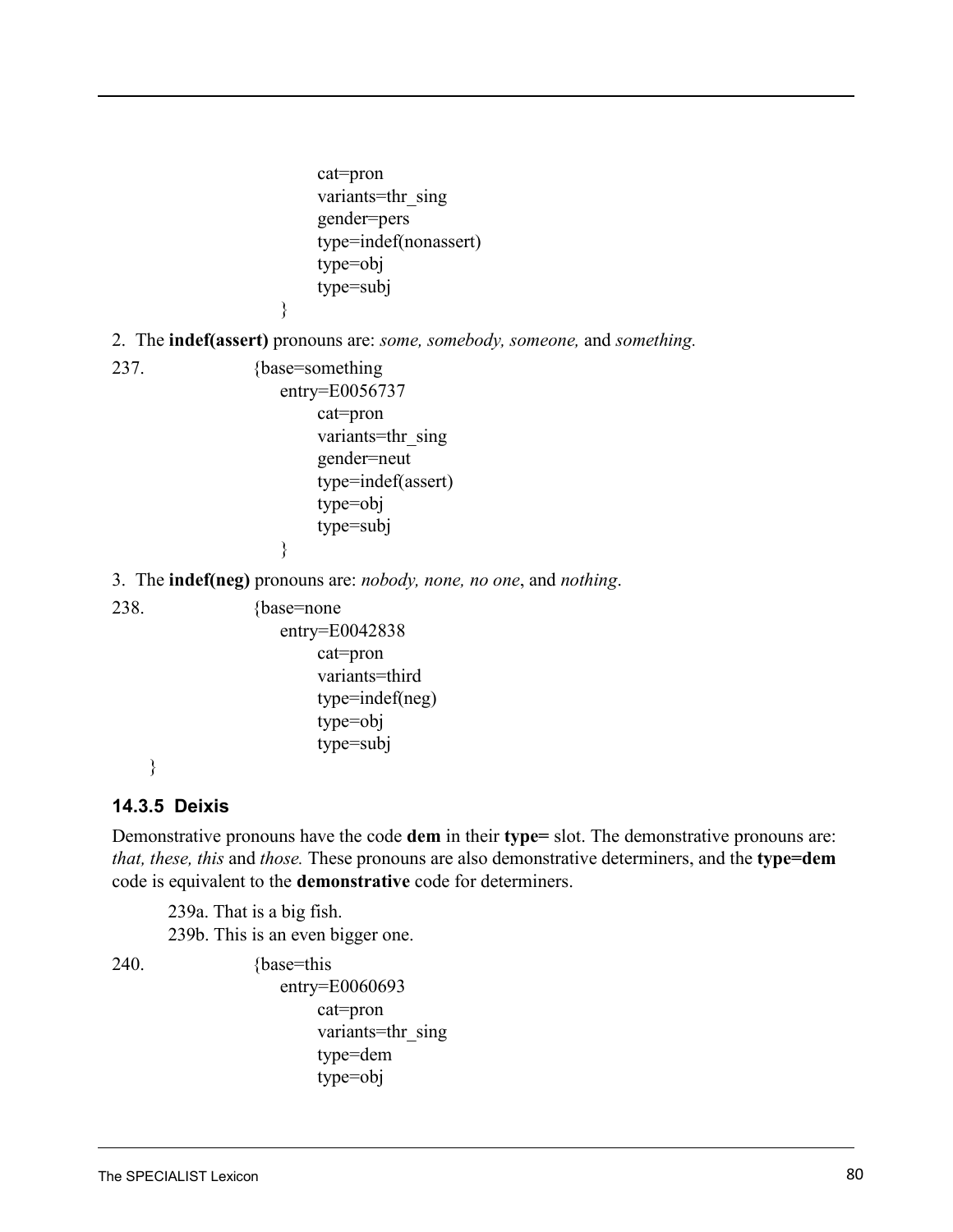```
                cat=pron
                variants=thr_sing
                gender=pers
                type=indef(nonassert)
                type=obj
                type=subj
        }
```

2. The **indef(assert)** pronouns are: *some, somebody, someone,* and *something.*

```
237.    {base=something
            entry=E0056737
                cat=pron
                variants=thr_sing
                gender=neut
                type=indef(assert)
                type=obj
                type=subj
        }
```

3. The **indef(neg)** pronouns are: *nobody, none, no one*, and *nothing*.

```
238.    {base=none
            entry=E0042838
                cat=pron
                variants=third
                type=indef(neg)
                type=obj
                type=subj
}
```

### 14.3.5 Deixis

Demonstrative pronouns have the code **dem** in their **type=** slot. The demonstrative pronouns are: *that, these, this* and *those.* These pronouns are also demonstrative determiners, and the **type=dem** code is equivalent to the **demonstrative** code for determiners.

239a. That is a big fish.
239b. This is an even bigger one.

```
240.    {base=this
            entry=E0060693
                cat=pron
                variants=thr_sing
                type=dem
                type=obj
```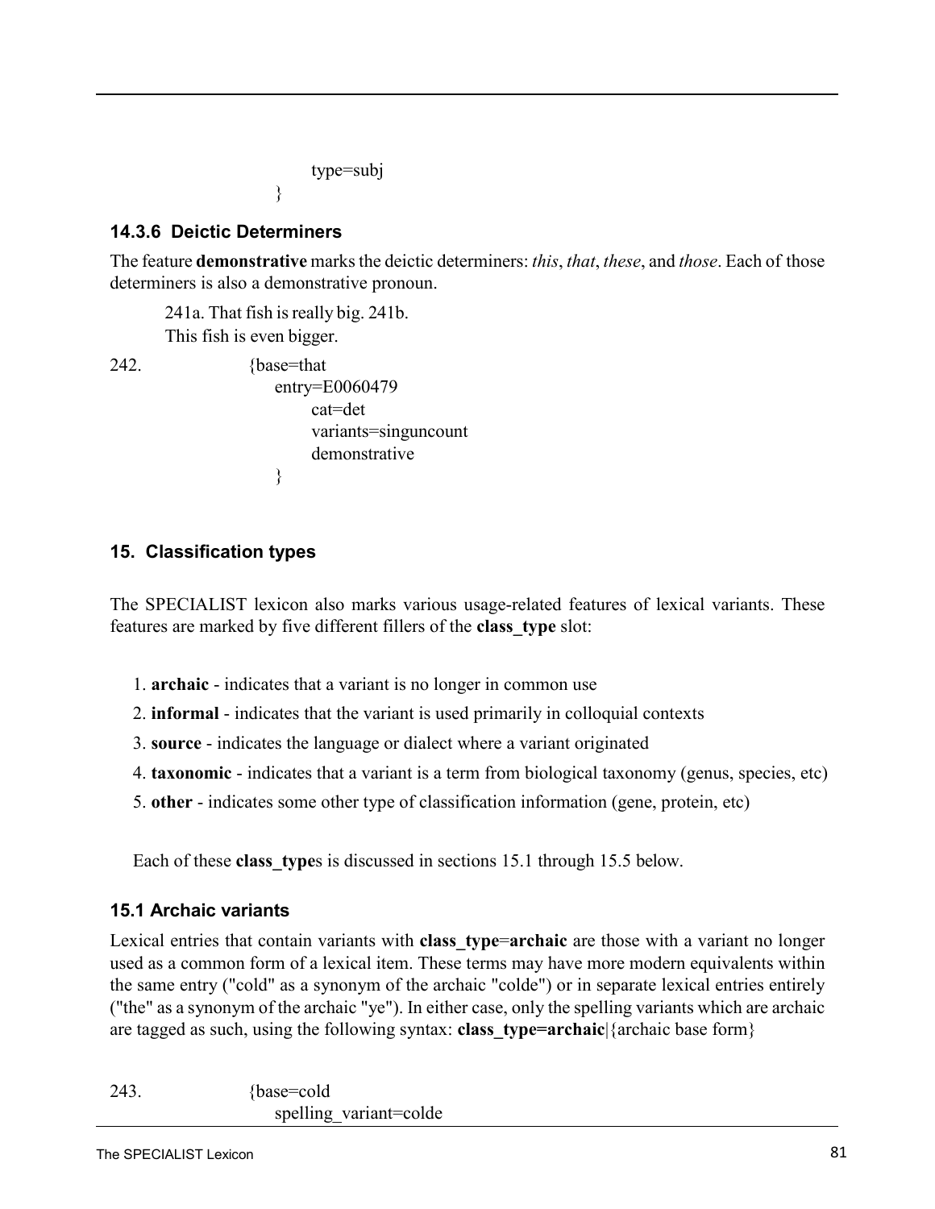```
                type=subj
            }
```

### 14.3.6 Deictic Determiners

The feature **demonstrative** marks the deictic determiners: *this*, *that*, *these*, and *those*. Each of those determiners is also a demonstrative pronoun.

241a. That fish is really big. 241b.
This fish is even bigger.

```
242.        {base=that
              entry=E0060479
                cat=det
                variants=singuncount
                demonstrative
            }
```

## 15. Classification types

The SPECIALIST lexicon also marks various usage-related features of lexical variants. These features are marked by five different fillers of the **class_type** slot:

1. **archaic** - indicates that a variant is no longer in common use
2. **informal** - indicates that the variant is used primarily in colloquial contexts
3. **source** - indicates the language or dialect where a variant originated
4. **taxonomic** - indicates that a variant is a term from biological taxonomy (genus, species, etc)
5. **other** - indicates some other type of classification information (gene, protein, etc)

Each of these **class_type**s is discussed in sections 15.1 through 15.5 below.

### 15.1 Archaic variants

Lexical entries that contain variants with **class_type**=**archaic** are those with a variant no longer used as a common form of a lexical item. These terms may have more modern equivalents within the same entry ("cold" as a synonym of the archaic "colde") or in separate lexical entries entirely ("the" as a synonym of the archaic "ye"). In either case, only the spelling variants which are archaic are tagged as such, using the following syntax: **class_type=archaic**|{archaic base form}

```
243.        {base=cold
              spelling_variant=colde
```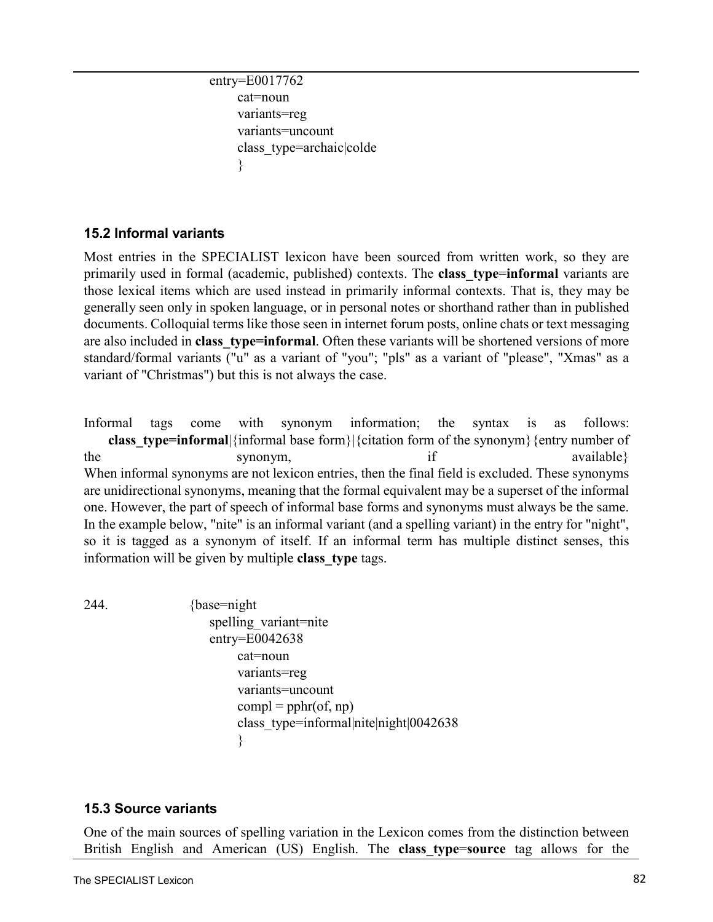```
entry=E0017762
      cat=noun
      variants=reg
      variants=uncount
      class_type=archaic|colde
      }
```

### 15.2 Informal variants

Most entries in the SPECIALIST lexicon have been sourced from written work, so they are primarily used in formal (academic, published) contexts. The **class_type**=**informal** variants are those lexical items which are used instead in primarily informal contexts. That is, they may be generally seen only in spoken language, or in personal notes or shorthand rather than in published documents. Colloquial terms like those seen in internet forum posts, online chats or text messaging are also included in **class_type=informal**. Often these variants will be shortened versions of more standard/formal variants ("u" as a variant of "you"; "pls" as a variant of "please", "Xmas" as a variant of "Christmas") but this is not always the case.

Informal tags come with synonym information; the syntax is as follows: **class_type=informal**|{informal base form}|{citation form of the synonym}{entry number of the synonym, if available}
When informal synonyms are not lexicon entries, then the final field is excluded. These synonyms are unidirectional synonyms, meaning that the formal equivalent may be a superset of the informal one. However, the part of speech of informal base forms and synonyms must always be the same. In the example below, "nite" is an informal variant (and a spelling variant) in the entry for "night", so it is tagged as a synonym of itself. If an informal term has multiple distinct senses, this information will be given by multiple **class_type** tags.

```
244.        {base=night
            spelling_variant=nite
            entry=E0042638
                  cat=noun
                  variants=reg
                  variants=uncount
                  compl = pphr(of, np)
                  class_type=informal|nite|night|0042638
                  }
```

### 15.3 Source variants

One of the main sources of spelling variation in the Lexicon comes from the distinction between British English and American (US) English. The **class_type**=**source** tag allows for the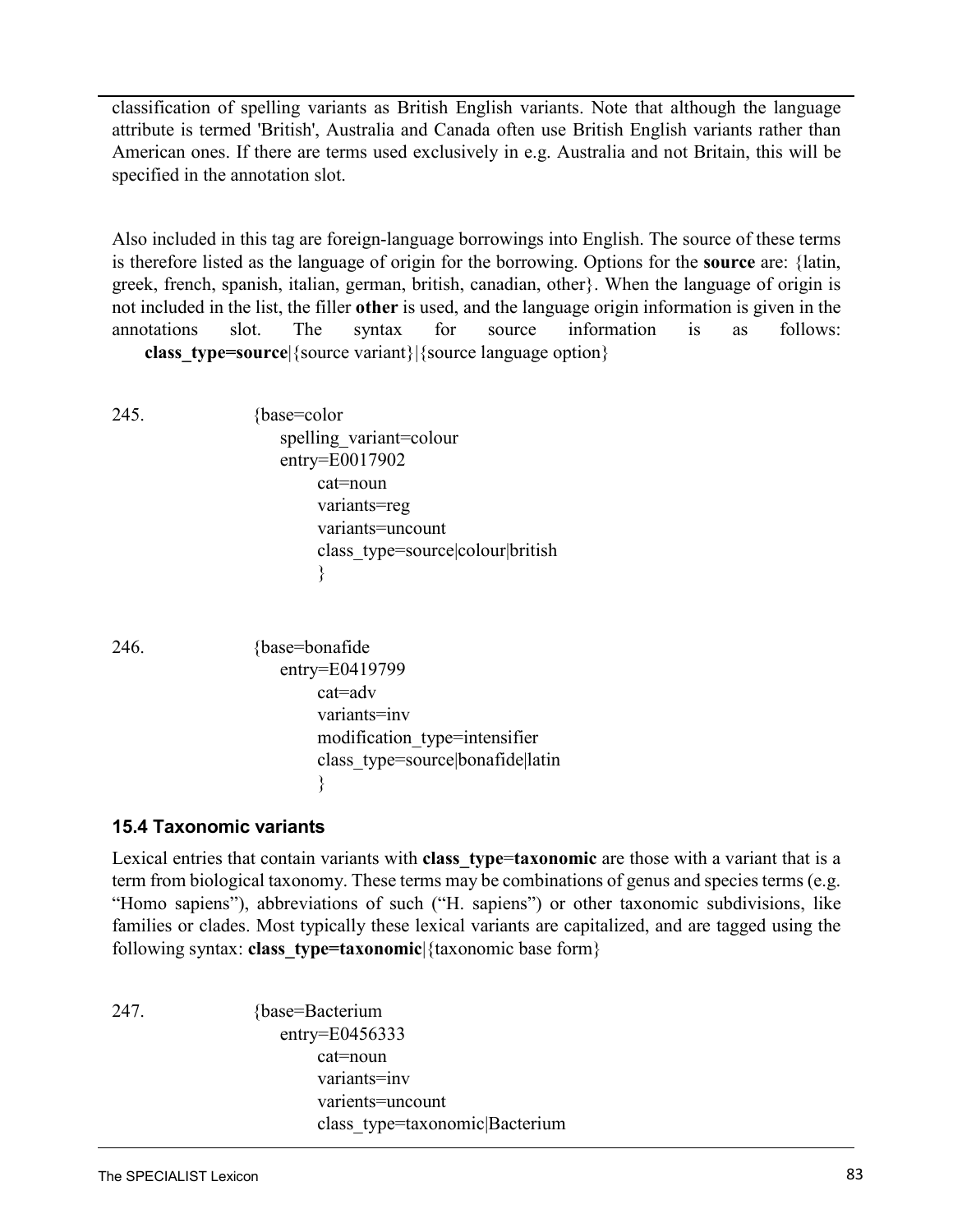classification of spelling variants as British English variants. Note that although the language attribute is termed 'British', Australia and Canada often use British English variants rather than American ones. If there are terms used exclusively in e.g. Australia and not Britain, this will be specified in the annotation slot.

Also included in this tag are foreign-language borrowings into English. The source of these terms is therefore listed as the language of origin for the borrowing. Options for the **source** are: {latin, greek, french, spanish, italian, german, british, canadian, other}. When the language of origin is not included in the list, the filler **other** is used, and the language origin information is given in the annotations slot. The syntax for source information is as follows: **class_type=source**|{source variant}|{source language option}

245.
```
{base=color
    spelling_variant=colour
    entry=E0017902
        cat=noun
        variants=reg
        variants=uncount
        class_type=source|colour|british
        }
```

246.
```
{base=bonafide
    entry=E0419799
        cat=adv
        variants=inv
        modification_type=intensifier
        class_type=source|bonafide|latin
        }
```

### 15.4 Taxonomic variants

Lexical entries that contain variants with **class_type**=**taxonomic** are those with a variant that is a term from biological taxonomy. These terms may be combinations of genus and species terms (e.g. "Homo sapiens"), abbreviations of such ("H. sapiens") or other taxonomic subdivisions, like families or clades. Most typically these lexical variants are capitalized, and are tagged using the following syntax: **class_type=taxonomic**|{taxonomic base form}

247.
```
{base=Bacterium
    entry=E0456333
        cat=noun
        variants=inv
        varients=uncount
        class_type=taxonomic|Bacterium
```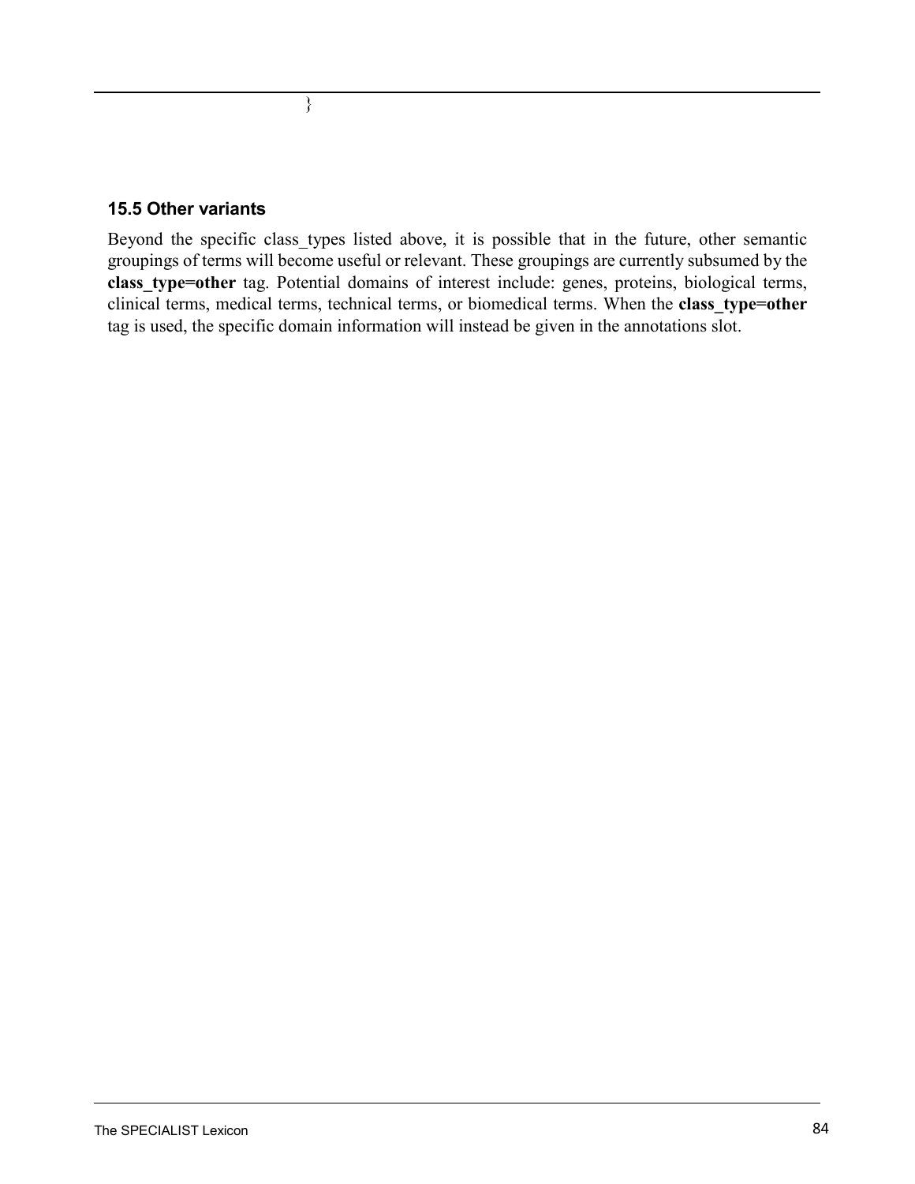}

### 15.5 Other variants

Beyond the specific class_types listed above, it is possible that in the future, other semantic groupings of terms will become useful or relevant. These groupings are currently subsumed by the **class_type=other** tag. Potential domains of interest include: genes, proteins, biological terms, clinical terms, medical terms, technical terms, or biomedical terms. When the **class_type=other** tag is used, the specific domain information will instead be given in the annotations slot.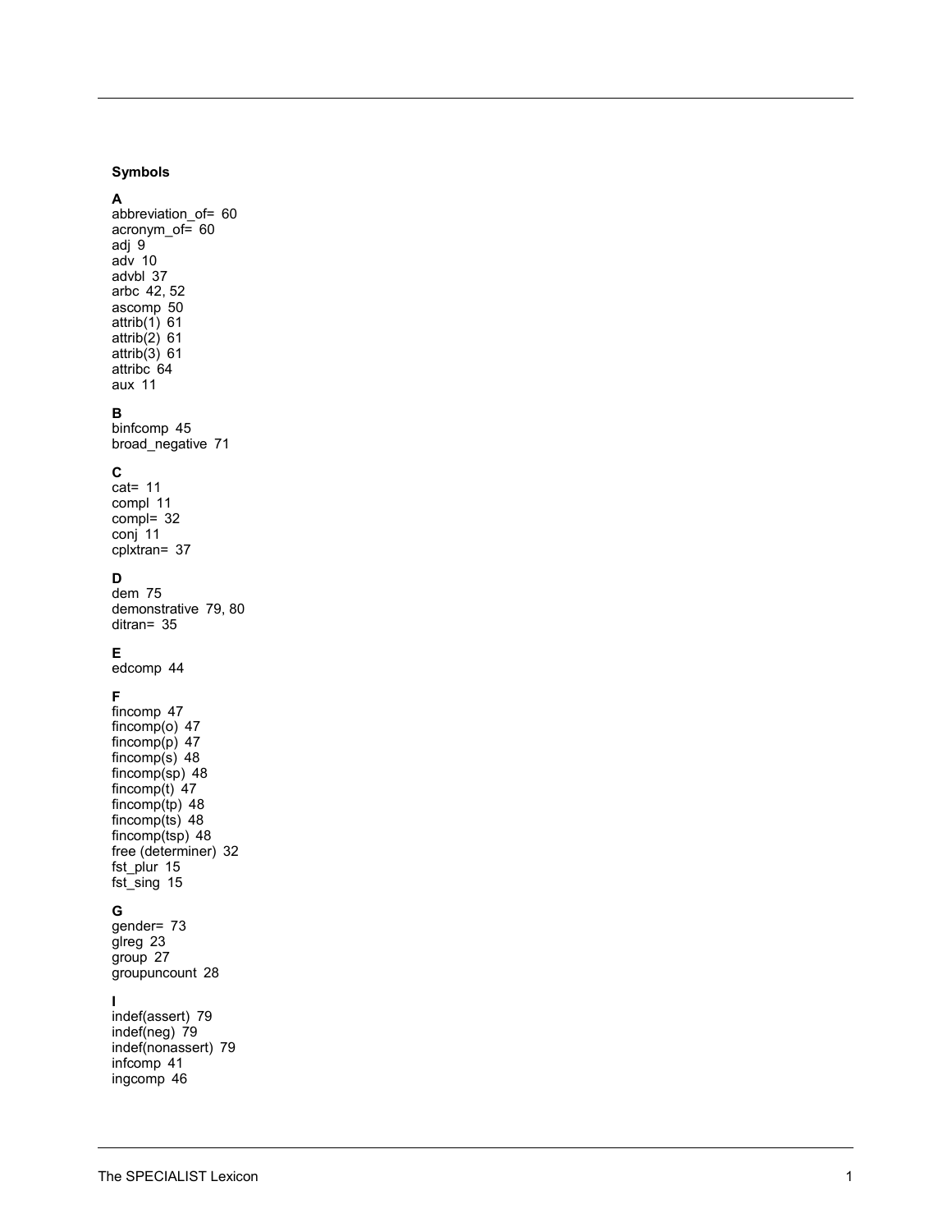**Symbols**

**A**

abbreviation_of= 60
acronym_of= 60
adj 9
adv 10
advbl 37
arbc 42, 52
ascomp 50
attrib(1) 61
attrib(2) 61
attrib(3) 61
attribc 64
aux 11

**B**

binfcomp 45
broad_negative 71

**C**

cat= 11
compl 11
compl= 32
conj 11
cplxtran= 37

**D**

dem 75
demonstrative 79, 80
ditran= 35

**E**

edcomp 44

**F**

fincomp 47
fincomp(o) 47
fincomp(p) 47
fincomp(s) 48
fincomp(sp) 48
fincomp(t) 47
fincomp(tp) 48
fincomp(ts) 48
fincomp(tsp) 48
free (determiner) 32
fst_plur 15
fst_sing 15

**G**

gender= 73
glreg 23
group 27
groupuncount 28

**I**

indef(assert) 79
indef(neg) 79
indef(nonassert) 79
infcomp 41
ingcomp 46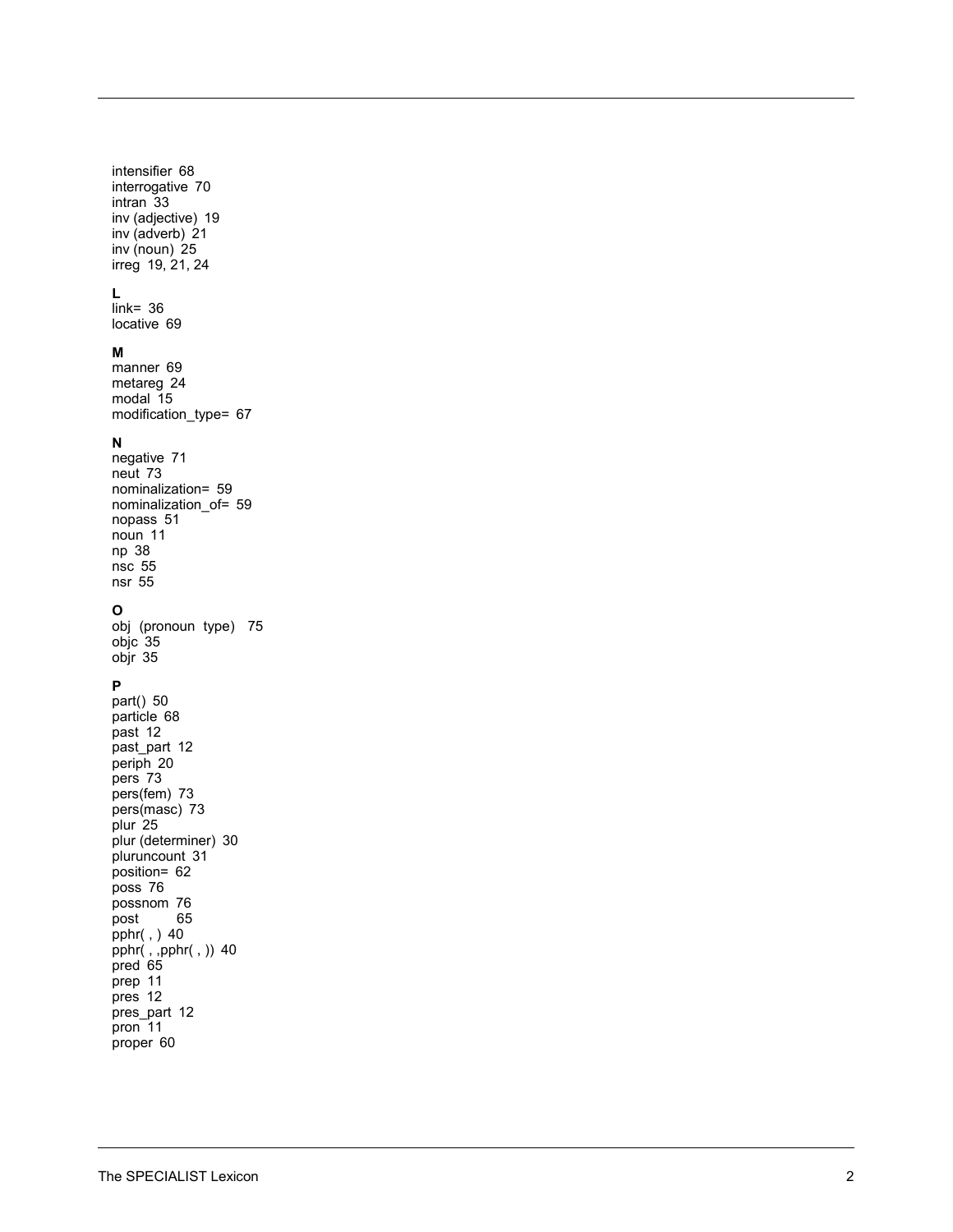intensifier 68
interrogative 70
intran 33
inv (adjective) 19
inv (adverb) 21
inv (noun) 25
irreg 19, 21, 24

**L**
link= 36
locative 69

**M**
manner 69
metareg 24
modal 15
modification_type= 67

**N**
negative 71
neut 73
nominalization= 59
nominalization_of= 59
nopass 51
noun 11
np 38
nsc 55
nsr 55

**O**
obj (pronoun type) 75
objc 35
objr 35

**P**
part() 50
particle 68
past 12
past_part 12
periph 20
pers 73
pers(fem) 73
pers(masc) 73
plur 25
plur (determiner) 30
pluruncount 31
position= 62
poss 76
possnom 76
post 65
pphr( , ) 40
pphr( , ,pphr( , )) 40
pred 65
prep 11
pres 12
pres_part 12
pron 11
proper 60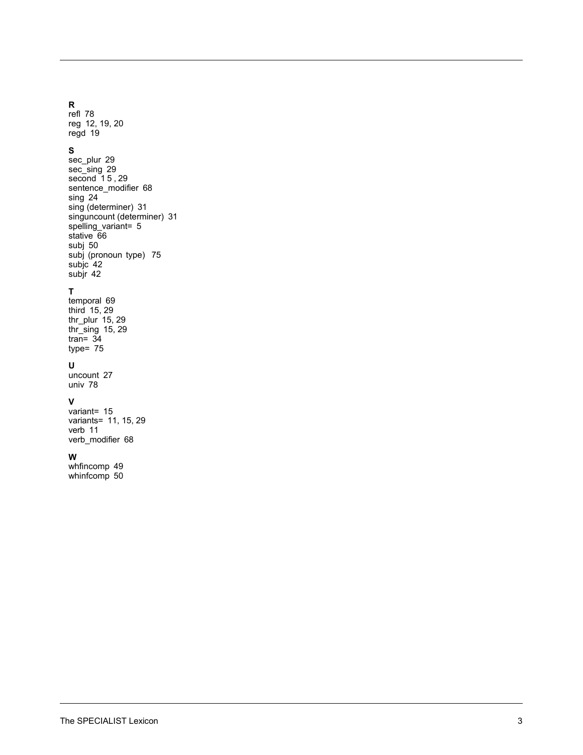**R**

refl 78
reg 12, 19, 20
regd 19

**S**

sec_plur 29
sec_sing 29
second 15, 29
sentence_modifier 68
sing 24
sing (determiner) 31
singuncount (determiner) 31
spelling_variant= 5
stative 66
subj 50
subj (pronoun type) 75
subjc 42
subjr 42

**T**

temporal 69
third 15, 29
thr_plur 15, 29
thr_sing 15, 29
tran= 34
type= 75

**U**

uncount 27
univ 78

**V**

variant= 15
variants= 11, 15, 29
verb 11
verb_modifier 68

**W**

whfincomp 49
whinfcomp 50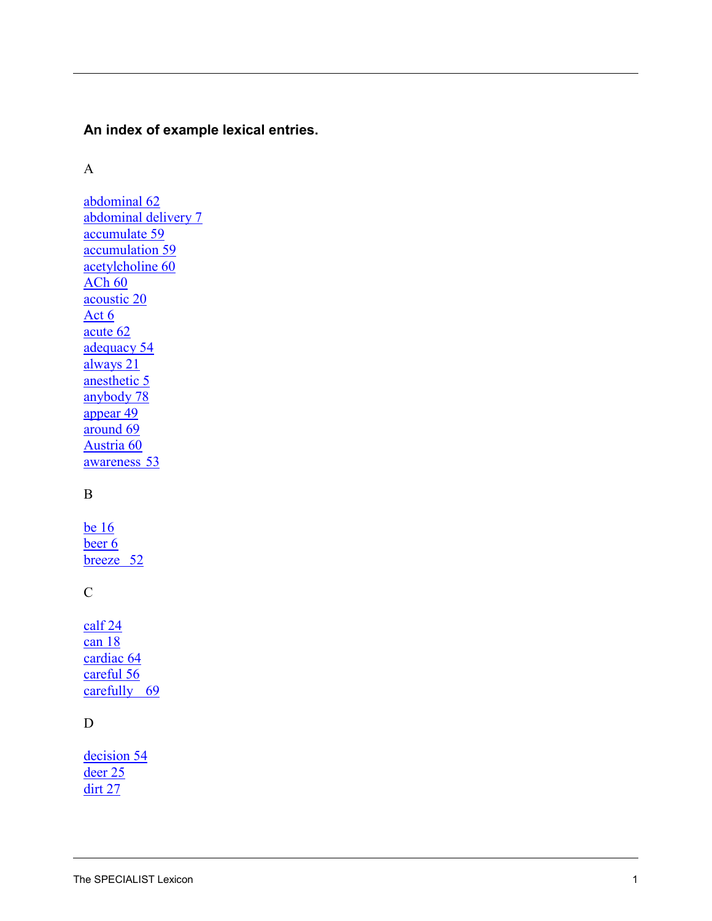## An index of example lexical entries.

A

abdominal 62
abdominal delivery 7
accumulate 59
accumulation 59
acetylcholine 60
ACh 60
acoustic 20
Act 6
acute 62
adequacy 54
always 21
anesthetic 5
anybody 78
appear 49
around 69
Austria 60
awareness 53

B

be 16
beer 6
breeze 52

C

calf 24
can 18
cardiac 64
careful 56
carefully 69

D

decision 54
deer 25
dirt 27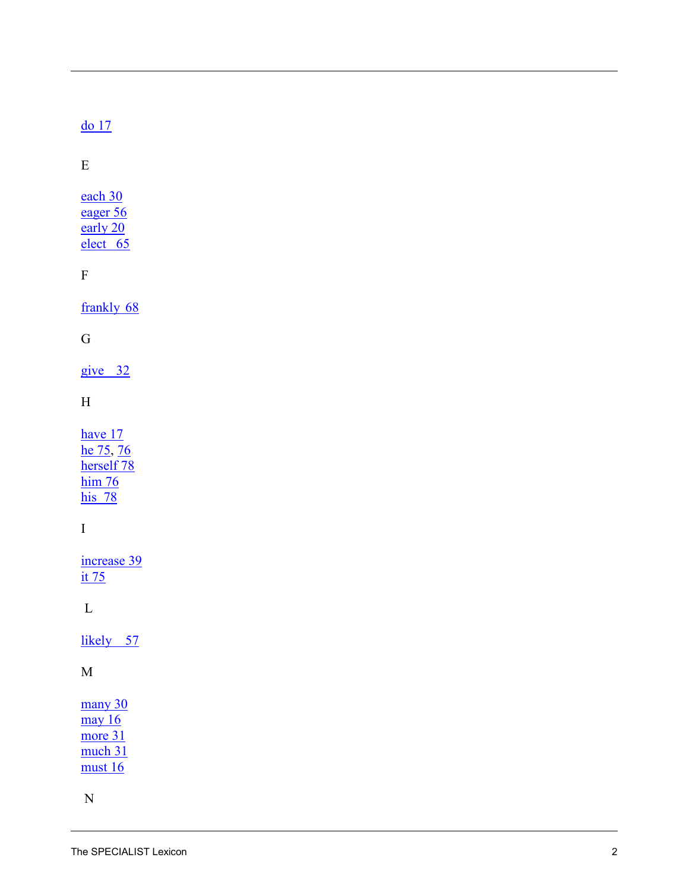do 17

E

each 30  
eager 56  
early 20  
elect 65

F

frankly 68

G

give 32

H

have 17  
he 75, 76  
herself 78  
him 76  
his 78

I

increase 39  
it 75

L

likely 57

M

many 30  
may 16  
more 31  
much 31  
must 16

N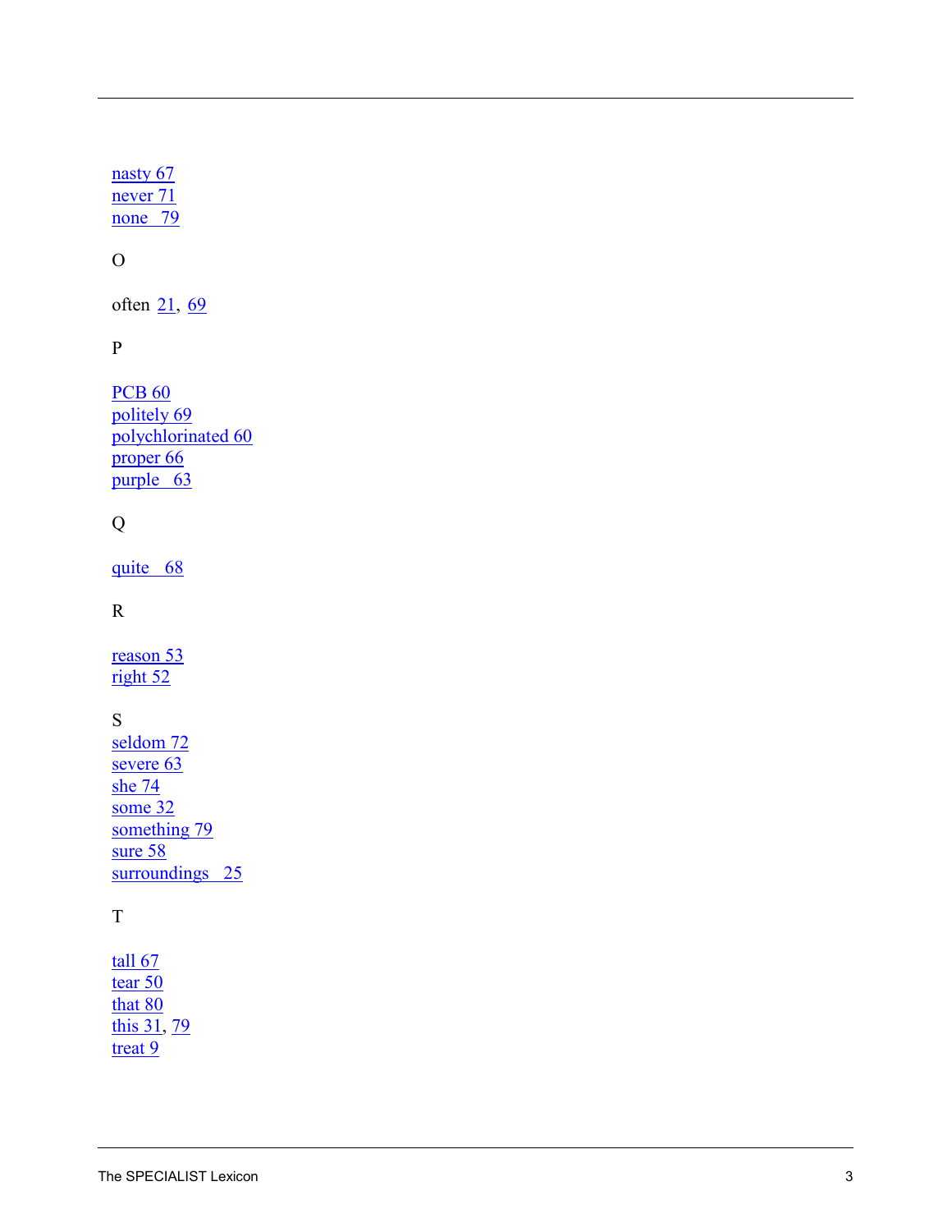nasty 67  
never 71  
none 79

O

often 21, 69

P

PCB 60  
politely 69  
polychlorinated 60  
proper 66  
purple 63

Q

quite 68

R

reason 53  
right 52

S

seldom 72  
severe 63  
she 74  
some 32  
something 79  
sure 58  
surroundings 25

T

tall 67  
tear 50  
that 80  
this 31, 79  
treat 9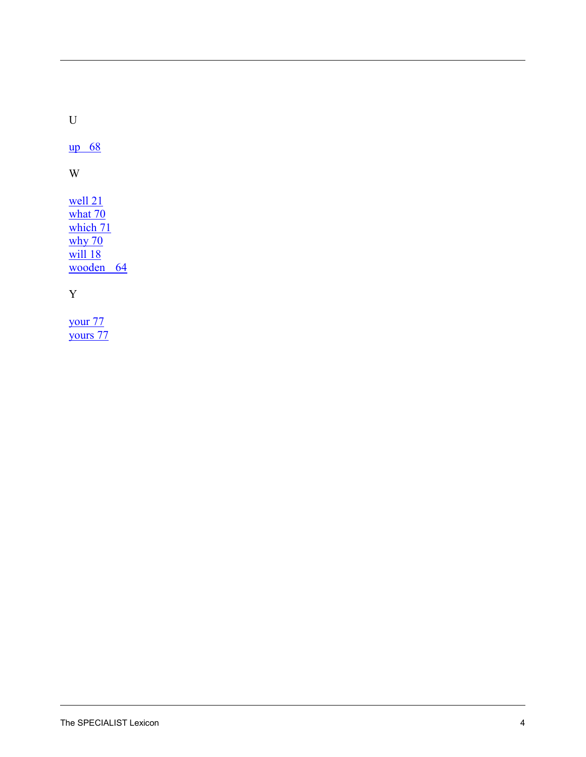U

up 68

W

well 21
what 70
which 71
why 70
will 18
wooden 64

Y

your 77
yours 77